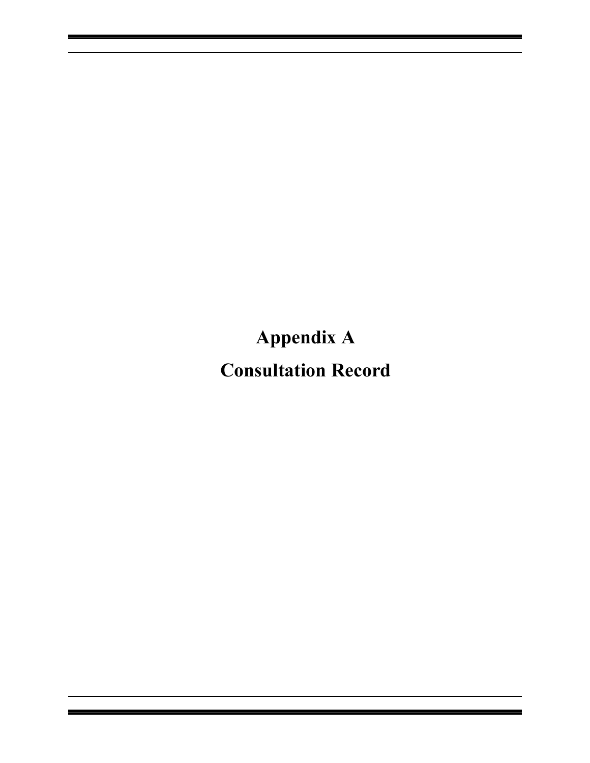# Appendix A

# Consultation Record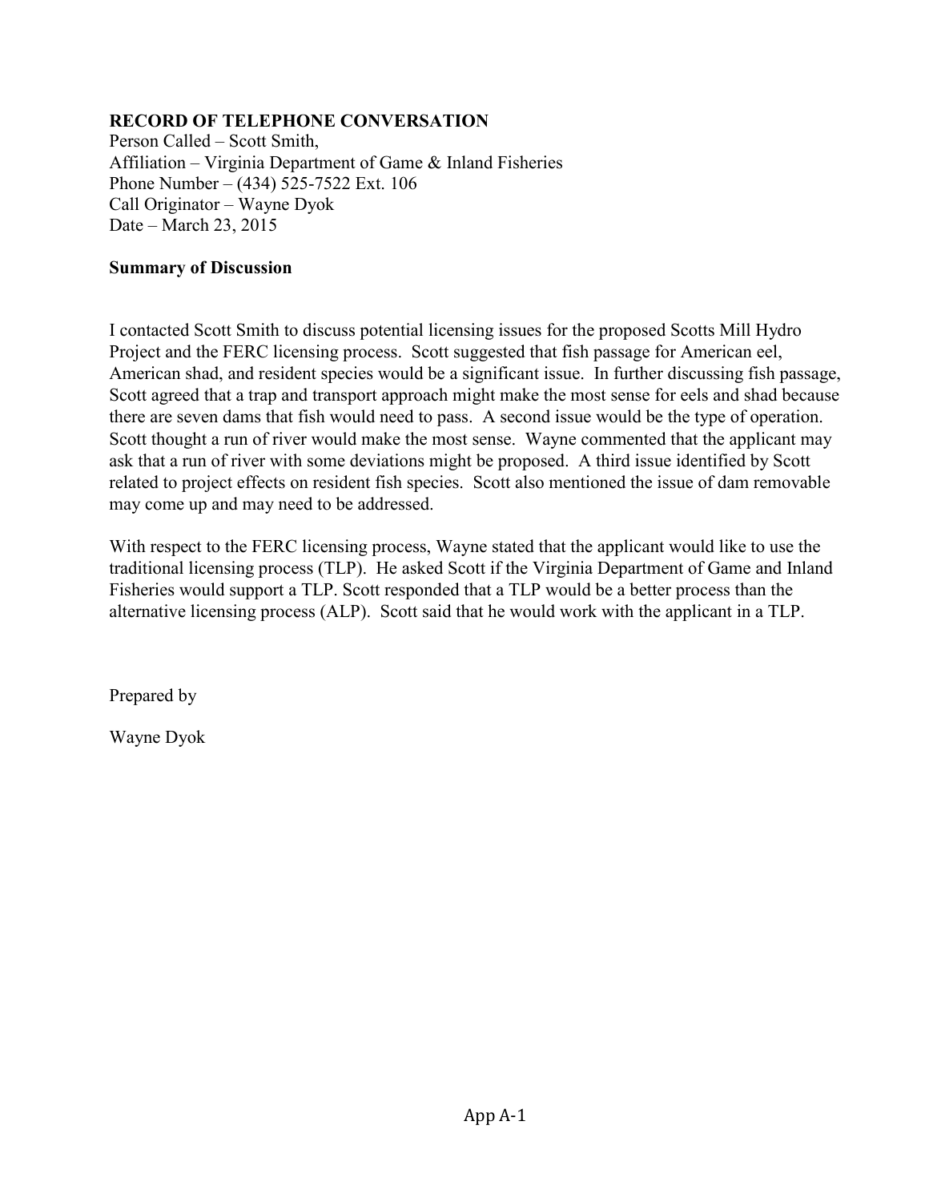**RECORD OF TELEPHONE CONVERSATION**

Person Called – Scott Smith,
Affiliation – Virginia Department of Game & Inland Fisheries
Phone Number – (434) 525-7522 Ext. 106
Call Originator – Wayne Dyok
Date – March 23, 2015

**Summary of Discussion**

I contacted Scott Smith to discuss potential licensing issues for the proposed Scotts Mill Hydro Project and the FERC licensing process. Scott suggested that fish passage for American eel, American shad, and resident species would be a significant issue. In further discussing fish passage, Scott agreed that a trap and transport approach might make the most sense for eels and shad because there are seven dams that fish would need to pass. A second issue would be the type of operation. Scott thought a run of river would make the most sense. Wayne commented that the applicant may ask that a run of river with some deviations might be proposed. A third issue identified by Scott related to project effects on resident fish species. Scott also mentioned the issue of dam removable may come up and may need to be addressed.

With respect to the FERC licensing process, Wayne stated that the applicant would like to use the traditional licensing process (TLP). He asked Scott if the Virginia Department of Game and Inland Fisheries would support a TLP. Scott responded that a TLP would be a better process than the alternative licensing process (ALP). Scott said that he would work with the applicant in a TLP.

Prepared by

Wayne Dyok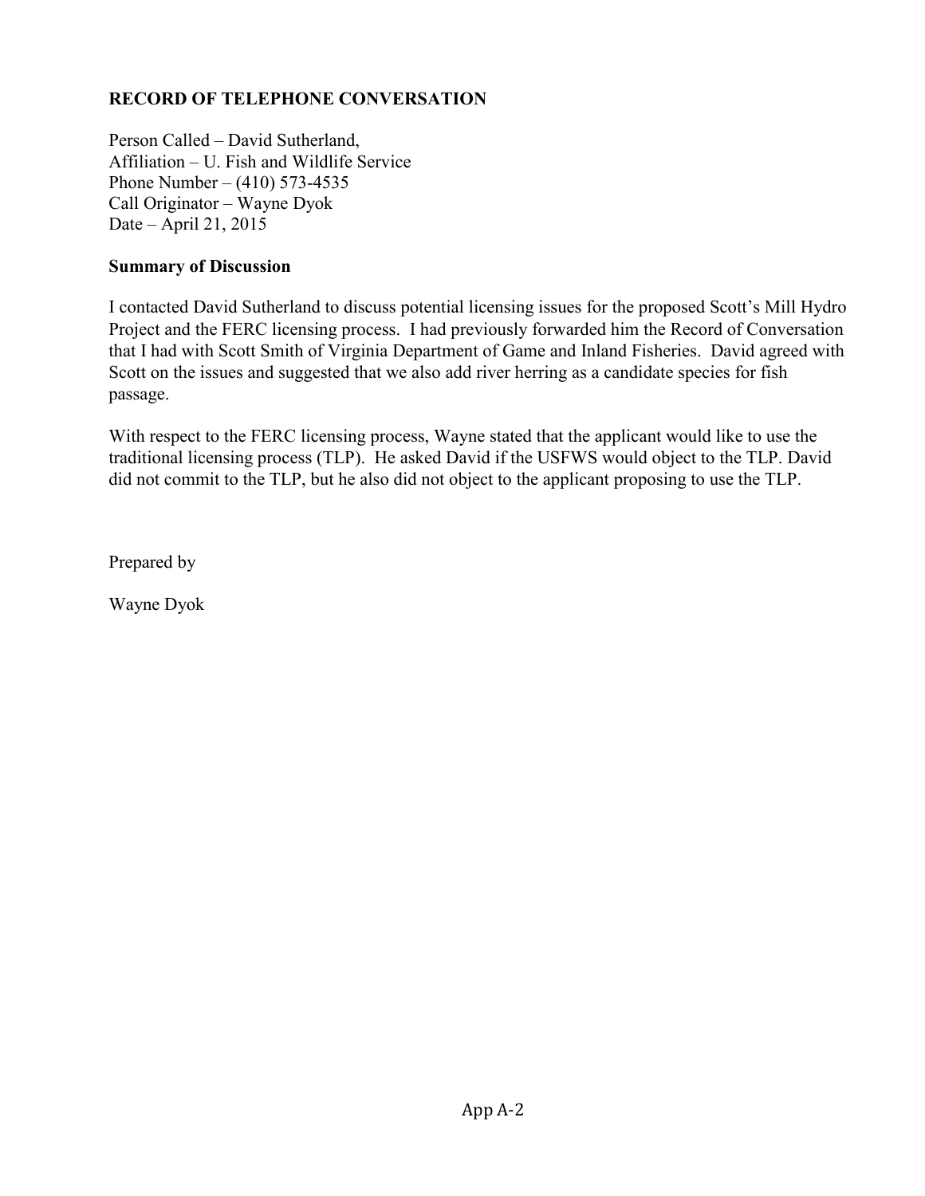**RECORD OF TELEPHONE CONVERSATION**

Person Called – David Sutherland,
Affiliation – U. Fish and Wildlife Service
Phone Number – (410) 573-4535
Call Originator – Wayne Dyok
Date – April 21, 2015

**Summary of Discussion**

I contacted David Sutherland to discuss potential licensing issues for the proposed Scott's Mill Hydro Project and the FERC licensing process. I had previously forwarded him the Record of Conversation that I had with Scott Smith of Virginia Department of Game and Inland Fisheries. David agreed with Scott on the issues and suggested that we also add river herring as a candidate species for fish passage.

With respect to the FERC licensing process, Wayne stated that the applicant would like to use the traditional licensing process (TLP). He asked David if the USFWS would object to the TLP. David did not commit to the TLP, but he also did not object to the applicant proposing to use the TLP.

Prepared by

Wayne Dyok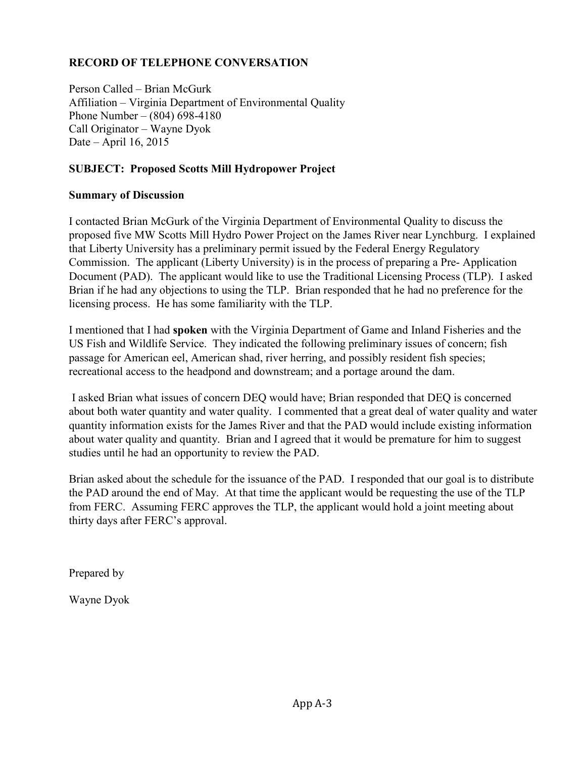**RECORD OF TELEPHONE CONVERSATION**

Person Called – Brian McGurk  
Affiliation – Virginia Department of Environmental Quality  
Phone Number – (804) 698-4180  
Call Originator – Wayne Dyok  
Date – April 16, 2015

**SUBJECT: Proposed Scotts Mill Hydropower Project**

**Summary of Discussion**

I contacted Brian McGurk of the Virginia Department of Environmental Quality to discuss the proposed five MW Scotts Mill Hydro Power Project on the James River near Lynchburg. I explained that Liberty University has a preliminary permit issued by the Federal Energy Regulatory Commission. The applicant (Liberty University) is in the process of preparing a Pre- Application Document (PAD). The applicant would like to use the Traditional Licensing Process (TLP). I asked Brian if he had any objections to using the TLP. Brian responded that he had no preference for the licensing process. He has some familiarity with the TLP.

I mentioned that I had **spoken** with the Virginia Department of Game and Inland Fisheries and the US Fish and Wildlife Service. They indicated the following preliminary issues of concern; fish passage for American eel, American shad, river herring, and possibly resident fish species; recreational access to the headpond and downstream; and a portage around the dam.

I asked Brian what issues of concern DEQ would have; Brian responded that DEQ is concerned about both water quantity and water quality. I commented that a great deal of water quality and water quantity information exists for the James River and that the PAD would include existing information about water quality and quantity. Brian and I agreed that it would be premature for him to suggest studies until he had an opportunity to review the PAD.

Brian asked about the schedule for the issuance of the PAD. I responded that our goal is to distribute the PAD around the end of May. At that time the applicant would be requesting the use of the TLP from FERC. Assuming FERC approves the TLP, the applicant would hold a joint meeting about thirty days after FERC's approval.

Prepared by

Wayne Dyok

App A-3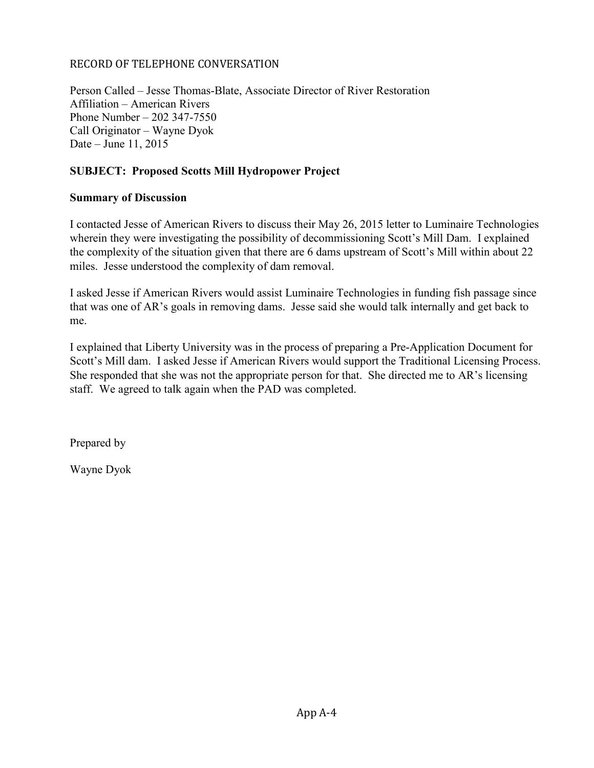RECORD OF TELEPHONE CONVERSATION

Person Called – Jesse Thomas-Blate, Associate Director of River Restoration
Affiliation – American Rivers
Phone Number – 202 347-7550
Call Originator – Wayne Dyok
Date – June 11, 2015

**SUBJECT: Proposed Scotts Mill Hydropower Project**

**Summary of Discussion**

I contacted Jesse of American Rivers to discuss their May 26, 2015 letter to Luminaire Technologies wherein they were investigating the possibility of decommissioning Scott's Mill Dam. I explained the complexity of the situation given that there are 6 dams upstream of Scott's Mill within about 22 miles. Jesse understood the complexity of dam removal.

I asked Jesse if American Rivers would assist Luminaire Technologies in funding fish passage since that was one of AR's goals in removing dams. Jesse said she would talk internally and get back to me.

I explained that Liberty University was in the process of preparing a Pre-Application Document for Scott's Mill dam. I asked Jesse if American Rivers would support the Traditional Licensing Process. She responded that she was not the appropriate person for that. She directed me to AR's licensing staff. We agreed to talk again when the PAD was completed.

Prepared by

Wayne Dyok

App A-4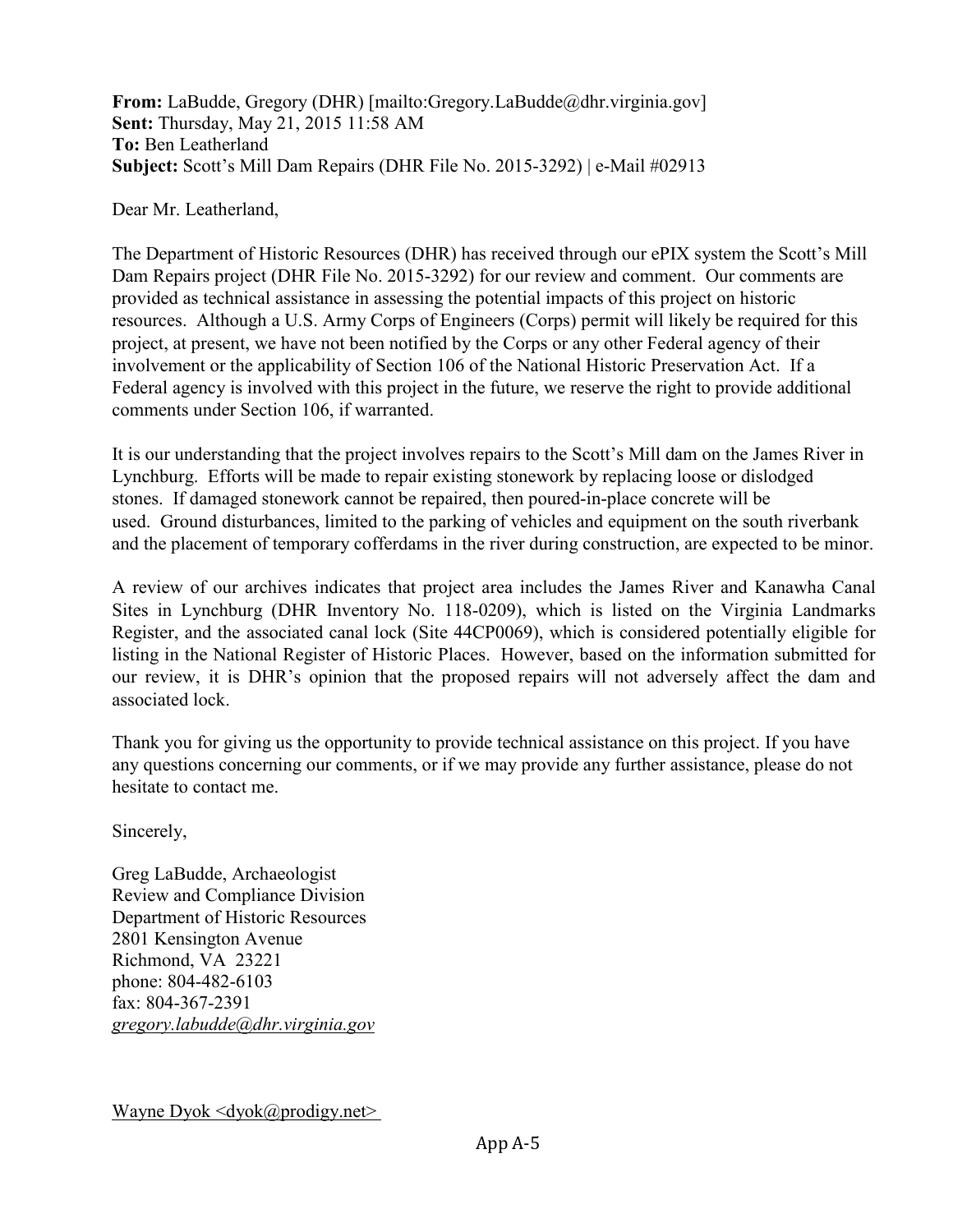**From:** LaBudde, Gregory (DHR) [mailto:Gregory.LaBudde@dhr.virginia.gov]
**Sent:** Thursday, May 21, 2015 11:58 AM
**To:** Ben Leatherland
**Subject:** Scott's Mill Dam Repairs (DHR File No. 2015-3292) | e-Mail #02913

Dear Mr. Leatherland,

The Department of Historic Resources (DHR) has received through our ePIX system the Scott's Mill Dam Repairs project (DHR File No. 2015-3292) for our review and comment. Our comments are provided as technical assistance in assessing the potential impacts of this project on historic resources. Although a U.S. Army Corps of Engineers (Corps) permit will likely be required for this project, at present, we have not been notified by the Corps or any other Federal agency of their involvement or the applicability of Section 106 of the National Historic Preservation Act. If a Federal agency is involved with this project in the future, we reserve the right to provide additional comments under Section 106, if warranted.

It is our understanding that the project involves repairs to the Scott's Mill dam on the James River in Lynchburg. Efforts will be made to repair existing stonework by replacing loose or dislodged stones. If damaged stonework cannot be repaired, then poured-in-place concrete will be used. Ground disturbances, limited to the parking of vehicles and equipment on the south riverbank and the placement of temporary cofferdams in the river during construction, are expected to be minor.

A review of our archives indicates that project area includes the James River and Kanawha Canal Sites in Lynchburg (DHR Inventory No. 118-0209), which is listed on the Virginia Landmarks Register, and the associated canal lock (Site 44CP0069), which is considered potentially eligible for listing in the National Register of Historic Places. However, based on the information submitted for our review, it is DHR's opinion that the proposed repairs will not adversely affect the dam and associated lock.

Thank you for giving us the opportunity to provide technical assistance on this project. If you have any questions concerning our comments, or if we may provide any further assistance, please do not hesitate to contact me.

Sincerely,

Greg LaBudde, Archaeologist
Review and Compliance Division
Department of Historic Resources
2801 Kensington Avenue
Richmond, VA 23221
phone: 804-482-6103
fax: 804-367-2391
*gregory.labudde@dhr.virginia.gov*

Wayne Dyok <dyok@prodigy.net>

App A-5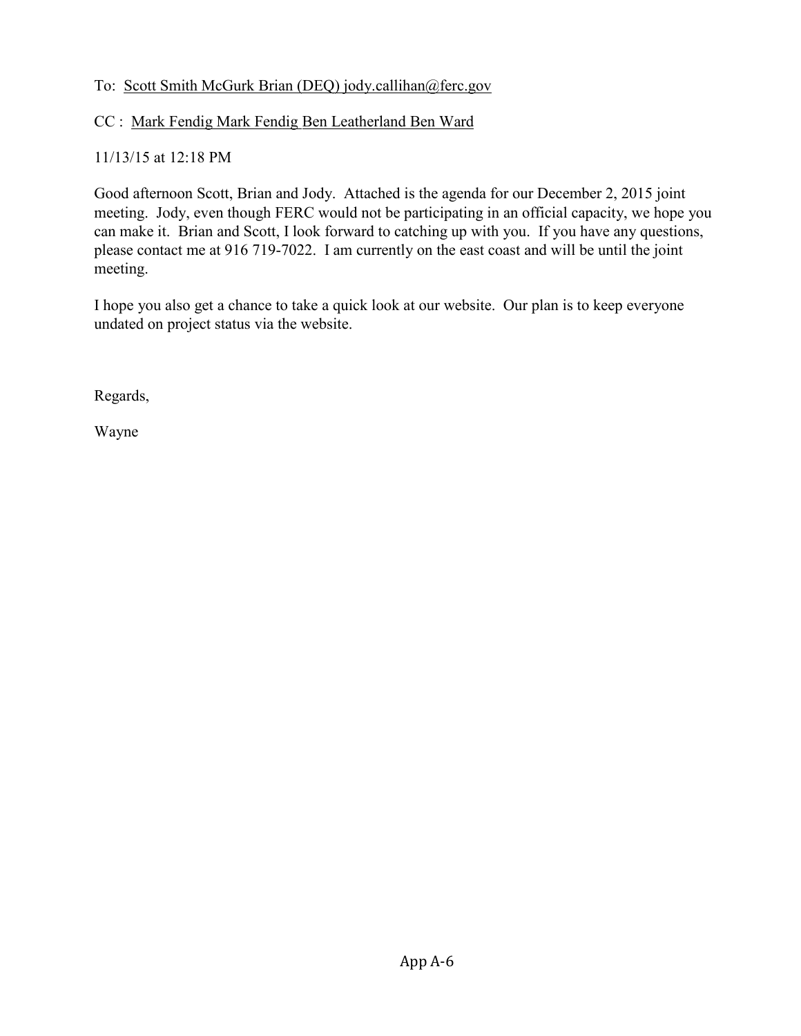To: Scott Smith McGurk Brian (DEQ) jody.callihan@ferc.gov

CC : Mark Fendig Mark Fendig Ben Leatherland Ben Ward

11/13/15 at 12:18 PM

Good afternoon Scott, Brian and Jody. Attached is the agenda for our December 2, 2015 joint meeting. Jody, even though FERC would not be participating in an official capacity, we hope you can make it. Brian and Scott, I look forward to catching up with you. If you have any questions, please contact me at 916 719-7022. I am currently on the east coast and will be until the joint meeting.

I hope you also get a chance to take a quick look at our website. Our plan is to keep everyone undated on project status via the website.

Regards,

Wayne

App A-6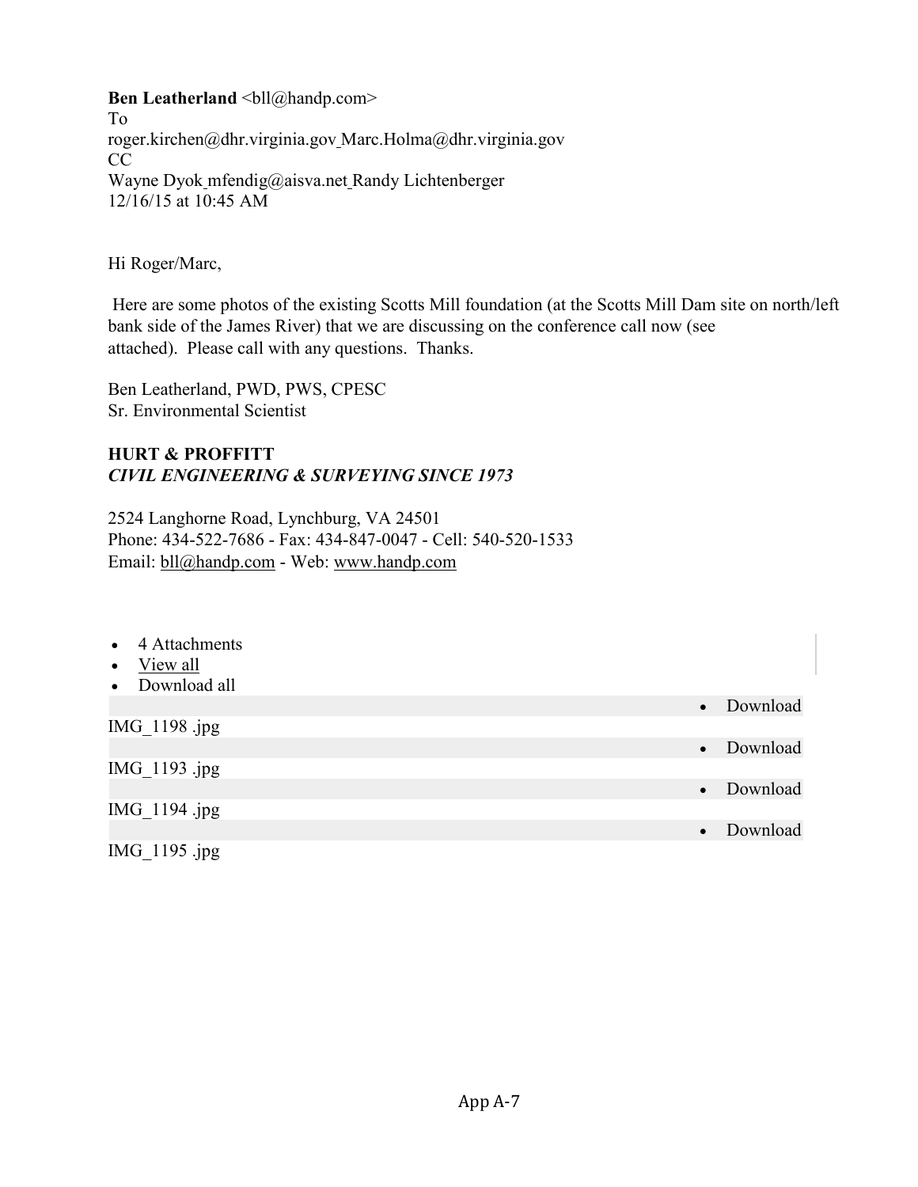**Ben Leatherland** <bll@handp.com>
To
roger.kirchen@dhr.virginia.gov Marc.Holma@dhr.virginia.gov
CC
Wayne Dyok mfendig@aisva.net Randy Lichtenberger
12/16/15 at 10:45 AM

Hi Roger/Marc,

Here are some photos of the existing Scotts Mill foundation (at the Scotts Mill Dam site on north/left bank side of the James River) that we are discussing on the conference call now (see attached). Please call with any questions. Thanks.

Ben Leatherland, PWD, PWS, CPESC
Sr. Environmental Scientist

**HURT & PROFFITT**
***CIVIL ENGINEERING & SURVEYING SINCE 1973***

2524 Langhorne Road, Lynchburg, VA 24501
Phone: 434-522-7686 - Fax: 434-847-0047 - Cell: 540-520-1533
Email: bll@handp.com - Web: www.handp.com

- 4 Attachments
- View all
- Download all

IMG_1198 .jpg
- Download

IMG_1193 .jpg
- Download

IMG_1194 .jpg
- Download

IMG_1195 .jpg
- Download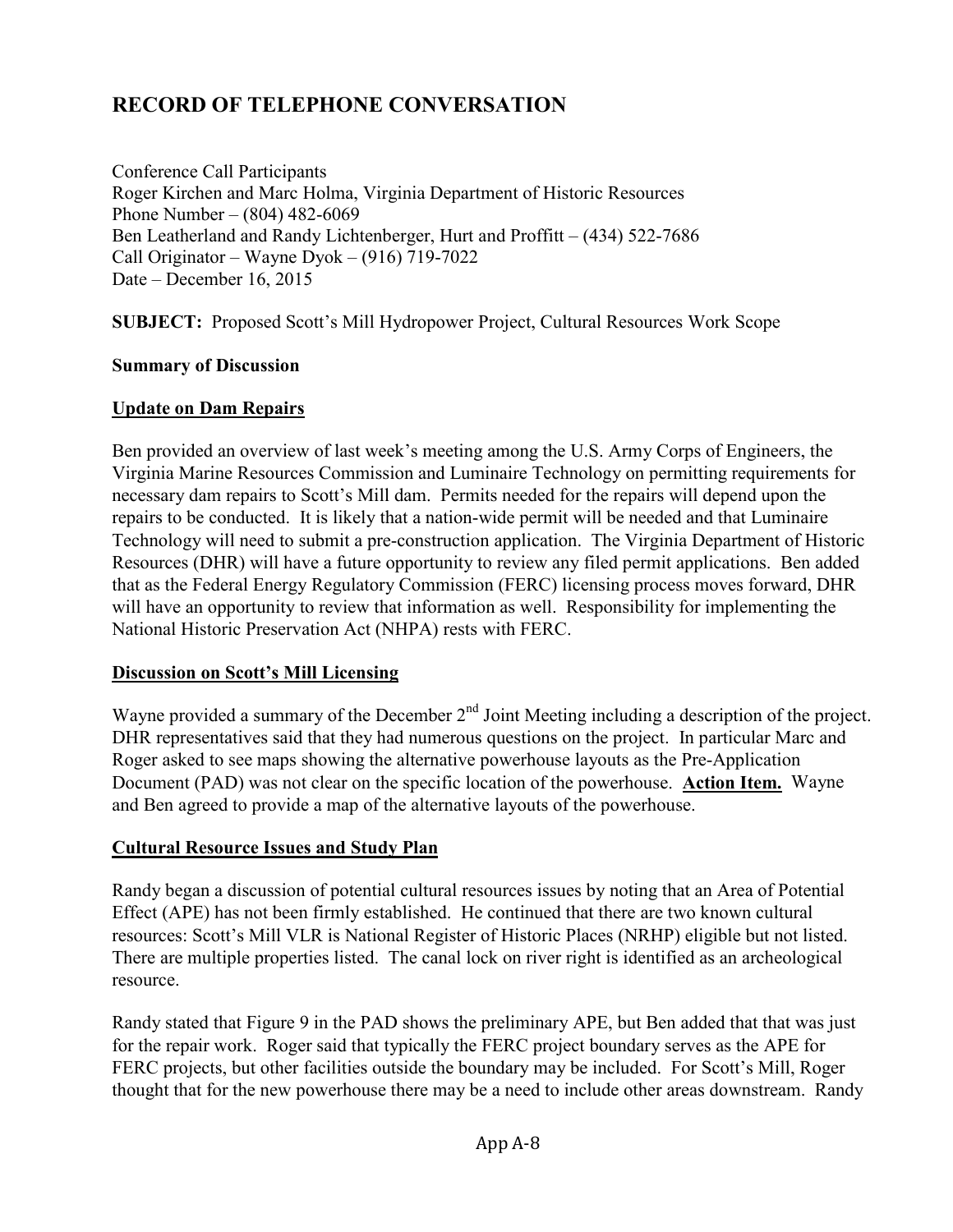# RECORD OF TELEPHONE CONVERSATION

Conference Call Participants
Roger Kirchen and Marc Holma, Virginia Department of Historic Resources
Phone Number – (804) 482-6069
Ben Leatherland and Randy Lichtenberger, Hurt and Proffitt – (434) 522-7686
Call Originator – Wayne Dyok – (916) 719-7022
Date – December 16, 2015

**SUBJECT:** Proposed Scott's Mill Hydropower Project, Cultural Resources Work Scope

**Summary of Discussion**

**Update on Dam Repairs**

Ben provided an overview of last week's meeting among the U.S. Army Corps of Engineers, the Virginia Marine Resources Commission and Luminaire Technology on permitting requirements for necessary dam repairs to Scott's Mill dam. Permits needed for the repairs will depend upon the repairs to be conducted. It is likely that a nation-wide permit will be needed and that Luminaire Technology will need to submit a pre-construction application. The Virginia Department of Historic Resources (DHR) will have a future opportunity to review any filed permit applications. Ben added that as the Federal Energy Regulatory Commission (FERC) licensing process moves forward, DHR will have an opportunity to review that information as well. Responsibility for implementing the National Historic Preservation Act (NHPA) rests with FERC.

**Discussion on Scott's Mill Licensing**

Wayne provided a summary of the December 2nd Joint Meeting including a description of the project. DHR representatives said that they had numerous questions on the project. In particular Marc and Roger asked to see maps showing the alternative powerhouse layouts as the Pre-Application Document (PAD) was not clear on the specific location of the powerhouse. **Action Item.** Wayne and Ben agreed to provide a map of the alternative layouts of the powerhouse.

**Cultural Resource Issues and Study Plan**

Randy began a discussion of potential cultural resources issues by noting that an Area of Potential Effect (APE) has not been firmly established. He continued that there are two known cultural resources: Scott's Mill VLR is National Register of Historic Places (NRHP) eligible but not listed. There are multiple properties listed. The canal lock on river right is identified as an archeological resource.

Randy stated that Figure 9 in the PAD shows the preliminary APE, but Ben added that that was just for the repair work. Roger said that typically the FERC project boundary serves as the APE for FERC projects, but other facilities outside the boundary may be included. For Scott's Mill, Roger thought that for the new powerhouse there may be a need to include other areas downstream. Randy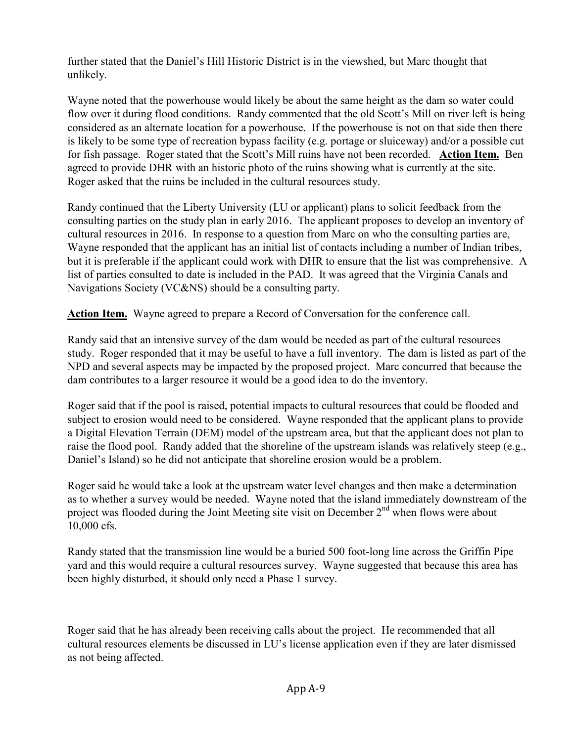further stated that the Daniel's Hill Historic District is in the viewshed, but Marc thought that unlikely.

Wayne noted that the powerhouse would likely be about the same height as the dam so water could flow over it during flood conditions. Randy commented that the old Scott's Mill on river left is being considered as an alternate location for a powerhouse. If the powerhouse is not on that side then there is likely to be some type of recreation bypass facility (e.g. portage or sluiceway) and/or a possible cut for fish passage. Roger stated that the Scott's Mill ruins have not been recorded. **Action Item.** Ben agreed to provide DHR with an historic photo of the ruins showing what is currently at the site. Roger asked that the ruins be included in the cultural resources study.

Randy continued that the Liberty University (LU or applicant) plans to solicit feedback from the consulting parties on the study plan in early 2016. The applicant proposes to develop an inventory of cultural resources in 2016. In response to a question from Marc on who the consulting parties are, Wayne responded that the applicant has an initial list of contacts including a number of Indian tribes, but it is preferable if the applicant could work with DHR to ensure that the list was comprehensive. A list of parties consulted to date is included in the PAD. It was agreed that the Virginia Canals and Navigations Society (VC&NS) should be a consulting party.

**Action Item.** Wayne agreed to prepare a Record of Conversation for the conference call.

Randy said that an intensive survey of the dam would be needed as part of the cultural resources study. Roger responded that it may be useful to have a full inventory. The dam is listed as part of the NPD and several aspects may be impacted by the proposed project. Marc concurred that because the dam contributes to a larger resource it would be a good idea to do the inventory.

Roger said that if the pool is raised, potential impacts to cultural resources that could be flooded and subject to erosion would need to be considered. Wayne responded that the applicant plans to provide a Digital Elevation Terrain (DEM) model of the upstream area, but that the applicant does not plan to raise the flood pool. Randy added that the shoreline of the upstream islands was relatively steep (e.g., Daniel's Island) so he did not anticipate that shoreline erosion would be a problem.

Roger said he would take a look at the upstream water level changes and then make a determination as to whether a survey would be needed. Wayne noted that the island immediately downstream of the project was flooded during the Joint Meeting site visit on December 2nd when flows were about 10,000 cfs.

Randy stated that the transmission line would be a buried 500 foot-long line across the Griffin Pipe yard and this would require a cultural resources survey. Wayne suggested that because this area has been highly disturbed, it should only need a Phase 1 survey.

Roger said that he has already been receiving calls about the project. He recommended that all cultural resources elements be discussed in LU's license application even if they are later dismissed as not being affected.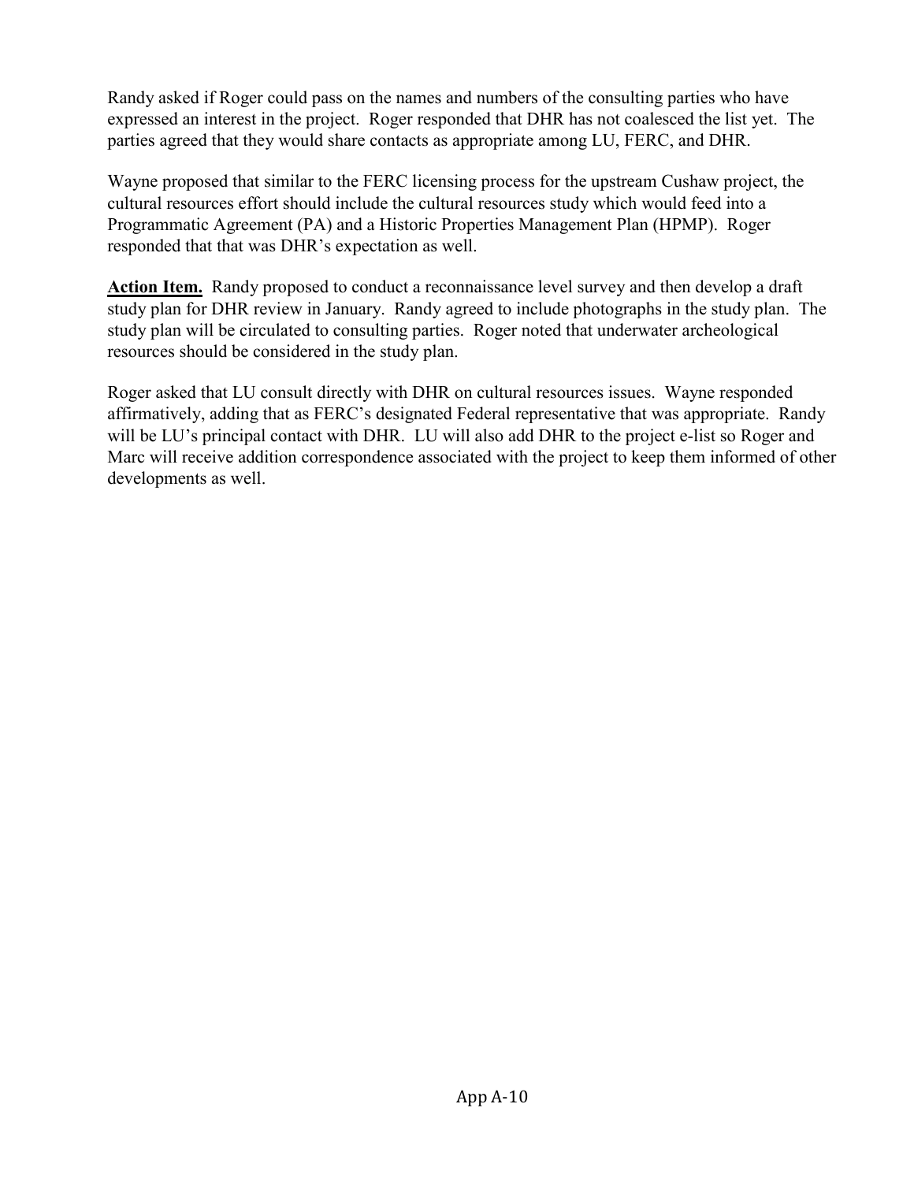Randy asked if Roger could pass on the names and numbers of the consulting parties who have expressed an interest in the project. Roger responded that DHR has not coalesced the list yet. The parties agreed that they would share contacts as appropriate among LU, FERC, and DHR.

Wayne proposed that similar to the FERC licensing process for the upstream Cushaw project, the cultural resources effort should include the cultural resources study which would feed into a Programmatic Agreement (PA) and a Historic Properties Management Plan (HPMP). Roger responded that that was DHR's expectation as well.

**Action Item.** Randy proposed to conduct a reconnaissance level survey and then develop a draft study plan for DHR review in January. Randy agreed to include photographs in the study plan. The study plan will be circulated to consulting parties. Roger noted that underwater archeological resources should be considered in the study plan.

Roger asked that LU consult directly with DHR on cultural resources issues. Wayne responded affirmatively, adding that as FERC's designated Federal representative that was appropriate. Randy will be LU's principal contact with DHR. LU will also add DHR to the project e-list so Roger and Marc will receive addition correspondence associated with the project to keep them informed of other developments as well.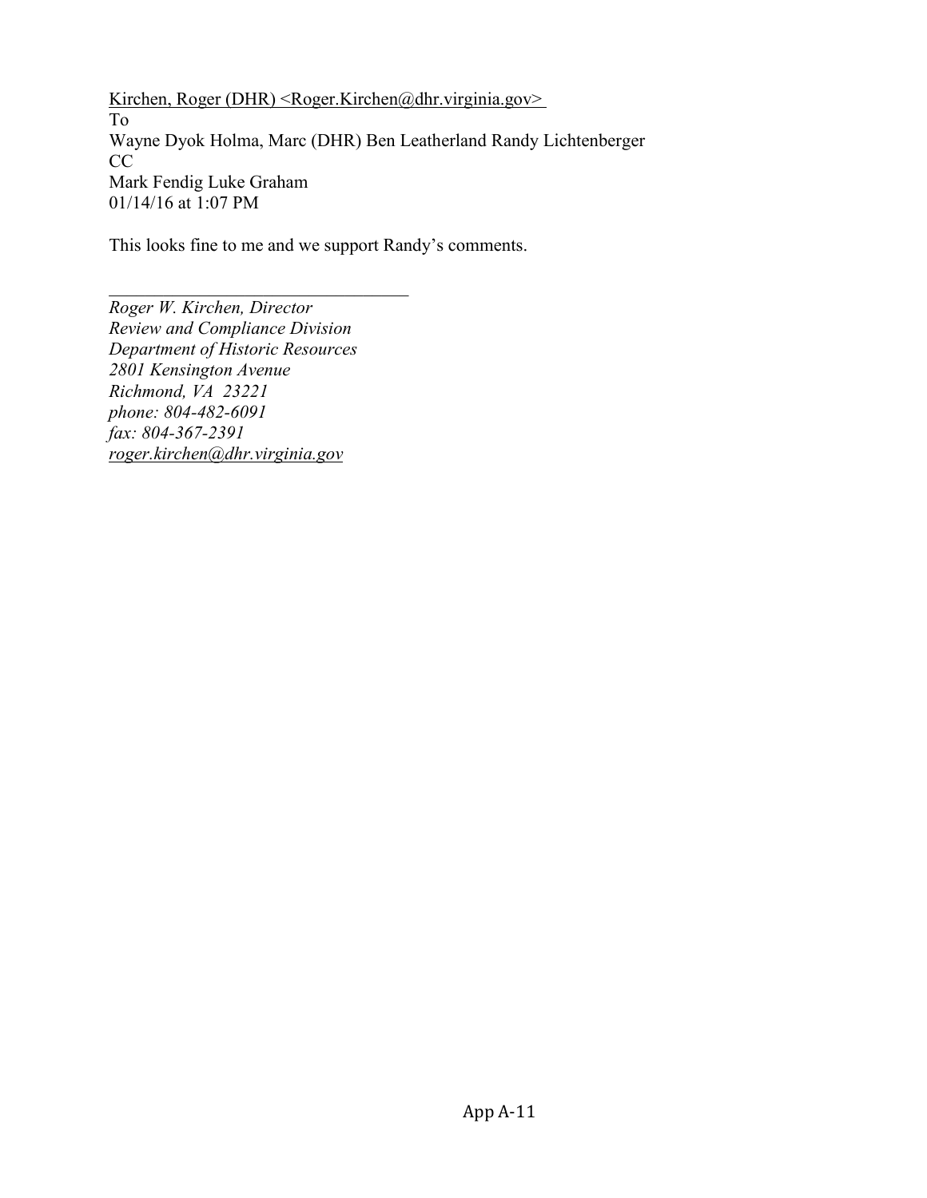Kirchen, Roger (DHR) <Roger.Kirchen@dhr.virginia.gov>

To

Wayne Dyok Holma, Marc (DHR) Ben Leatherland Randy Lichtenberger

CC

Mark Fendig Luke Graham

01/14/16 at 1:07 PM

This looks fine to me and we support Randy's comments.

---

*Roger W. Kirchen, Director*
*Review and Compliance Division*
*Department of Historic Resources*
*2801 Kensington Avenue*
*Richmond, VA 23221*
*phone: 804-482-6091*
*fax: 804-367-2391*
*roger.kirchen@dhr.virginia.gov*

App A-11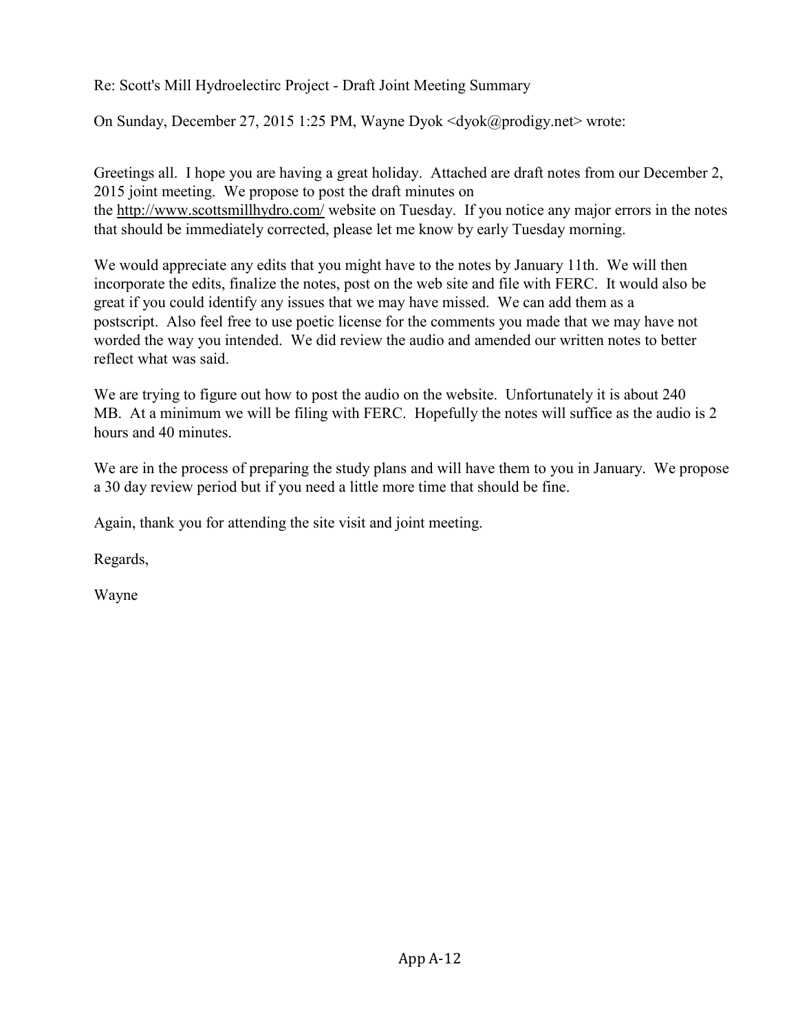Re: Scott's Mill Hydroelectirc Project - Draft Joint Meeting Summary

On Sunday, December 27, 2015 1:25 PM, Wayne Dyok <dyok@prodigy.net> wrote:

Greetings all. I hope you are having a great holiday. Attached are draft notes from our December 2, 2015 joint meeting. We propose to post the draft minutes on the http://www.scottsmillhydro.com/ website on Tuesday. If you notice any major errors in the notes that should be immediately corrected, please let me know by early Tuesday morning.

We would appreciate any edits that you might have to the notes by January 11th. We will then incorporate the edits, finalize the notes, post on the web site and file with FERC. It would also be great if you could identify any issues that we may have missed. We can add them as a postscript. Also feel free to use poetic license for the comments you made that we may have not worded the way you intended. We did review the audio and amended our written notes to better reflect what was said.

We are trying to figure out how to post the audio on the website. Unfortunately it is about 240 MB. At a minimum we will be filing with FERC. Hopefully the notes will suffice as the audio is 2 hours and 40 minutes.

We are in the process of preparing the study plans and will have them to you in January. We propose a 30 day review period but if you need a little more time that should be fine.

Again, thank you for attending the site visit and joint meeting.

Regards,

Wayne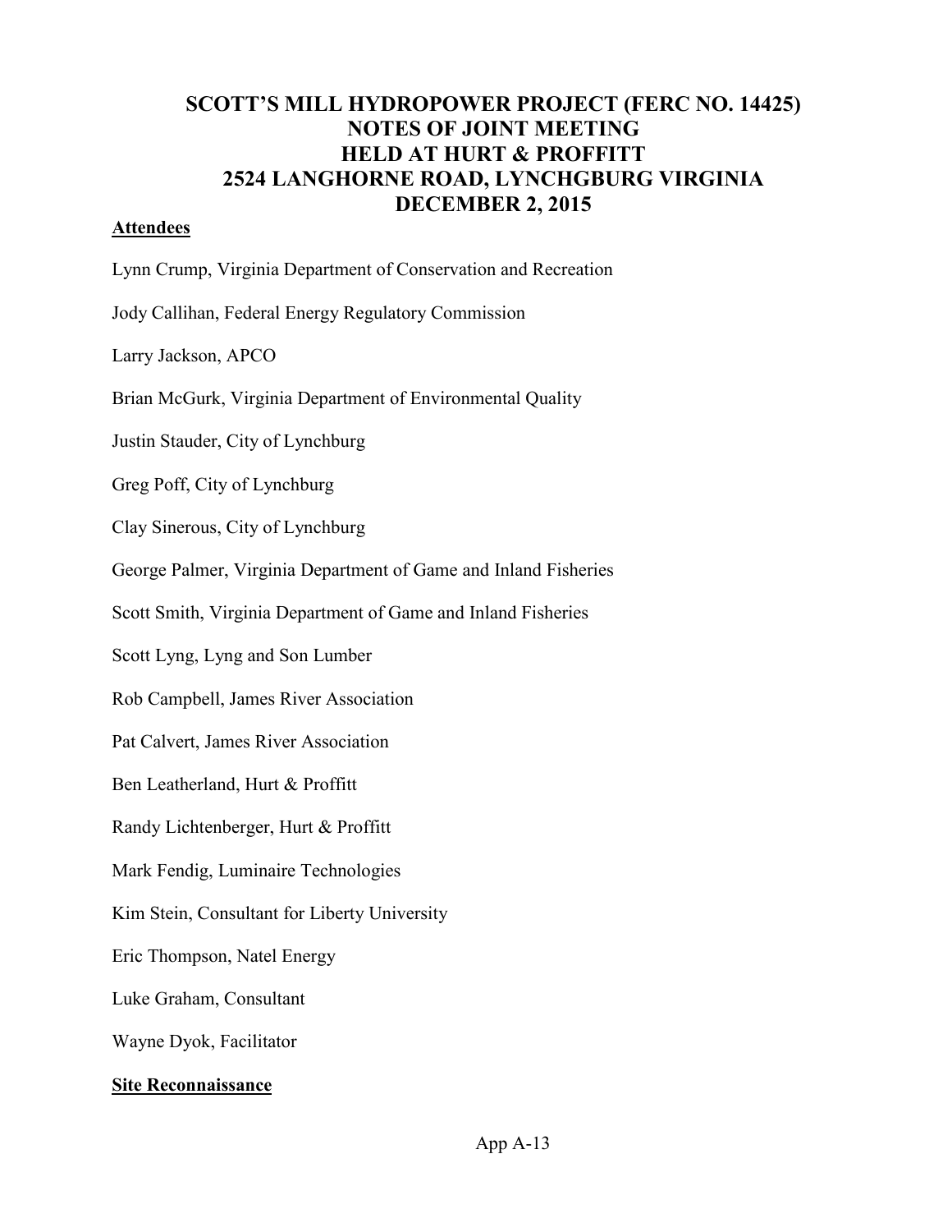# SCOTT'S MILL HYDROPOWER PROJECT (FERC NO. 14425)
# NOTES OF JOINT MEETING
# HELD AT HURT & PROFFITT
# 2524 LANGHORNE ROAD, LYNCHGBURG VIRGINIA
# DECEMBER 2, 2015

**Attendees**

Lynn Crump, Virginia Department of Conservation and Recreation

Jody Callihan, Federal Energy Regulatory Commission

Larry Jackson, APCO

Brian McGurk, Virginia Department of Environmental Quality

Justin Stauder, City of Lynchburg

Greg Poff, City of Lynchburg

Clay Sinerous, City of Lynchburg

George Palmer, Virginia Department of Game and Inland Fisheries

Scott Smith, Virginia Department of Game and Inland Fisheries

Scott Lyng, Lyng and Son Lumber

Rob Campbell, James River Association

Pat Calvert, James River Association

Ben Leatherland, Hurt & Proffitt

Randy Lichtenberger, Hurt & Proffitt

Mark Fendig, Luminaire Technologies

Kim Stein, Consultant for Liberty University

Eric Thompson, Natel Energy

Luke Graham, Consultant

Wayne Dyok, Facilitator

**Site Reconnaissance**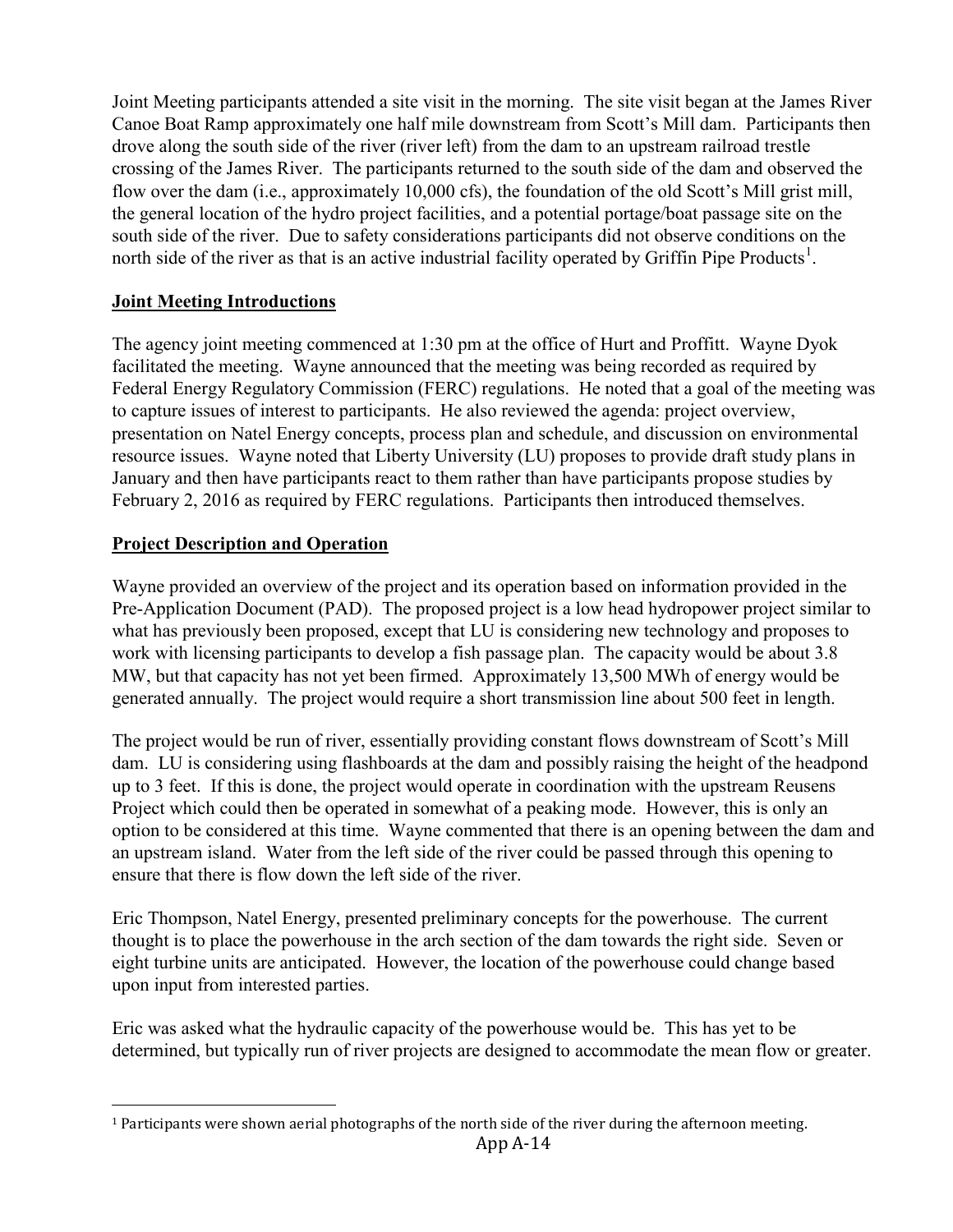Joint Meeting participants attended a site visit in the morning. The site visit began at the James River Canoe Boat Ramp approximately one half mile downstream from Scott's Mill dam. Participants then drove along the south side of the river (river left) from the dam to an upstream railroad trestle crossing of the James River. The participants returned to the south side of the dam and observed the flow over the dam (i.e., approximately 10,000 cfs), the foundation of the old Scott's Mill grist mill, the general location of the hydro project facilities, and a potential portage/boat passage site on the south side of the river. Due to safety considerations participants did not observe conditions on the north side of the river as that is an active industrial facility operated by Griffin Pipe Products[1].

## Joint Meeting Introductions

The agency joint meeting commenced at 1:30 pm at the office of Hurt and Proffitt. Wayne Dyok facilitated the meeting. Wayne announced that the meeting was being recorded as required by Federal Energy Regulatory Commission (FERC) regulations. He noted that a goal of the meeting was to capture issues of interest to participants. He also reviewed the agenda: project overview, presentation on Natel Energy concepts, process plan and schedule, and discussion on environmental resource issues. Wayne noted that Liberty University (LU) proposes to provide draft study plans in January and then have participants react to them rather than have participants propose studies by February 2, 2016 as required by FERC regulations. Participants then introduced themselves.

## Project Description and Operation

Wayne provided an overview of the project and its operation based on information provided in the Pre-Application Document (PAD). The proposed project is a low head hydropower project similar to what has previously been proposed, except that LU is considering new technology and proposes to work with licensing participants to develop a fish passage plan. The capacity would be about 3.8 MW, but that capacity has not yet been firmed. Approximately 13,500 MWh of energy would be generated annually. The project would require a short transmission line about 500 feet in length.

The project would be run of river, essentially providing constant flows downstream of Scott's Mill dam. LU is considering using flashboards at the dam and possibly raising the height of the headpond up to 3 feet. If this is done, the project would operate in coordination with the upstream Reusens Project which could then be operated in somewhat of a peaking mode. However, this is only an option to be considered at this time. Wayne commented that there is an opening between the dam and an upstream island. Water from the left side of the river could be passed through this opening to ensure that there is flow down the left side of the river.

Eric Thompson, Natel Energy, presented preliminary concepts for the powerhouse. The current thought is to place the powerhouse in the arch section of the dam towards the right side. Seven or eight turbine units are anticipated. However, the location of the powerhouse could change based upon input from interested parties.

Eric was asked what the hydraulic capacity of the powerhouse would be. This has yet to be determined, but typically run of river projects are designed to accommodate the mean flow or greater.

[1] Participants were shown aerial photographs of the north side of the river during the afternoon meeting.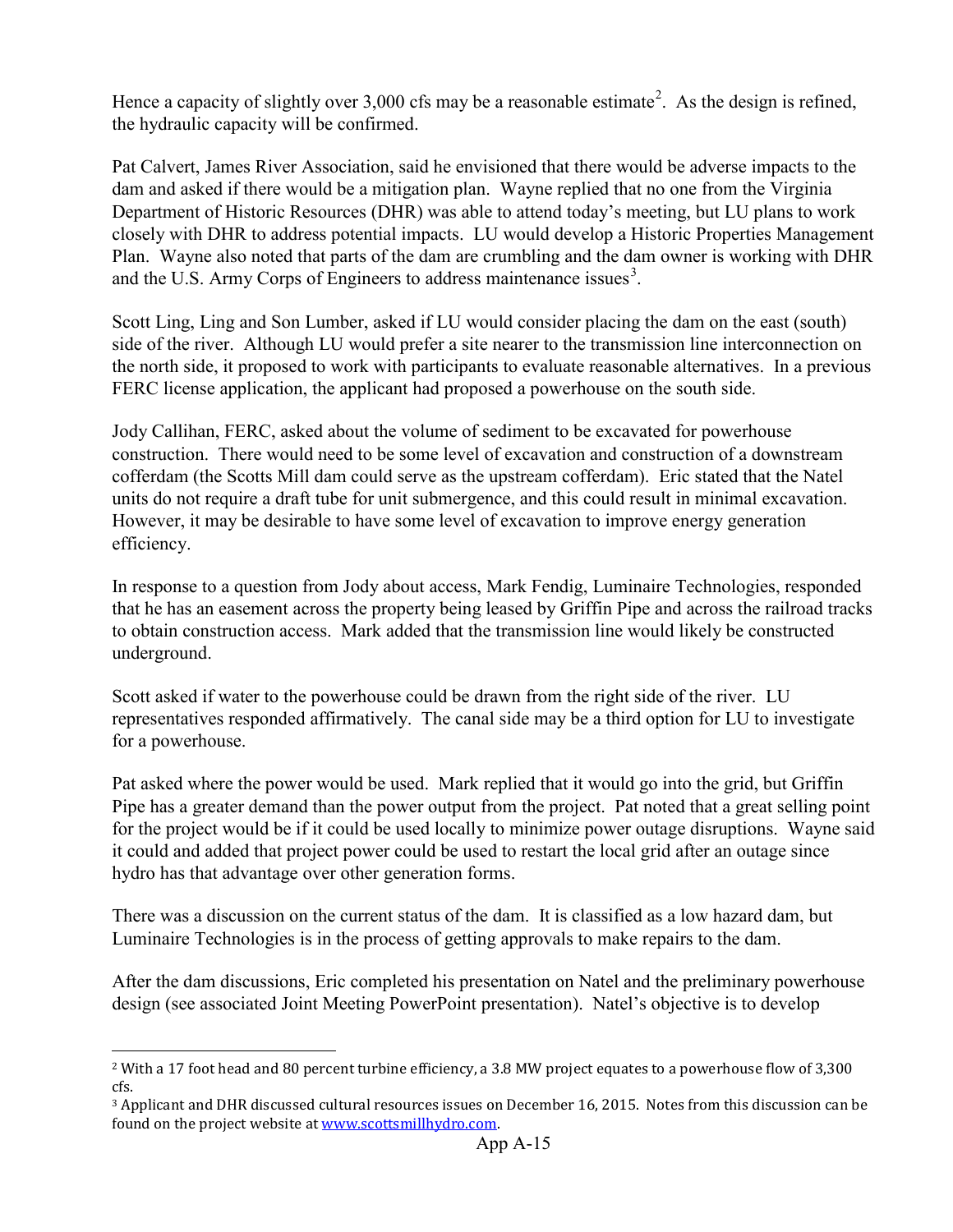Hence a capacity of slightly over 3,000 cfs may be a reasonable estimate[2]. As the design is refined, the hydraulic capacity will be confirmed.

Pat Calvert, James River Association, said he envisioned that there would be adverse impacts to the dam and asked if there would be a mitigation plan. Wayne replied that no one from the Virginia Department of Historic Resources (DHR) was able to attend today's meeting, but LU plans to work closely with DHR to address potential impacts. LU would develop a Historic Properties Management Plan. Wayne also noted that parts of the dam are crumbling and the dam owner is working with DHR and the U.S. Army Corps of Engineers to address maintenance issues[3].

Scott Ling, Ling and Son Lumber, asked if LU would consider placing the dam on the east (south) side of the river. Although LU would prefer a site nearer to the transmission line interconnection on the north side, it proposed to work with participants to evaluate reasonable alternatives. In a previous FERC license application, the applicant had proposed a powerhouse on the south side.

Jody Callihan, FERC, asked about the volume of sediment to be excavated for powerhouse construction. There would need to be some level of excavation and construction of a downstream cofferdam (the Scotts Mill dam could serve as the upstream cofferdam). Eric stated that the Natel units do not require a draft tube for unit submergence, and this could result in minimal excavation. However, it may be desirable to have some level of excavation to improve energy generation efficiency.

In response to a question from Jody about access, Mark Fendig, Luminaire Technologies, responded that he has an easement across the property being leased by Griffin Pipe and across the railroad tracks to obtain construction access. Mark added that the transmission line would likely be constructed underground.

Scott asked if water to the powerhouse could be drawn from the right side of the river. LU representatives responded affirmatively. The canal side may be a third option for LU to investigate for a powerhouse.

Pat asked where the power would be used. Mark replied that it would go into the grid, but Griffin Pipe has a greater demand than the power output from the project. Pat noted that a great selling point for the project would be if it could be used locally to minimize power outage disruptions. Wayne said it could and added that project power could be used to restart the local grid after an outage since hydro has that advantage over other generation forms.

There was a discussion on the current status of the dam. It is classified as a low hazard dam, but Luminaire Technologies is in the process of getting approvals to make repairs to the dam.

After the dam discussions, Eric completed his presentation on Natel and the preliminary powerhouse design (see associated Joint Meeting PowerPoint presentation). Natel's objective is to develop

---

[2] With a 17 foot head and 80 percent turbine efficiency, a 3.8 MW project equates to a powerhouse flow of 3,300 cfs.

[3] Applicant and DHR discussed cultural resources issues on December 16, 2015. Notes from this discussion can be found on the project website at www.scottsmillhydro.com.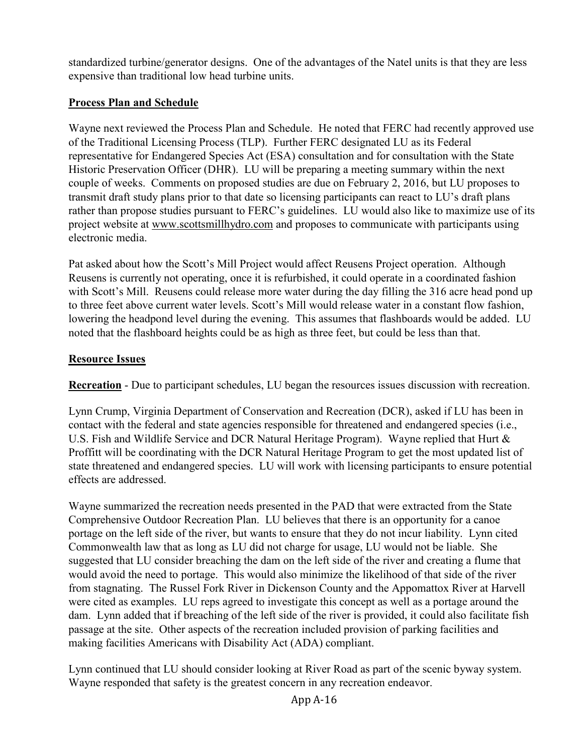standardized turbine/generator designs. One of the advantages of the Natel units is that they are less expensive than traditional low head turbine units.

**Process Plan and Schedule**

Wayne next reviewed the Process Plan and Schedule. He noted that FERC had recently approved use of the Traditional Licensing Process (TLP). Further FERC designated LU as its Federal representative for Endangered Species Act (ESA) consultation and for consultation with the State Historic Preservation Officer (DHR). LU will be preparing a meeting summary within the next couple of weeks. Comments on proposed studies are due on February 2, 2016, but LU proposes to transmit draft study plans prior to that date so licensing participants can react to LU's draft plans rather than propose studies pursuant to FERC's guidelines. LU would also like to maximize use of its project website at www.scottsmillhydro.com and proposes to communicate with participants using electronic media.

Pat asked about how the Scott's Mill Project would affect Reusens Project operation. Although Reusens is currently not operating, once it is refurbished, it could operate in a coordinated fashion with Scott's Mill. Reusens could release more water during the day filling the 316 acre head pond up to three feet above current water levels. Scott's Mill would release water in a constant flow fashion, lowering the headpond level during the evening. This assumes that flashboards would be added. LU noted that the flashboard heights could be as high as three feet, but could be less than that.

**Resource Issues**

**Recreation** - Due to participant schedules, LU began the resources issues discussion with recreation.

Lynn Crump, Virginia Department of Conservation and Recreation (DCR), asked if LU has been in contact with the federal and state agencies responsible for threatened and endangered species (i.e., U.S. Fish and Wildlife Service and DCR Natural Heritage Program). Wayne replied that Hurt & Proffitt will be coordinating with the DCR Natural Heritage Program to get the most updated list of state threatened and endangered species. LU will work with licensing participants to ensure potential effects are addressed.

Wayne summarized the recreation needs presented in the PAD that were extracted from the State Comprehensive Outdoor Recreation Plan. LU believes that there is an opportunity for a canoe portage on the left side of the river, but wants to ensure that they do not incur liability. Lynn cited Commonwealth law that as long as LU did not charge for usage, LU would not be liable. She suggested that LU consider breaching the dam on the left side of the river and creating a flume that would avoid the need to portage. This would also minimize the likelihood of that side of the river from stagnating. The Russel Fork River in Dickenson County and the Appomattox River at Harvell were cited as examples. LU reps agreed to investigate this concept as well as a portage around the dam. Lynn added that if breaching of the left side of the river is provided, it could also facilitate fish passage at the site. Other aspects of the recreation included provision of parking facilities and making facilities Americans with Disability Act (ADA) compliant.

Lynn continued that LU should consider looking at River Road as part of the scenic byway system. Wayne responded that safety is the greatest concern in any recreation endeavor.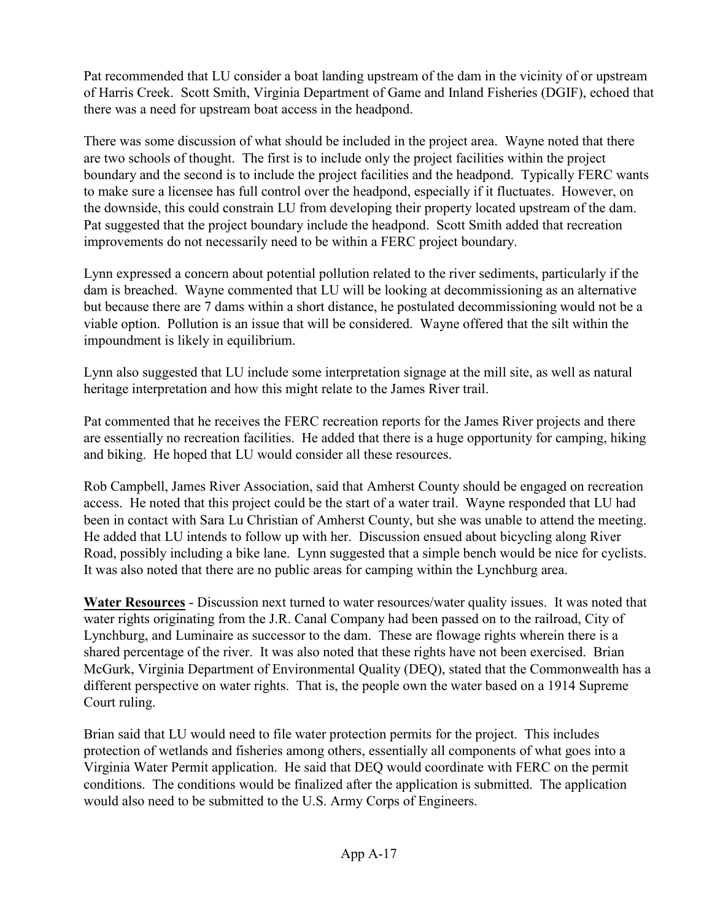Pat recommended that LU consider a boat landing upstream of the dam in the vicinity of or upstream of Harris Creek. Scott Smith, Virginia Department of Game and Inland Fisheries (DGIF), echoed that there was a need for upstream boat access in the headpond.

There was some discussion of what should be included in the project area. Wayne noted that there are two schools of thought. The first is to include only the project facilities within the project boundary and the second is to include the project facilities and the headpond. Typically FERC wants to make sure a licensee has full control over the headpond, especially if it fluctuates. However, on the downside, this could constrain LU from developing their property located upstream of the dam. Pat suggested that the project boundary include the headpond. Scott Smith added that recreation improvements do not necessarily need to be within a FERC project boundary.

Lynn expressed a concern about potential pollution related to the river sediments, particularly if the dam is breached. Wayne commented that LU will be looking at decommissioning as an alternative but because there are 7 dams within a short distance, he postulated decommissioning would not be a viable option. Pollution is an issue that will be considered. Wayne offered that the silt within the impoundment is likely in equilibrium.

Lynn also suggested that LU include some interpretation signage at the mill site, as well as natural heritage interpretation and how this might relate to the James River trail.

Pat commented that he receives the FERC recreation reports for the James River projects and there are essentially no recreation facilities. He added that there is a huge opportunity for camping, hiking and biking. He hoped that LU would consider all these resources.

Rob Campbell, James River Association, said that Amherst County should be engaged on recreation access. He noted that this project could be the start of a water trail. Wayne responded that LU had been in contact with Sara Lu Christian of Amherst County, but she was unable to attend the meeting. He added that LU intends to follow up with her. Discussion ensued about bicycling along River Road, possibly including a bike lane. Lynn suggested that a simple bench would be nice for cyclists. It was also noted that there are no public areas for camping within the Lynchburg area.

**Water Resources** - Discussion next turned to water resources/water quality issues. It was noted that water rights originating from the J.R. Canal Company had been passed on to the railroad, City of Lynchburg, and Luminaire as successor to the dam. These are flowage rights wherein there is a shared percentage of the river. It was also noted that these rights have not been exercised. Brian McGurk, Virginia Department of Environmental Quality (DEQ), stated that the Commonwealth has a different perspective on water rights. That is, the people own the water based on a 1914 Supreme Court ruling.

Brian said that LU would need to file water protection permits for the project. This includes protection of wetlands and fisheries among others, essentially all components of what goes into a Virginia Water Permit application. He said that DEQ would coordinate with FERC on the permit conditions. The conditions would be finalized after the application is submitted. The application would also need to be submitted to the U.S. Army Corps of Engineers.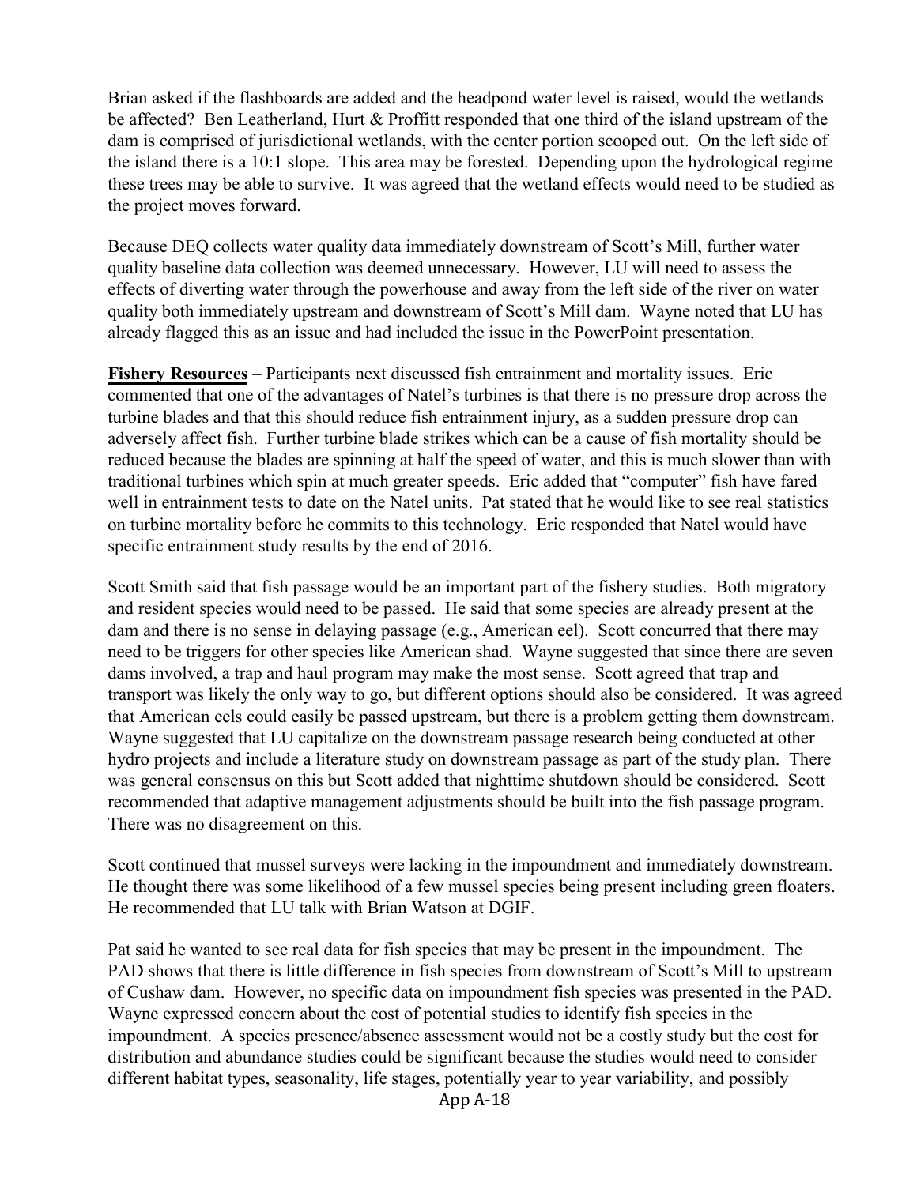Brian asked if the flashboards are added and the headpond water level is raised, would the wetlands be affected? Ben Leatherland, Hurt & Proffitt responded that one third of the island upstream of the dam is comprised of jurisdictional wetlands, with the center portion scooped out. On the left side of the island there is a 10:1 slope. This area may be forested. Depending upon the hydrological regime these trees may be able to survive. It was agreed that the wetland effects would need to be studied as the project moves forward.

Because DEQ collects water quality data immediately downstream of Scott's Mill, further water quality baseline data collection was deemed unnecessary. However, LU will need to assess the effects of diverting water through the powerhouse and away from the left side of the river on water quality both immediately upstream and downstream of Scott's Mill dam. Wayne noted that LU has already flagged this as an issue and had included the issue in the PowerPoint presentation.

**Fishery Resources** – Participants next discussed fish entrainment and mortality issues. Eric commented that one of the advantages of Natel's turbines is that there is no pressure drop across the turbine blades and that this should reduce fish entrainment injury, as a sudden pressure drop can adversely affect fish. Further turbine blade strikes which can be a cause of fish mortality should be reduced because the blades are spinning at half the speed of water, and this is much slower than with traditional turbines which spin at much greater speeds. Eric added that "computer" fish have fared well in entrainment tests to date on the Natel units. Pat stated that he would like to see real statistics on turbine mortality before he commits to this technology. Eric responded that Natel would have specific entrainment study results by the end of 2016.

Scott Smith said that fish passage would be an important part of the fishery studies. Both migratory and resident species would need to be passed. He said that some species are already present at the dam and there is no sense in delaying passage (e.g., American eel). Scott concurred that there may need to be triggers for other species like American shad. Wayne suggested that since there are seven dams involved, a trap and haul program may make the most sense. Scott agreed that trap and transport was likely the only way to go, but different options should also be considered. It was agreed that American eels could easily be passed upstream, but there is a problem getting them downstream. Wayne suggested that LU capitalize on the downstream passage research being conducted at other hydro projects and include a literature study on downstream passage as part of the study plan. There was general consensus on this but Scott added that nighttime shutdown should be considered. Scott recommended that adaptive management adjustments should be built into the fish passage program. There was no disagreement on this.

Scott continued that mussel surveys were lacking in the impoundment and immediately downstream. He thought there was some likelihood of a few mussel species being present including green floaters. He recommended that LU talk with Brian Watson at DGIF.

Pat said he wanted to see real data for fish species that may be present in the impoundment. The PAD shows that there is little difference in fish species from downstream of Scott's Mill to upstream of Cushaw dam. However, no specific data on impoundment fish species was presented in the PAD. Wayne expressed concern about the cost of potential studies to identify fish species in the impoundment. A species presence/absence assessment would not be a costly study but the cost for distribution and abundance studies could be significant because the studies would need to consider different habitat types, seasonality, life stages, potentially year to year variability, and possibly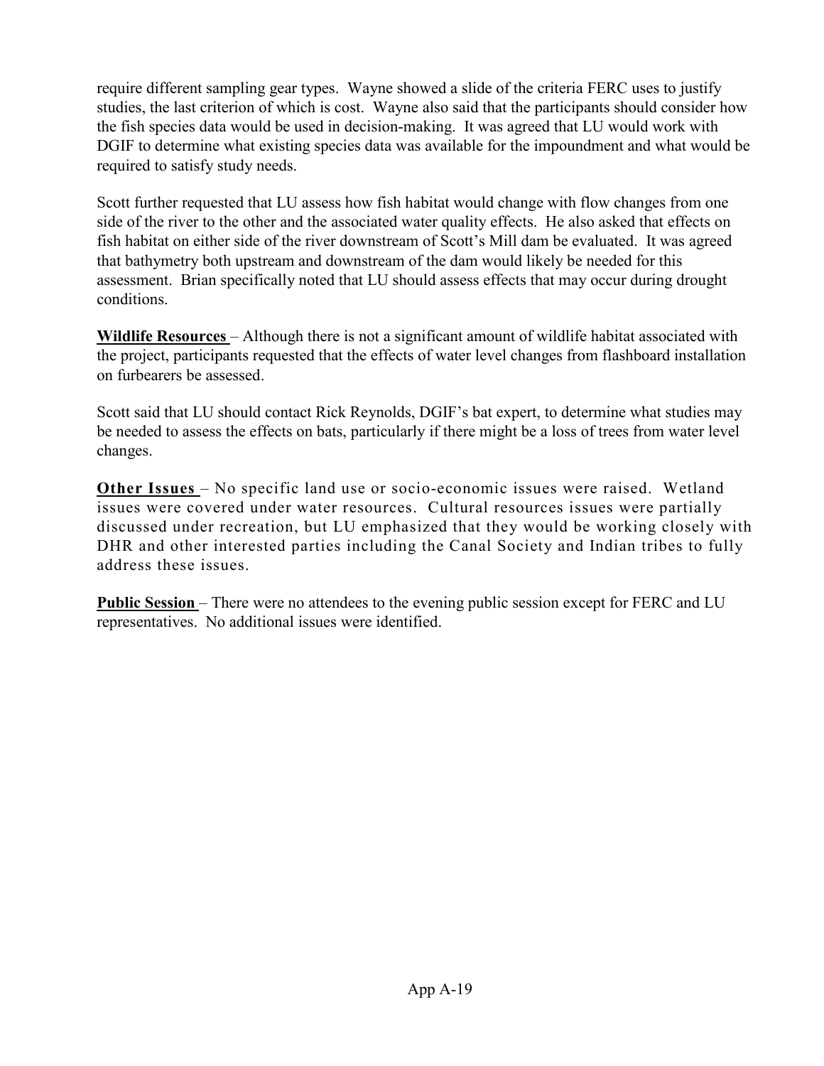require different sampling gear types. Wayne showed a slide of the criteria FERC uses to justify studies, the last criterion of which is cost. Wayne also said that the participants should consider how the fish species data would be used in decision-making. It was agreed that LU would work with DGIF to determine what existing species data was available for the impoundment and what would be required to satisfy study needs.

Scott further requested that LU assess how fish habitat would change with flow changes from one side of the river to the other and the associated water quality effects. He also asked that effects on fish habitat on either side of the river downstream of Scott's Mill dam be evaluated. It was agreed that bathymetry both upstream and downstream of the dam would likely be needed for this assessment. Brian specifically noted that LU should assess effects that may occur during drought conditions.

**Wildlife Resources** – Although there is not a significant amount of wildlife habitat associated with the project, participants requested that the effects of water level changes from flashboard installation on furbearers be assessed.

Scott said that LU should contact Rick Reynolds, DGIF's bat expert, to determine what studies may be needed to assess the effects on bats, particularly if there might be a loss of trees from water level changes.

**Other Issues** – No specific land use or socio-economic issues were raised. Wetland issues were covered under water resources. Cultural resources issues were partially discussed under recreation, but LU emphasized that they would be working closely with DHR and other interested parties including the Canal Society and Indian tribes to fully address these issues.

**Public Session** – There were no attendees to the evening public session except for FERC and LU representatives. No additional issues were identified.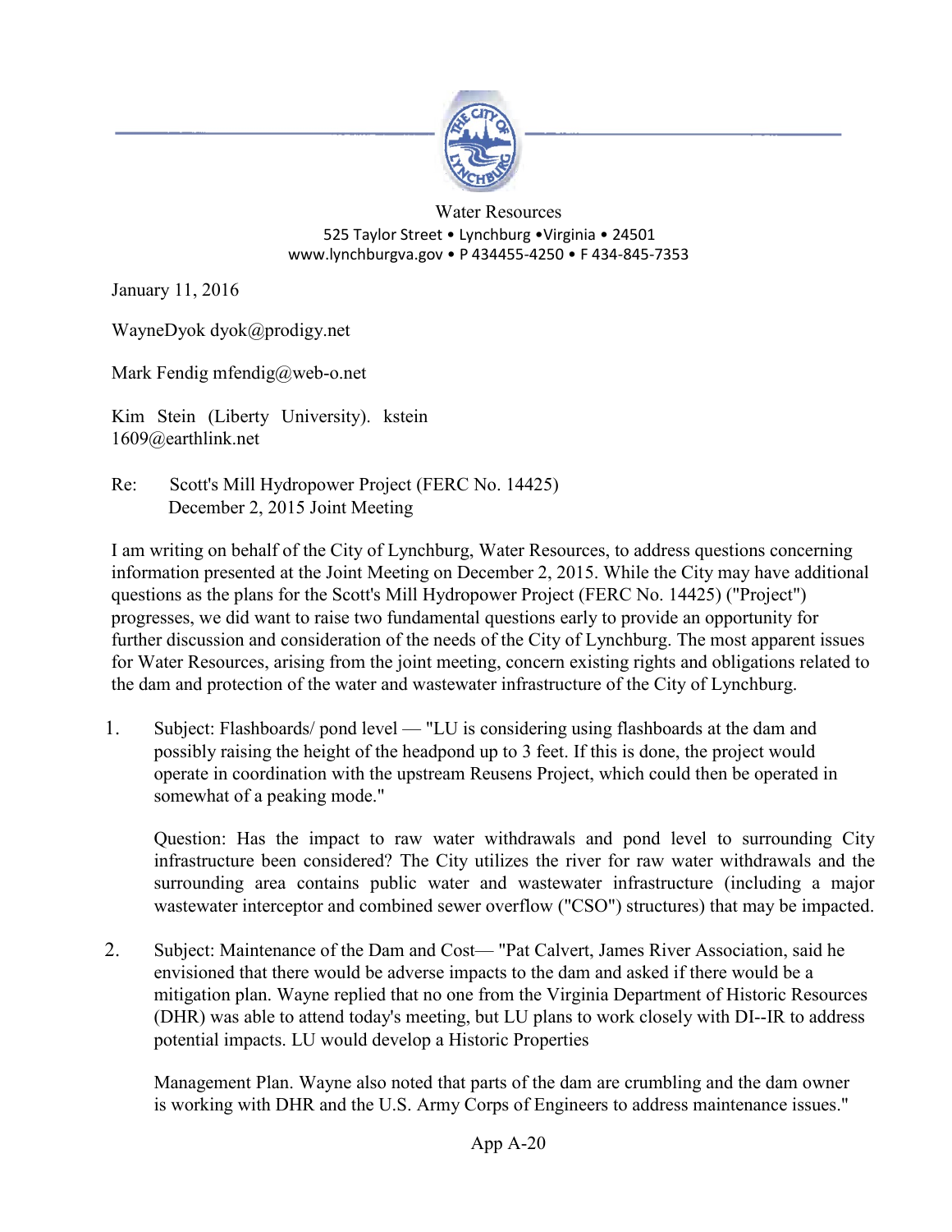Water Resources
525 Taylor Street • Lynchburg •Virginia • 24501
www.lynchburgva.gov • P 434455-4250 • F 434-845-7353

January 11, 2016

WayneDyok dyok@prodigy.net

Mark Fendig mfendig@web-o.net

Kim Stein (Liberty University). kstein 1609@earthlink.net

Re: Scott's Mill Hydropower Project (FERC No. 14425)
December 2, 2015 Joint Meeting

I am writing on behalf of the City of Lynchburg, Water Resources, to address questions concerning information presented at the Joint Meeting on December 2, 2015. While the City may have additional questions as the plans for the Scott's Mill Hydropower Project (FERC No. 14425) ("Project") progresses, we did want to raise two fundamental questions early to provide an opportunity for further discussion and consideration of the needs of the City of Lynchburg. The most apparent issues for Water Resources, arising from the joint meeting, concern existing rights and obligations related to the dam and protection of the water and wastewater infrastructure of the City of Lynchburg.

1. Subject: Flashboards/ pond level — "LU is considering using flashboards at the dam and possibly raising the height of the headpond up to 3 feet. If this is done, the project would operate in coordination with the upstream Reusens Project, which could then be operated in somewhat of a peaking mode."

   Question: Has the impact to raw water withdrawals and pond level to surrounding City infrastructure been considered? The City utilizes the river for raw water withdrawals and the surrounding area contains public water and wastewater infrastructure (including a major wastewater interceptor and combined sewer overflow ("CSO") structures) that may be impacted.

2. Subject: Maintenance of the Dam and Cost— "Pat Calvert, James River Association, said he envisioned that there would be adverse impacts to the dam and asked if there would be a mitigation plan. Wayne replied that no one from the Virginia Department of Historic Resources (DHR) was able to attend today's meeting, but LU plans to work closely with DI--IR to address potential impacts. LU would develop a Historic Properties

   Management Plan. Wayne also noted that parts of the dam are crumbling and the dam owner is working with DHR and the U.S. Army Corps of Engineers to address maintenance issues."

App A-20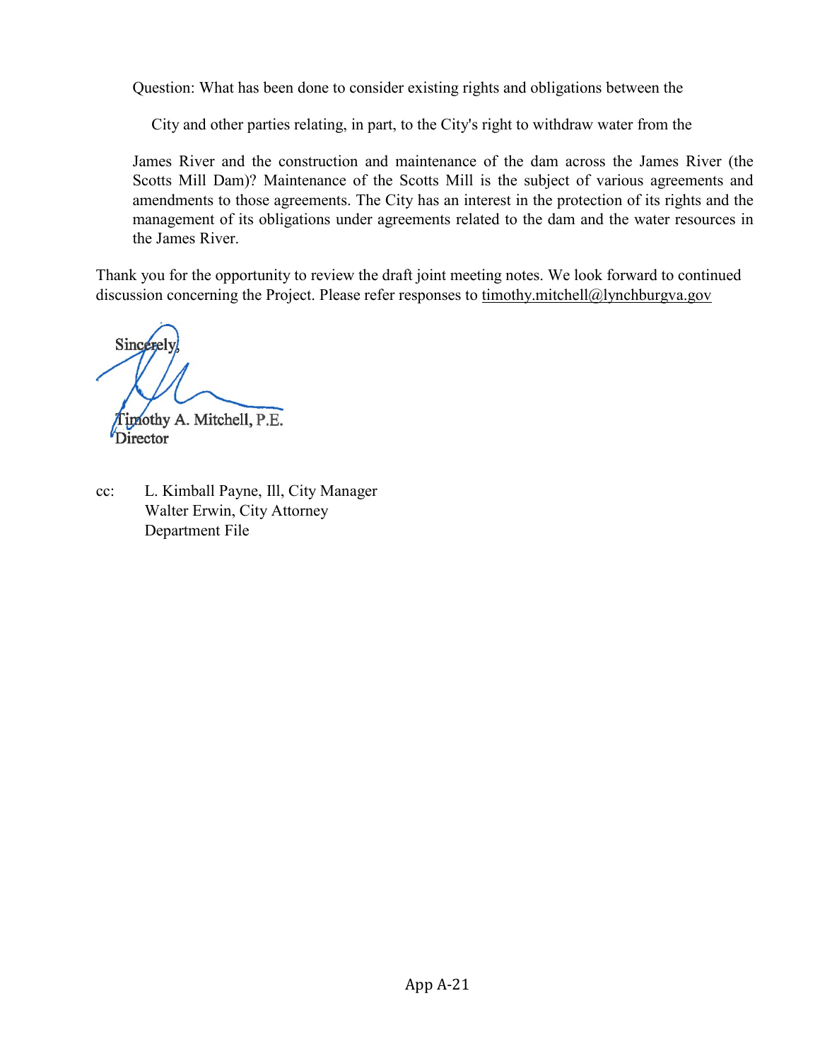Question: What has been done to consider existing rights and obligations between the City and other parties relating, in part, to the City's right to withdraw water from the James River and the construction and maintenance of the dam across the James River (the Scotts Mill Dam)? Maintenance of the Scotts Mill is the subject of various agreements and amendments to those agreements. The City has an interest in the protection of its rights and the management of its obligations under agreements related to the dam and the water resources in the James River.

Thank you for the opportunity to review the draft joint meeting notes. We look forward to continued discussion concerning the Project. Please refer responses to timothy.mitchell@lynchburgva.gov

Sincerely,

Timothy A. Mitchell, P.E.
Director

cc: L. Kimball Payne, Ill, City Manager
Walter Erwin, City Attorney
Department File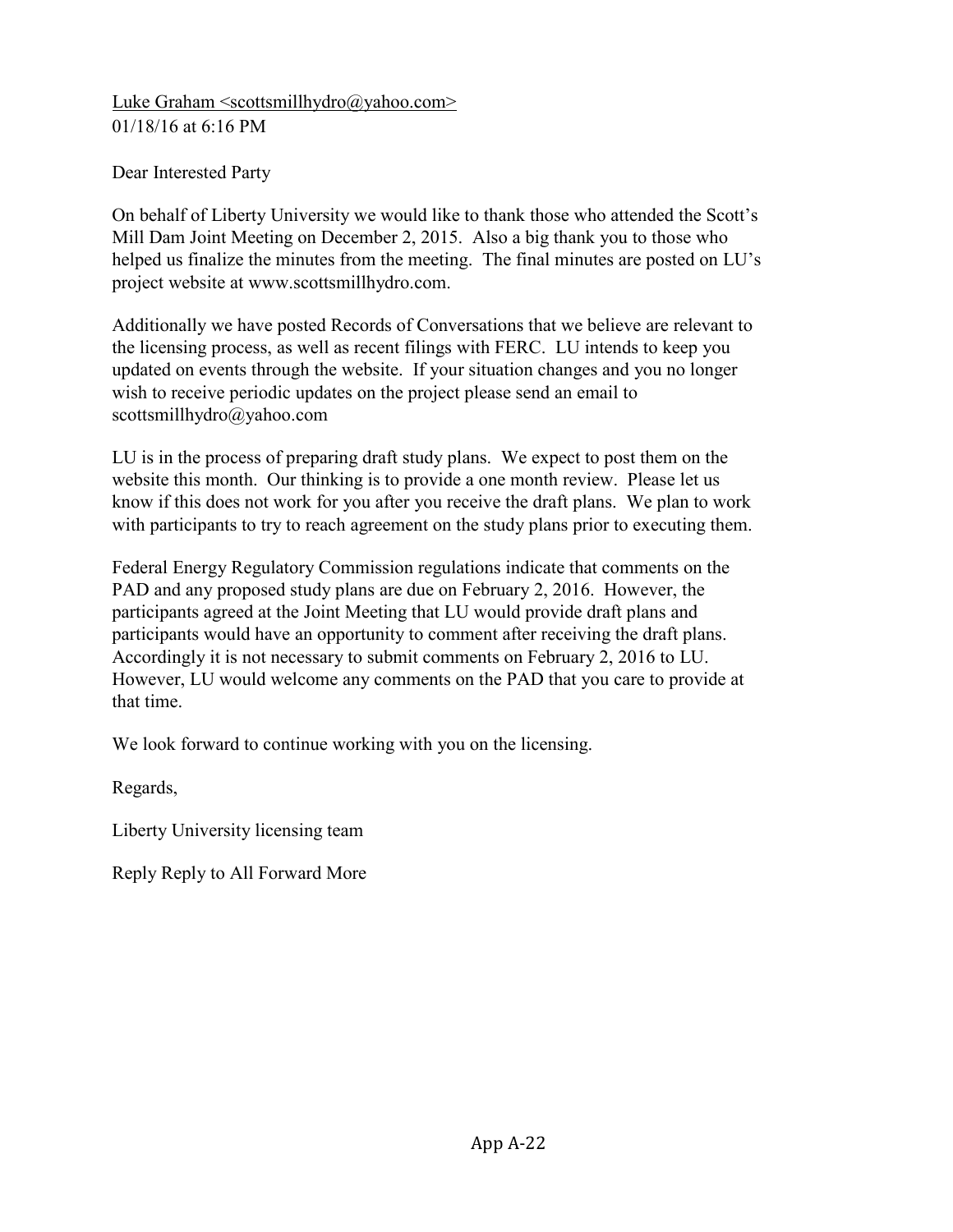Luke Graham <scottsmillhydro@yahoo.com>
01/18/16 at 6:16 PM

Dear Interested Party

On behalf of Liberty University we would like to thank those who attended the Scott's Mill Dam Joint Meeting on December 2, 2015. Also a big thank you to those who helped us finalize the minutes from the meeting. The final minutes are posted on LU's project website at www.scottsmillhydro.com.

Additionally we have posted Records of Conversations that we believe are relevant to the licensing process, as well as recent filings with FERC. LU intends to keep you updated on events through the website. If your situation changes and you no longer wish to receive periodic updates on the project please send an email to scottsmillhydro@yahoo.com

LU is in the process of preparing draft study plans. We expect to post them on the website this month. Our thinking is to provide a one month review. Please let us know if this does not work for you after you receive the draft plans. We plan to work with participants to try to reach agreement on the study plans prior to executing them.

Federal Energy Regulatory Commission regulations indicate that comments on the PAD and any proposed study plans are due on February 2, 2016. However, the participants agreed at the Joint Meeting that LU would provide draft plans and participants would have an opportunity to comment after receiving the draft plans. Accordingly it is not necessary to submit comments on February 2, 2016 to LU. However, LU would welcome any comments on the PAD that you care to provide at that time.

We look forward to continue working with you on the licensing.

Regards,

Liberty University licensing team

Reply Reply to All Forward More

App A-22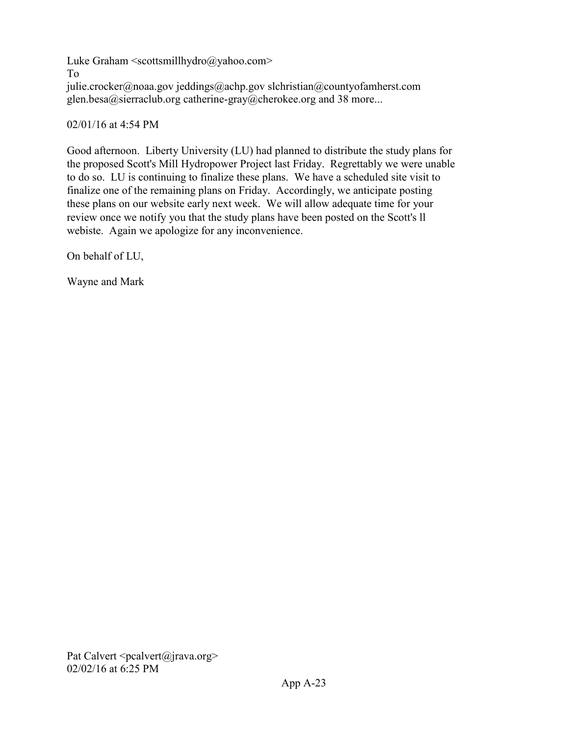Luke Graham <scottsmillhydro@yahoo.com>
To
julie.crocker@noaa.gov jeddings@achp.gov slchristian@countyofamherst.com glen.besa@sierraclub.org catherine-gray@cherokee.org and 38 more...

02/01/16 at 4:54 PM

Good afternoon. Liberty University (LU) had planned to distribute the study plans for the proposed Scott's Mill Hydropower Project last Friday. Regrettably we were unable to do so. LU is continuing to finalize these plans. We have a scheduled site visit to finalize one of the remaining plans on Friday. Accordingly, we anticipate posting these plans on our website early next week. We will allow adequate time for your review once we notify you that the study plans have been posted on the Scott's ll webiste. Again we apologize for any inconvenience.

On behalf of LU,

Wayne and Mark

Pat Calvert <pcalvert@jrava.org>
02/02/16 at 6:25 PM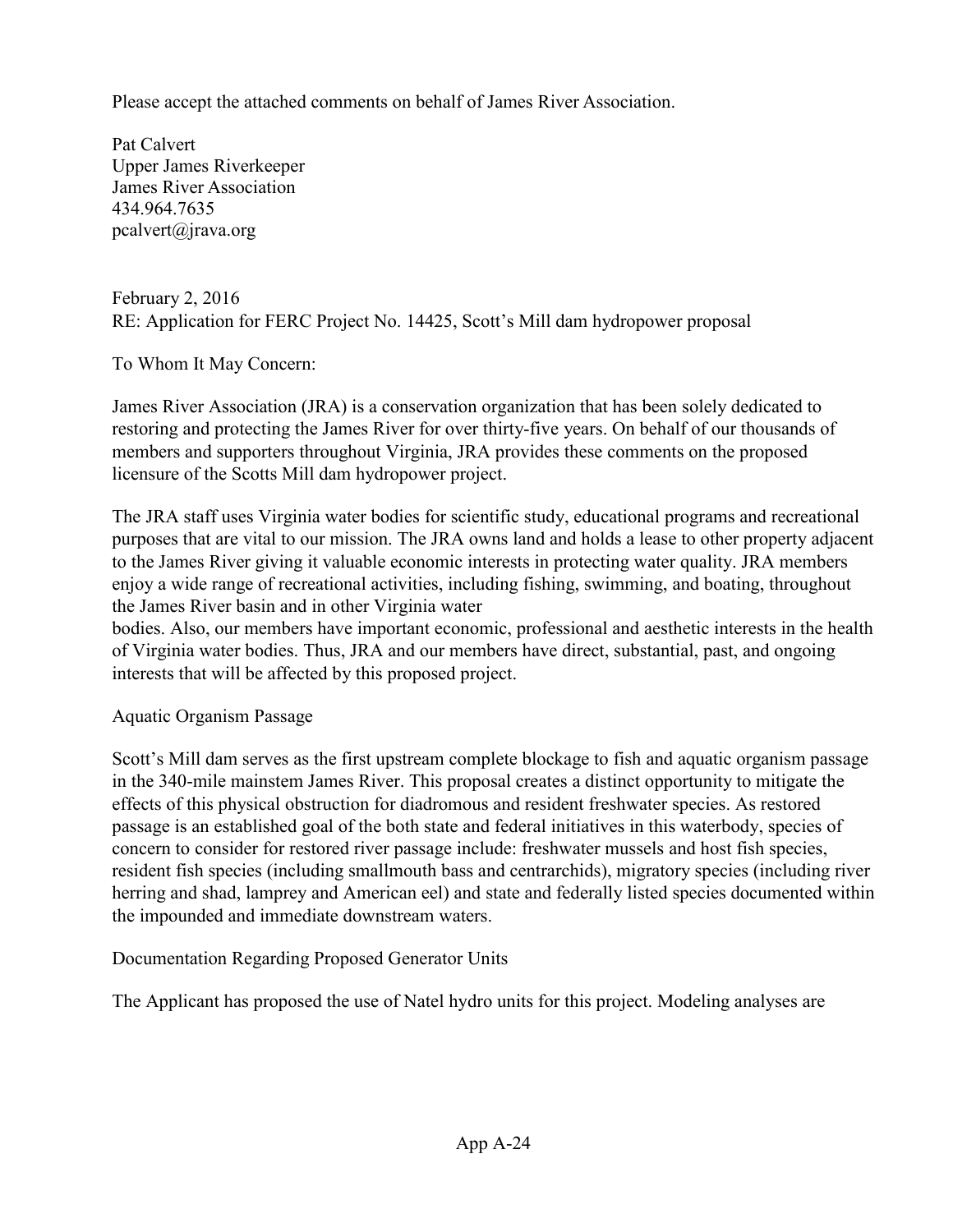Please accept the attached comments on behalf of James River Association.

Pat Calvert
Upper James Riverkeeper
James River Association
434.964.7635
pcalvert@jrava.org

February 2, 2016
RE: Application for FERC Project No. 14425, Scott's Mill dam hydropower proposal

To Whom It May Concern:

James River Association (JRA) is a conservation organization that has been solely dedicated to restoring and protecting the James River for over thirty-five years. On behalf of our thousands of members and supporters throughout Virginia, JRA provides these comments on the proposed licensure of the Scotts Mill dam hydropower project.

The JRA staff uses Virginia water bodies for scientific study, educational programs and recreational purposes that are vital to our mission. The JRA owns land and holds a lease to other property adjacent to the James River giving it valuable economic interests in protecting water quality. JRA members enjoy a wide range of recreational activities, including fishing, swimming, and boating, throughout the James River basin and in other Virginia water
bodies. Also, our members have important economic, professional and aesthetic interests in the health of Virginia water bodies. Thus, JRA and our members have direct, substantial, past, and ongoing interests that will be affected by this proposed project.

## Aquatic Organism Passage

Scott's Mill dam serves as the first upstream complete blockage to fish and aquatic organism passage in the 340-mile mainstem James River. This proposal creates a distinct opportunity to mitigate the effects of this physical obstruction for diadromous and resident freshwater species. As restored passage is an established goal of the both state and federal initiatives in this waterbody, species of concern to consider for restored river passage include: freshwater mussels and host fish species, resident fish species (including smallmouth bass and centrarchids), migratory species (including river herring and shad, lamprey and American eel) and state and federally listed species documented within the impounded and immediate downstream waters.

## Documentation Regarding Proposed Generator Units

The Applicant has proposed the use of Natel hydro units for this project. Modeling analyses are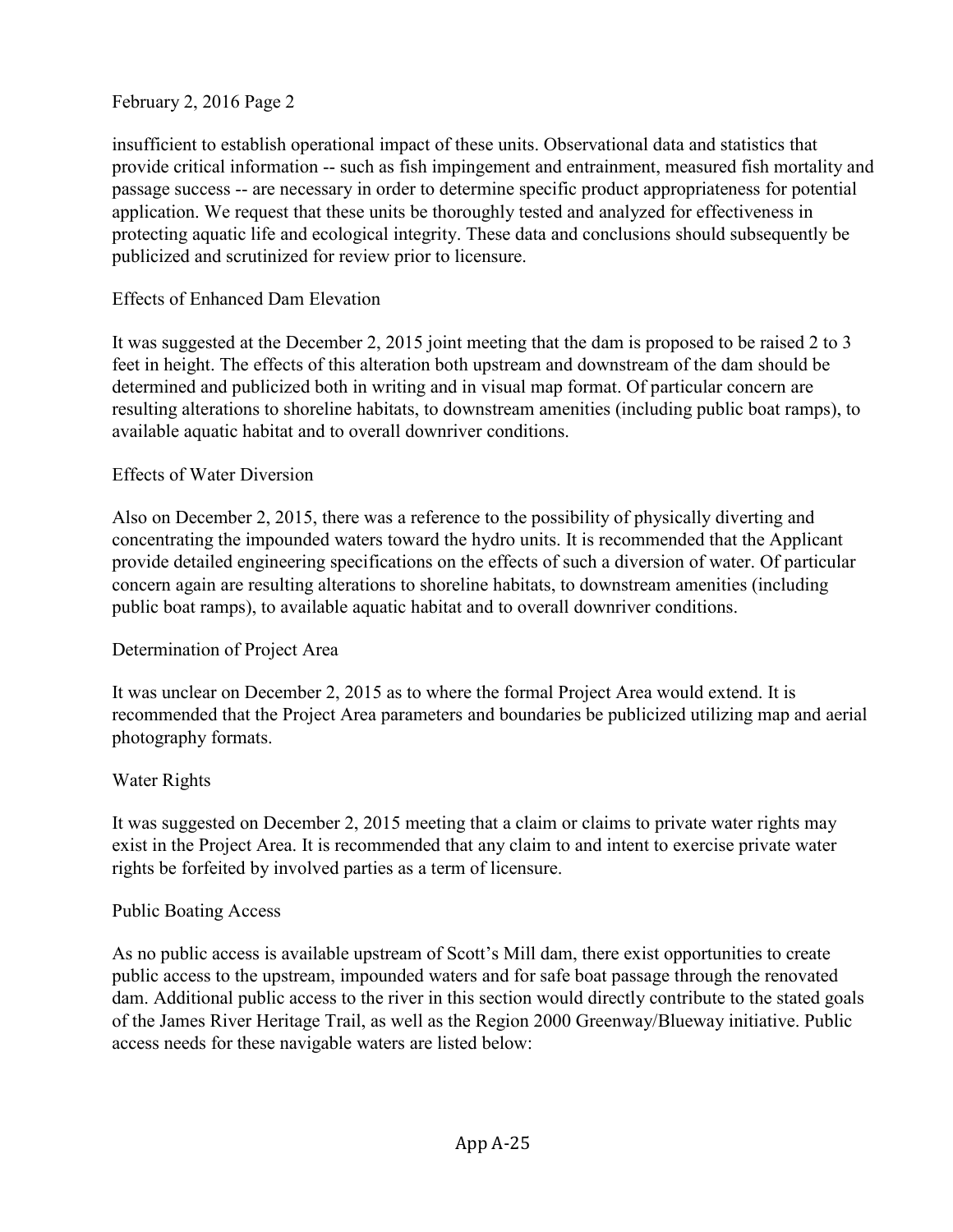insufficient to establish operational impact of these units. Observational data and statistics that provide critical information -- such as fish impingement and entrainment, measured fish mortality and passage success -- are necessary in order to determine specific product appropriateness for potential application. We request that these units be thoroughly tested and analyzed for effectiveness in protecting aquatic life and ecological integrity. These data and conclusions should subsequently be publicized and scrutinized for review prior to licensure.

Effects of Enhanced Dam Elevation

It was suggested at the December 2, 2015 joint meeting that the dam is proposed to be raised 2 to 3 feet in height. The effects of this alteration both upstream and downstream of the dam should be determined and publicized both in writing and in visual map format. Of particular concern are resulting alterations to shoreline habitats, to downstream amenities (including public boat ramps), to available aquatic habitat and to overall downriver conditions.

Effects of Water Diversion

Also on December 2, 2015, there was a reference to the possibility of physically diverting and concentrating the impounded waters toward the hydro units. It is recommended that the Applicant provide detailed engineering specifications on the effects of such a diversion of water. Of particular concern again are resulting alterations to shoreline habitats, to downstream amenities (including public boat ramps), to available aquatic habitat and to overall downriver conditions.

Determination of Project Area

It was unclear on December 2, 2015 as to where the formal Project Area would extend. It is recommended that the Project Area parameters and boundaries be publicized utilizing map and aerial photography formats.

Water Rights

It was suggested on December 2, 2015 meeting that a claim or claims to private water rights may exist in the Project Area. It is recommended that any claim to and intent to exercise private water rights be forfeited by involved parties as a term of licensure.

Public Boating Access

As no public access is available upstream of Scott's Mill dam, there exist opportunities to create public access to the upstream, impounded waters and for safe boat passage through the renovated dam. Additional public access to the river in this section would directly contribute to the stated goals of the James River Heritage Trail, as well as the Region 2000 Greenway/Blueway initiative. Public access needs for these navigable waters are listed below: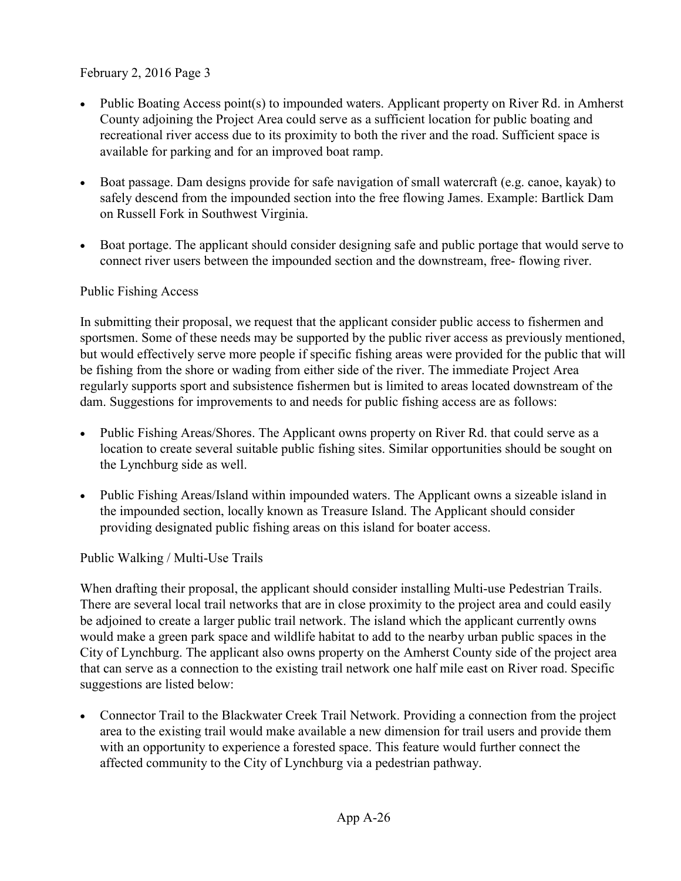February 2, 2016 Page 3

- Public Boating Access point(s) to impounded waters. Applicant property on River Rd. in Amherst County adjoining the Project Area could serve as a sufficient location for public boating and recreational river access due to its proximity to both the river and the road. Sufficient space is available for parking and for an improved boat ramp.

- Boat passage. Dam designs provide for safe navigation of small watercraft (e.g. canoe, kayak) to safely descend from the impounded section into the free flowing James. Example: Bartlick Dam on Russell Fork in Southwest Virginia.

- Boat portage. The applicant should consider designing safe and public portage that would serve to connect river users between the impounded section and the downstream, free- flowing river.

Public Fishing Access

In submitting their proposal, we request that the applicant consider public access to fishermen and sportsmen. Some of these needs may be supported by the public river access as previously mentioned, but would effectively serve more people if specific fishing areas were provided for the public that will be fishing from the shore or wading from either side of the river. The immediate Project Area regularly supports sport and subsistence fishermen but is limited to areas located downstream of the dam. Suggestions for improvements to and needs for public fishing access are as follows:

- Public Fishing Areas/Shores. The Applicant owns property on River Rd. that could serve as a location to create several suitable public fishing sites. Similar opportunities should be sought on the Lynchburg side as well.

- Public Fishing Areas/Island within impounded waters. The Applicant owns a sizeable island in the impounded section, locally known as Treasure Island. The Applicant should consider providing designated public fishing areas on this island for boater access.

Public Walking / Multi-Use Trails

When drafting their proposal, the applicant should consider installing Multi-use Pedestrian Trails. There are several local trail networks that are in close proximity to the project area and could easily be adjoined to create a larger public trail network. The island which the applicant currently owns would make a green park space and wildlife habitat to add to the nearby urban public spaces in the City of Lynchburg. The applicant also owns property on the Amherst County side of the project area that can serve as a connection to the existing trail network one half mile east on River road. Specific suggestions are listed below:

- Connector Trail to the Blackwater Creek Trail Network. Providing a connection from the project area to the existing trail would make available a new dimension for trail users and provide them with an opportunity to experience a forested space. This feature would further connect the affected community to the City of Lynchburg via a pedestrian pathway.

App A-26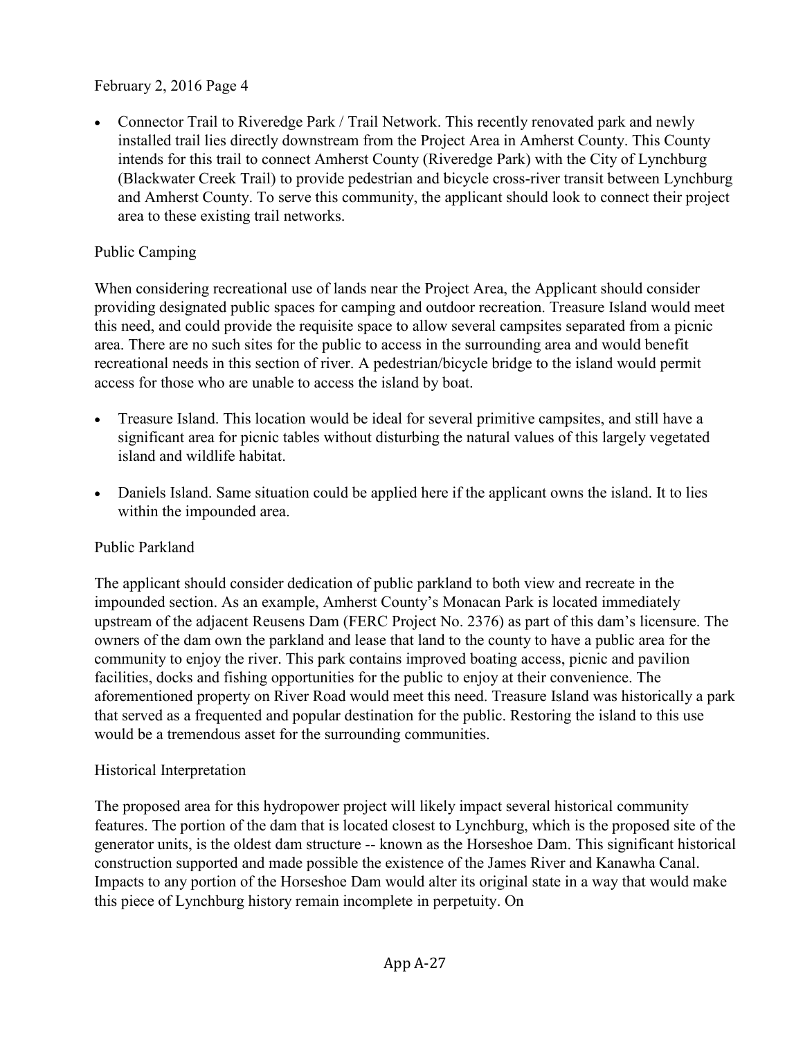February 2, 2016 Page 4

- Connector Trail to Riveredge Park / Trail Network. This recently renovated park and newly installed trail lies directly downstream from the Project Area in Amherst County. This County intends for this trail to connect Amherst County (Riveredge Park) with the City of Lynchburg (Blackwater Creek Trail) to provide pedestrian and bicycle cross-river transit between Lynchburg and Amherst County. To serve this community, the applicant should look to connect their project area to these existing trail networks.

Public Camping

When considering recreational use of lands near the Project Area, the Applicant should consider providing designated public spaces for camping and outdoor recreation. Treasure Island would meet this need, and could provide the requisite space to allow several campsites separated from a picnic area. There are no such sites for the public to access in the surrounding area and would benefit recreational needs in this section of river. A pedestrian/bicycle bridge to the island would permit access for those who are unable to access the island by boat.

- Treasure Island. This location would be ideal for several primitive campsites, and still have a significant area for picnic tables without disturbing the natural values of this largely vegetated island and wildlife habitat.

- Daniels Island. Same situation could be applied here if the applicant owns the island. It to lies within the impounded area.

Public Parkland

The applicant should consider dedication of public parkland to both view and recreate in the impounded section. As an example, Amherst County's Monacan Park is located immediately upstream of the adjacent Reusens Dam (FERC Project No. 2376) as part of this dam's licensure. The owners of the dam own the parkland and lease that land to the county to have a public area for the community to enjoy the river. This park contains improved boating access, picnic and pavilion facilities, docks and fishing opportunities for the public to enjoy at their convenience. The aforementioned property on River Road would meet this need. Treasure Island was historically a park that served as a frequented and popular destination for the public. Restoring the island to this use would be a tremendous asset for the surrounding communities.

Historical Interpretation

The proposed area for this hydropower project will likely impact several historical community features. The portion of the dam that is located closest to Lynchburg, which is the proposed site of the generator units, is the oldest dam structure -- known as the Horseshoe Dam. This significant historical construction supported and made possible the existence of the James River and Kanawha Canal. Impacts to any portion of the Horseshoe Dam would alter its original state in a way that would make this piece of Lynchburg history remain incomplete in perpetuity. On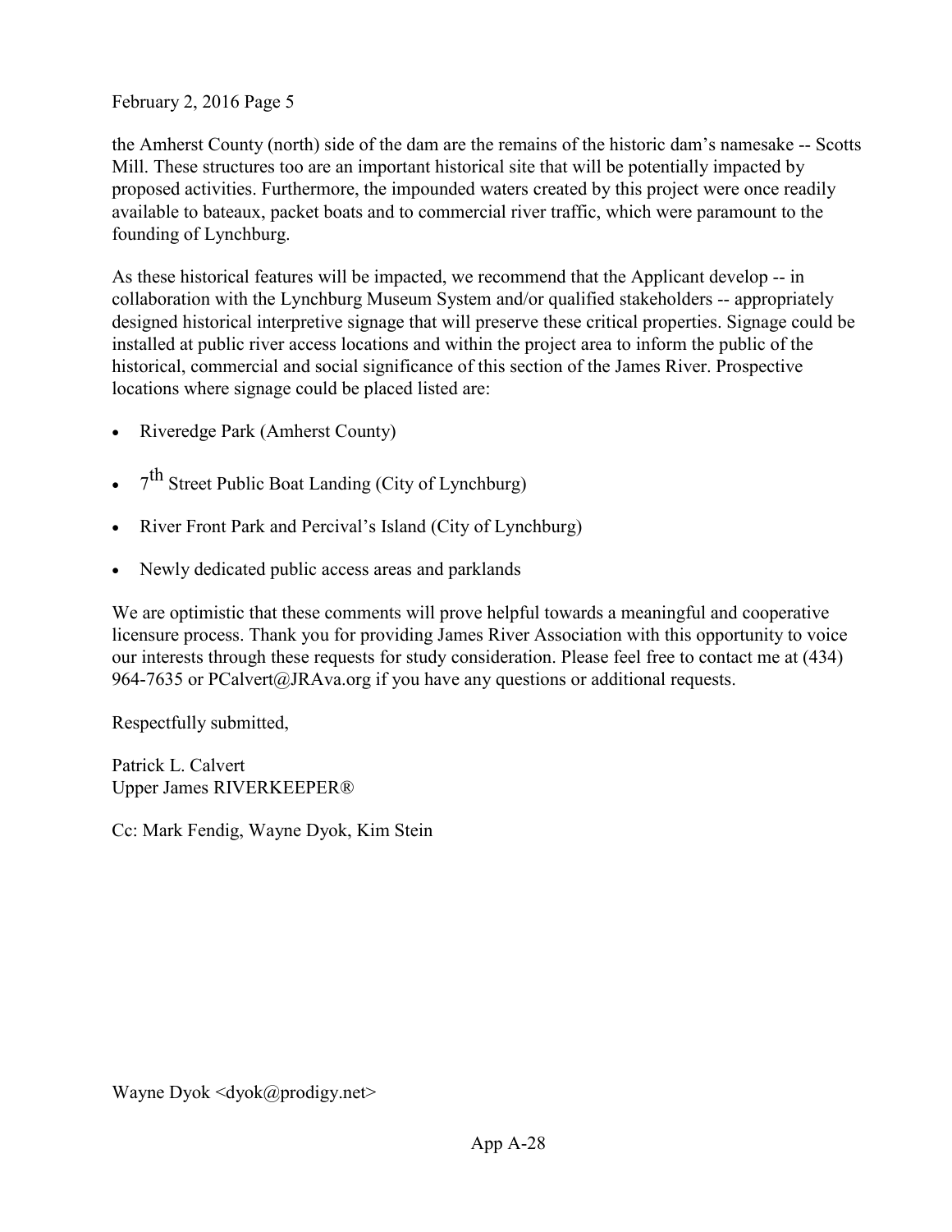the Amherst County (north) side of the dam are the remains of the historic dam's namesake -- Scotts Mill. These structures too are an important historical site that will be potentially impacted by proposed activities. Furthermore, the impounded waters created by this project were once readily available to bateaux, packet boats and to commercial river traffic, which were paramount to the founding of Lynchburg.

As these historical features will be impacted, we recommend that the Applicant develop -- in collaboration with the Lynchburg Museum System and/or qualified stakeholders -- appropriately designed historical interpretive signage that will preserve these critical properties. Signage could be installed at public river access locations and within the project area to inform the public of the historical, commercial and social significance of this section of the James River. Prospective locations where signage could be placed listed are:

- Riveredge Park (Amherst County)
- 7th Street Public Boat Landing (City of Lynchburg)
- River Front Park and Percival's Island (City of Lynchburg)
- Newly dedicated public access areas and parklands

We are optimistic that these comments will prove helpful towards a meaningful and cooperative licensure process. Thank you for providing James River Association with this opportunity to voice our interests through these requests for study consideration. Please feel free to contact me at (434) 964-7635 or PCalvert@JRAva.org if you have any questions or additional requests.

Respectfully submitted,

Patrick L. Calvert
Upper James RIVERKEEPER®

Cc: Mark Fendig, Wayne Dyok, Kim Stein

Wayne Dyok <dyok@prodigy.net>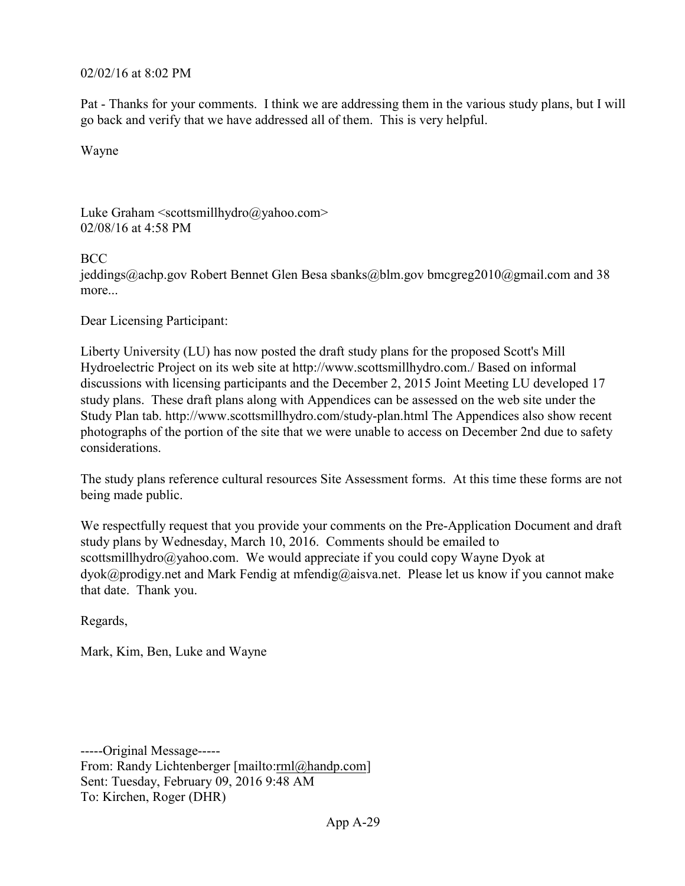02/02/16 at 8:02 PM

Pat - Thanks for your comments. I think we are addressing them in the various study plans, but I will go back and verify that we have addressed all of them. This is very helpful.

Wayne

Luke Graham <scottsmillhydro@yahoo.com>
02/08/16 at 4:58 PM

BCC
jeddings@achp.gov Robert Bennet Glen Besa sbanks@blm.gov bmcgreg2010@gmail.com and 38 more...

Dear Licensing Participant:

Liberty University (LU) has now posted the draft study plans for the proposed Scott's Mill Hydroelectric Project on its web site at http://www.scottsmillhydro.com./ Based on informal discussions with licensing participants and the December 2, 2015 Joint Meeting LU developed 17 study plans. These draft plans along with Appendices can be assessed on the web site under the Study Plan tab. http://www.scottsmillhydro.com/study-plan.html The Appendices also show recent photographs of the portion of the site that we were unable to access on December 2nd due to safety considerations.

The study plans reference cultural resources Site Assessment forms. At this time these forms are not being made public.

We respectfully request that you provide your comments on the Pre-Application Document and draft study plans by Wednesday, March 10, 2016. Comments should be emailed to scottsmillhydro@yahoo.com. We would appreciate if you could copy Wayne Dyok at dyok@prodigy.net and Mark Fendig at mfendig@aisva.net. Please let us know if you cannot make that date. Thank you.

Regards,

Mark, Kim, Ben, Luke and Wayne

-----Original Message-----
From: Randy Lichtenberger [mailto:rml@handp.com]
Sent: Tuesday, February 09, 2016 9:48 AM
To: Kirchen, Roger (DHR)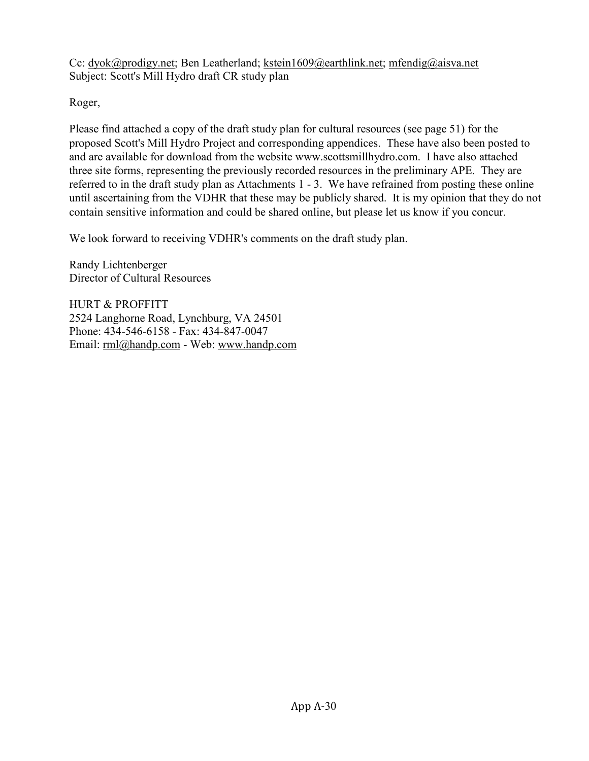Cc: dyok@prodigy.net; Ben Leatherland; kstein1609@earthlink.net; mfendig@aisva.net
Subject: Scott's Mill Hydro draft CR study plan

Roger,

Please find attached a copy of the draft study plan for cultural resources (see page 51) for the proposed Scott's Mill Hydro Project and corresponding appendices. These have also been posted to and are available for download from the website www.scottsmillhydro.com. I have also attached three site forms, representing the previously recorded resources in the preliminary APE. They are referred to in the draft study plan as Attachments 1 - 3. We have refrained from posting these online until ascertaining from the VDHR that these may be publicly shared. It is my opinion that they do not contain sensitive information and could be shared online, but please let us know if you concur.

We look forward to receiving VDHR's comments on the draft study plan.

Randy Lichtenberger
Director of Cultural Resources

HURT & PROFFITT
2524 Langhorne Road, Lynchburg, VA 24501
Phone: 434-546-6158 - Fax: 434-847-0047
Email: rml@handp.com - Web: www.handp.com

App A-30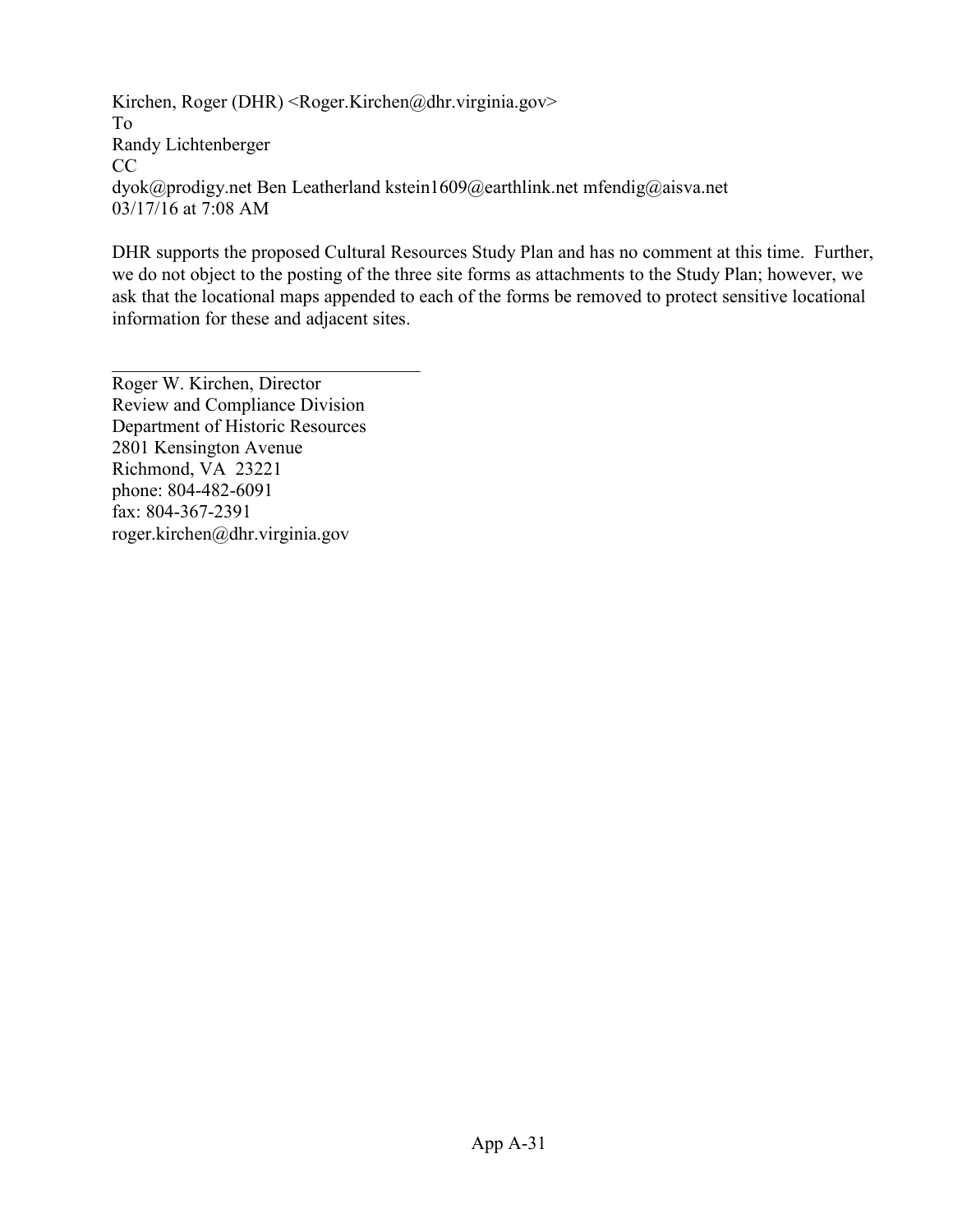Kirchen, Roger (DHR) <Roger.Kirchen@dhr.virginia.gov>
To
Randy Lichtenberger
CC
dyok@prodigy.net Ben Leatherland kstein1609@earthlink.net mfendig@aisva.net
03/17/16 at 7:08 AM

DHR supports the proposed Cultural Resources Study Plan and has no comment at this time. Further, we do not object to the posting of the three site forms as attachments to the Study Plan; however, we ask that the locational maps appended to each of the forms be removed to protect sensitive locational information for these and adjacent sites.

___________________________________

Roger W. Kirchen, Director
Review and Compliance Division
Department of Historic Resources
2801 Kensington Avenue
Richmond, VA 23221
phone: 804-482-6091
fax: 804-367-2391
roger.kirchen@dhr.virginia.gov

App A-31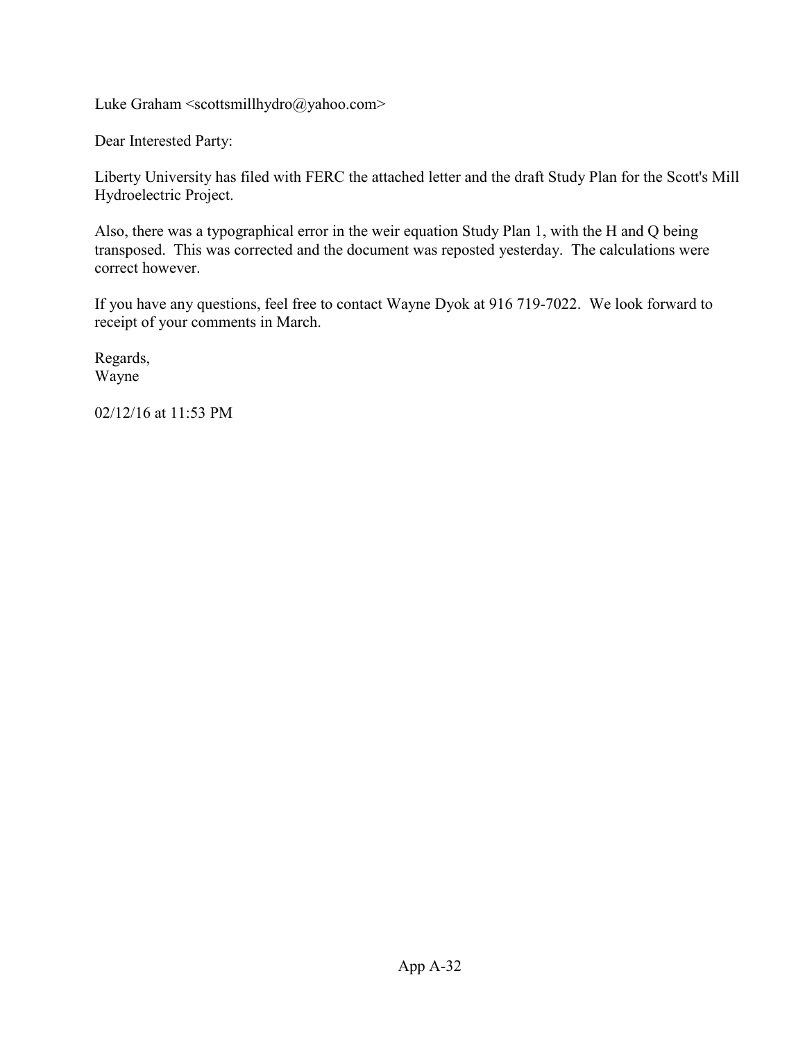Luke Graham <scottsmillhydro@yahoo.com>

Dear Interested Party:

Liberty University has filed with FERC the attached letter and the draft Study Plan for the Scott's Mill Hydroelectric Project.

Also, there was a typographical error in the weir equation Study Plan 1, with the H and Q being transposed. This was corrected and the document was reposted yesterday. The calculations were correct however.

If you have any questions, feel free to contact Wayne Dyok at 916 719-7022. We look forward to receipt of your comments in March.

Regards,  
Wayne

02/12/16 at 11:53 PM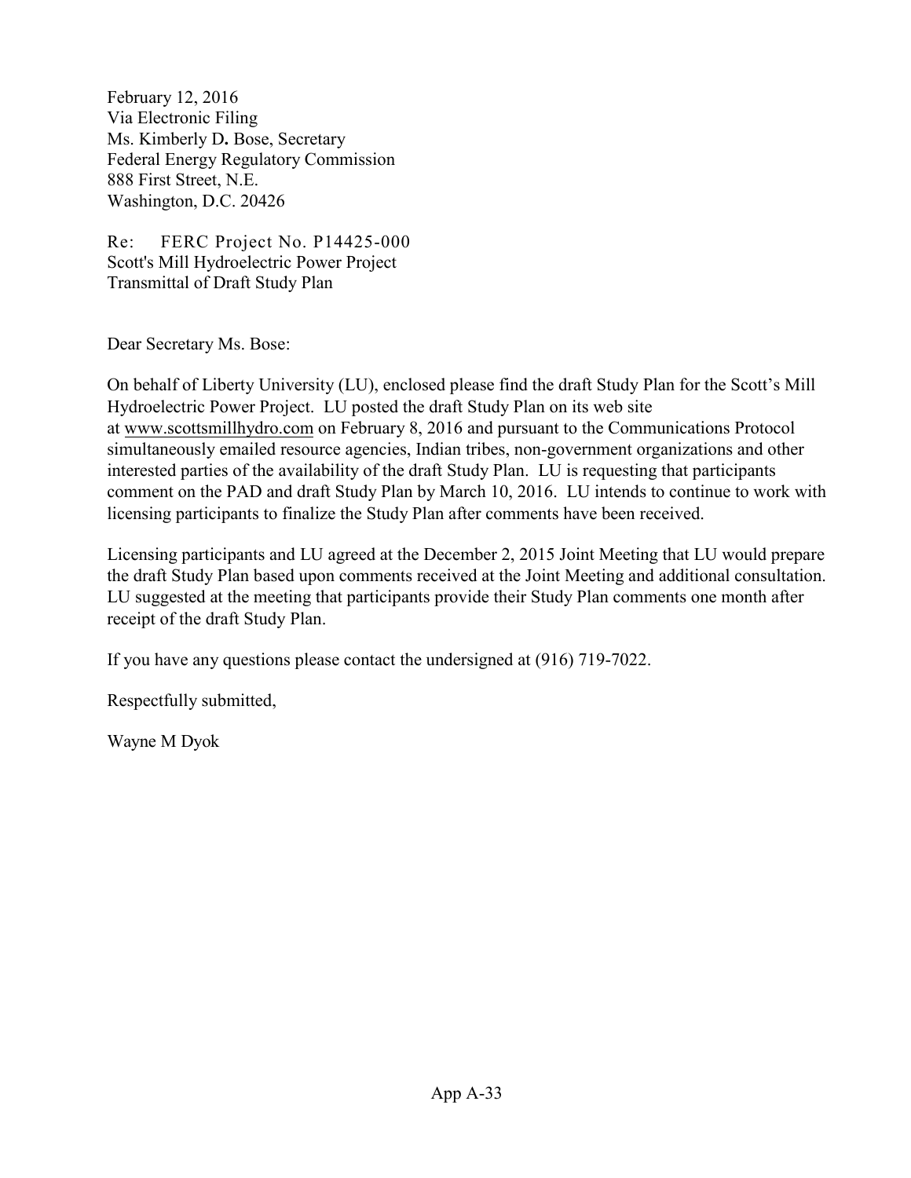February 12, 2016
Via Electronic Filing
Ms. Kimberly D. Bose, Secretary
Federal Energy Regulatory Commission
888 First Street, N.E.
Washington, D.C. 20426

Re: FERC Project No. P14425-000
Scott's Mill Hydroelectric Power Project
Transmittal of Draft Study Plan

Dear Secretary Ms. Bose:

On behalf of Liberty University (LU), enclosed please find the draft Study Plan for the Scott's Mill Hydroelectric Power Project. LU posted the draft Study Plan on its web site at www.scottsmillhydro.com on February 8, 2016 and pursuant to the Communications Protocol simultaneously emailed resource agencies, Indian tribes, non-government organizations and other interested parties of the availability of the draft Study Plan. LU is requesting that participants comment on the PAD and draft Study Plan by March 10, 2016. LU intends to continue to work with licensing participants to finalize the Study Plan after comments have been received.

Licensing participants and LU agreed at the December 2, 2015 Joint Meeting that LU would prepare the draft Study Plan based upon comments received at the Joint Meeting and additional consultation. LU suggested at the meeting that participants provide their Study Plan comments one month after receipt of the draft Study Plan.

If you have any questions please contact the undersigned at (916) 719-7022.

Respectfully submitted,

Wayne M Dyok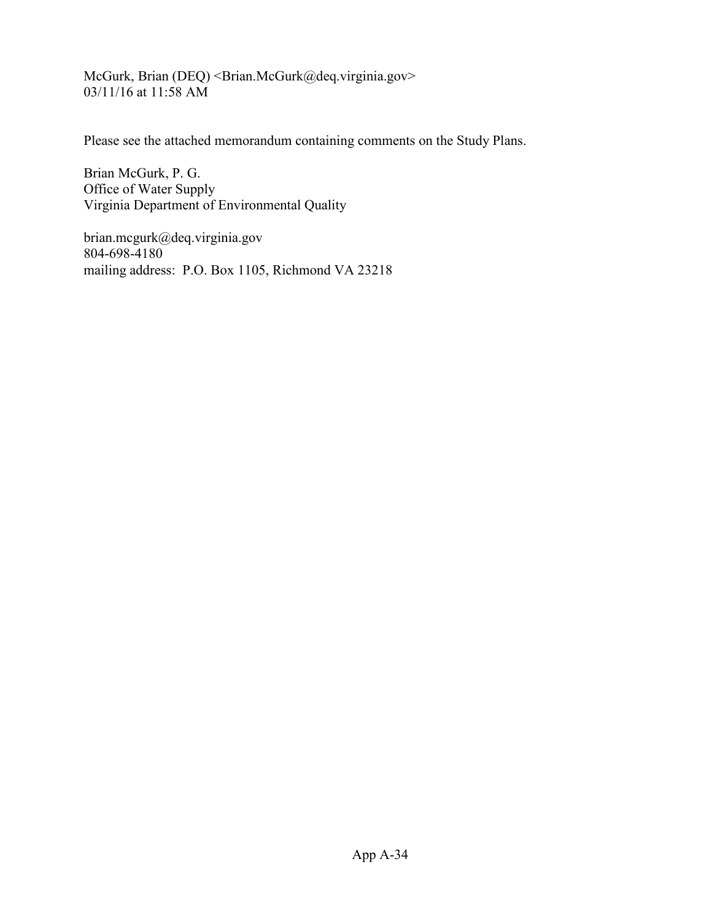McGurk, Brian (DEQ) <Brian.McGurk@deq.virginia.gov>
03/11/16 at 11:58 AM

Please see the attached memorandum containing comments on the Study Plans.

Brian McGurk, P. G.
Office of Water Supply
Virginia Department of Environmental Quality

brian.mcgurk@deq.virginia.gov
804-698-4180
mailing address: P.O. Box 1105, Richmond VA 23218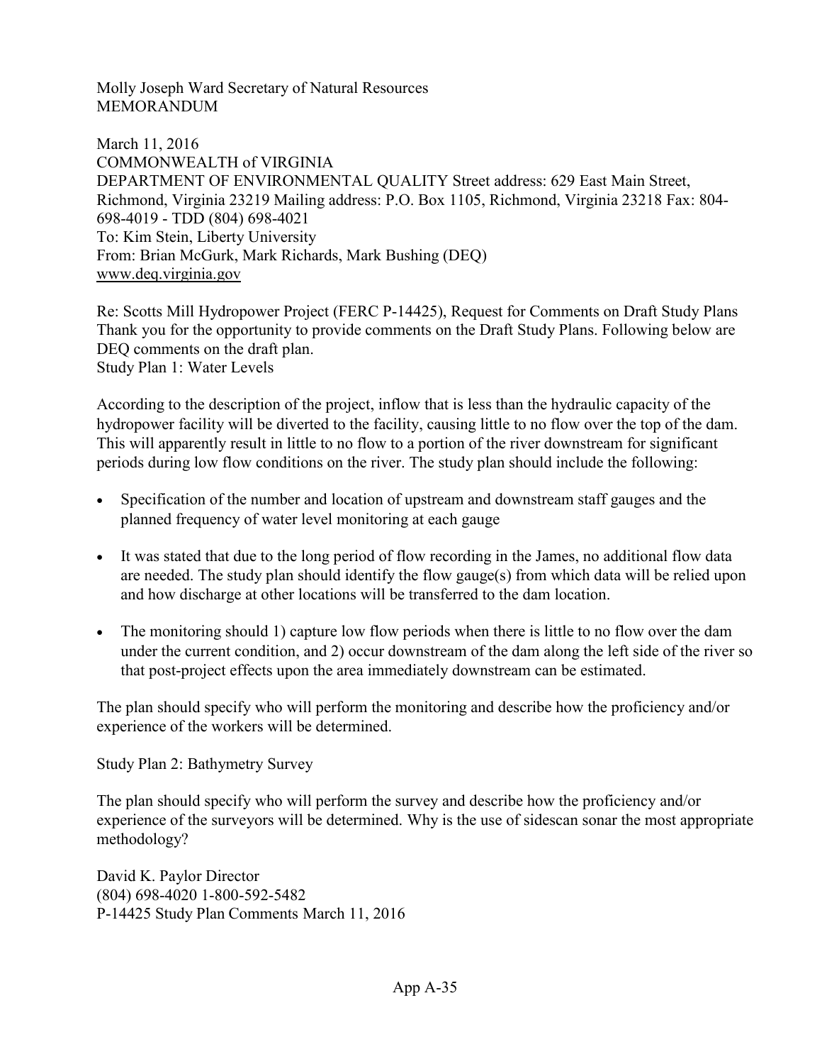Molly Joseph Ward Secretary of Natural Resources
MEMORANDUM

March 11, 2016
COMMONWEALTH of VIRGINIA
DEPARTMENT OF ENVIRONMENTAL QUALITY Street address: 629 East Main Street, Richmond, Virginia 23219 Mailing address: P.O. Box 1105, Richmond, Virginia 23218 Fax: 804-698-4019 - TDD (804) 698-4021
To: Kim Stein, Liberty University
From: Brian McGurk, Mark Richards, Mark Bushing (DEQ)
www.deq.virginia.gov

Re: Scotts Mill Hydropower Project (FERC P-14425), Request for Comments on Draft Study Plans
Thank you for the opportunity to provide comments on the Draft Study Plans. Following below are DEQ comments on the draft plan.
Study Plan 1: Water Levels

According to the description of the project, inflow that is less than the hydraulic capacity of the hydropower facility will be diverted to the facility, causing little to no flow over the top of the dam. This will apparently result in little to no flow to a portion of the river downstream for significant periods during low flow conditions on the river. The study plan should include the following:

- Specification of the number and location of upstream and downstream staff gauges and the planned frequency of water level monitoring at each gauge
- It was stated that due to the long period of flow recording in the James, no additional flow data are needed. The study plan should identify the flow gauge(s) from which data will be relied upon and how discharge at other locations will be transferred to the dam location.
- The monitoring should 1) capture low flow periods when there is little to no flow over the dam under the current condition, and 2) occur downstream of the dam along the left side of the river so that post-project effects upon the area immediately downstream can be estimated.

The plan should specify who will perform the monitoring and describe how the proficiency and/or experience of the workers will be determined.

Study Plan 2: Bathymetry Survey

The plan should specify who will perform the survey and describe how the proficiency and/or experience of the surveyors will be determined. Why is the use of sidescan sonar the most appropriate methodology?

David K. Paylor Director
(804) 698-4020 1-800-592-5482
P-14425 Study Plan Comments March 11, 2016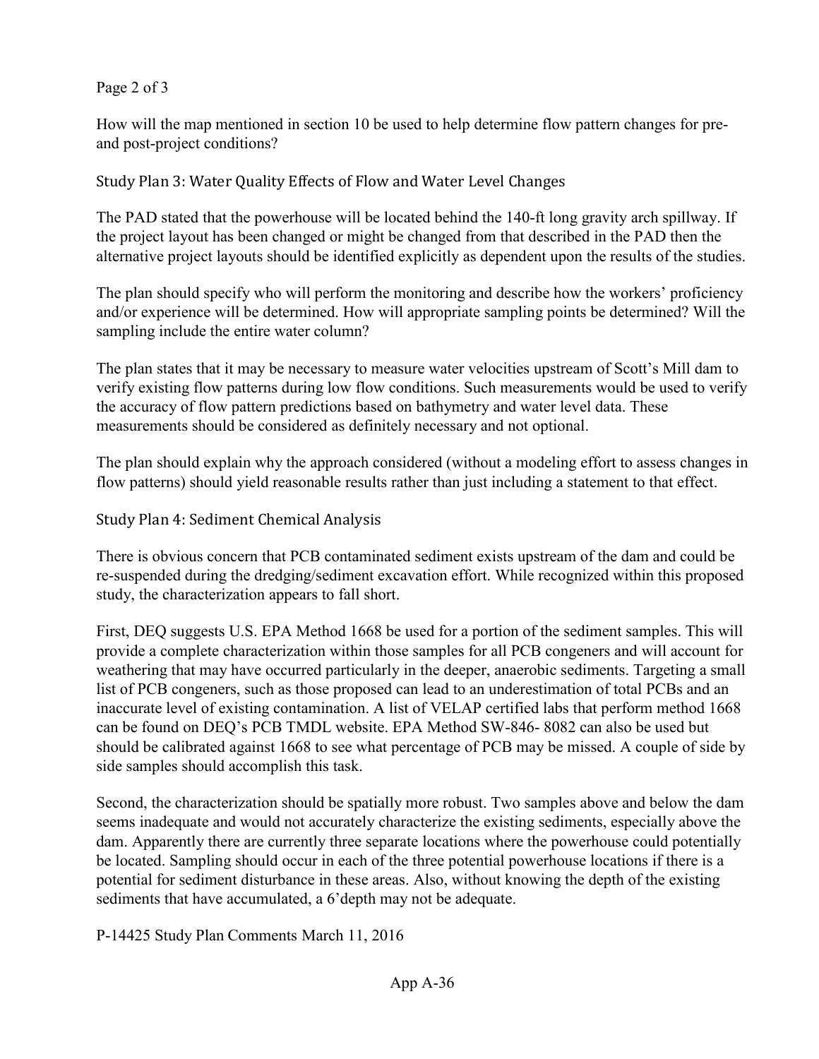How will the map mentioned in section 10 be used to help determine flow pattern changes for pre- and post-project conditions?

## Study Plan 3: Water Quality Effects of Flow and Water Level Changes

The PAD stated that the powerhouse will be located behind the 140-ft long gravity arch spillway. If the project layout has been changed or might be changed from that described in the PAD then the alternative project layouts should be identified explicitly as dependent upon the results of the studies.

The plan should specify who will perform the monitoring and describe how the workers' proficiency and/or experience will be determined. How will appropriate sampling points be determined? Will the sampling include the entire water column?

The plan states that it may be necessary to measure water velocities upstream of Scott's Mill dam to verify existing flow patterns during low flow conditions. Such measurements would be used to verify the accuracy of flow pattern predictions based on bathymetry and water level data. These measurements should be considered as definitely necessary and not optional.

The plan should explain why the approach considered (without a modeling effort to assess changes in flow patterns) should yield reasonable results rather than just including a statement to that effect.

## Study Plan 4: Sediment Chemical Analysis

There is obvious concern that PCB contaminated sediment exists upstream of the dam and could be re-suspended during the dredging/sediment excavation effort. While recognized within this proposed study, the characterization appears to fall short.

First, DEQ suggests U.S. EPA Method 1668 be used for a portion of the sediment samples. This will provide a complete characterization within those samples for all PCB congeners and will account for weathering that may have occurred particularly in the deeper, anaerobic sediments. Targeting a small list of PCB congeners, such as those proposed can lead to an underestimation of total PCBs and an inaccurate level of existing contamination. A list of VELAP certified labs that perform method 1668 can be found on DEQ's PCB TMDL website. EPA Method SW-846- 8082 can also be used but should be calibrated against 1668 to see what percentage of PCB may be missed. A couple of side by side samples should accomplish this task.

Second, the characterization should be spatially more robust. Two samples above and below the dam seems inadequate and would not accurately characterize the existing sediments, especially above the dam. Apparently there are currently three separate locations where the powerhouse could potentially be located. Sampling should occur in each of the three potential powerhouse locations if there is a potential for sediment disturbance in these areas. Also, without knowing the depth of the existing sediments that have accumulated, a 6'depth may not be adequate.

P-14425 Study Plan Comments March 11, 2016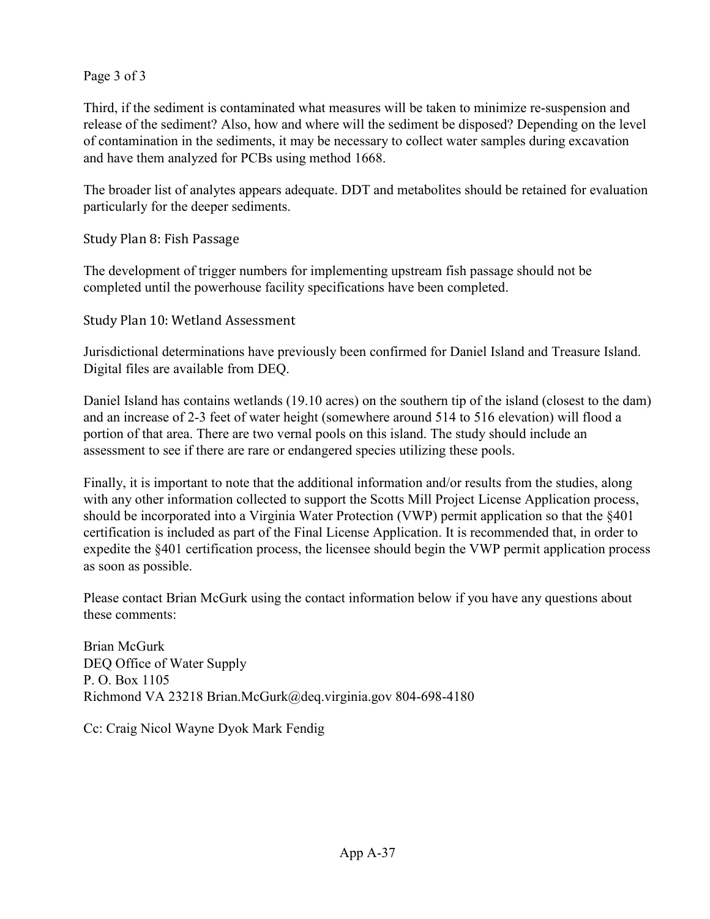Third, if the sediment is contaminated what measures will be taken to minimize re-suspension and release of the sediment? Also, how and where will the sediment be disposed? Depending on the level of contamination in the sediments, it may be necessary to collect water samples during excavation and have them analyzed for PCBs using method 1668.

The broader list of analytes appears adequate. DDT and metabolites should be retained for evaluation particularly for the deeper sediments.

### Study Plan 8: Fish Passage

The development of trigger numbers for implementing upstream fish passage should not be completed until the powerhouse facility specifications have been completed.

### Study Plan 10: Wetland Assessment

Jurisdictional determinations have previously been confirmed for Daniel Island and Treasure Island. Digital files are available from DEQ.

Daniel Island has contains wetlands (19.10 acres) on the southern tip of the island (closest to the dam) and an increase of 2-3 feet of water height (somewhere around 514 to 516 elevation) will flood a portion of that area. There are two vernal pools on this island. The study should include an assessment to see if there are rare or endangered species utilizing these pools.

Finally, it is important to note that the additional information and/or results from the studies, along with any other information collected to support the Scotts Mill Project License Application process, should be incorporated into a Virginia Water Protection (VWP) permit application so that the §401 certification is included as part of the Final License Application. It is recommended that, in order to expedite the §401 certification process, the licensee should begin the VWP permit application process as soon as possible.

Please contact Brian McGurk using the contact information below if you have any questions about these comments:

Brian McGurk
DEQ Office of Water Supply
P. O. Box 1105
Richmond VA 23218 Brian.McGurk@deq.virginia.gov 804-698-4180

Cc: Craig Nicol Wayne Dyok Mark Fendig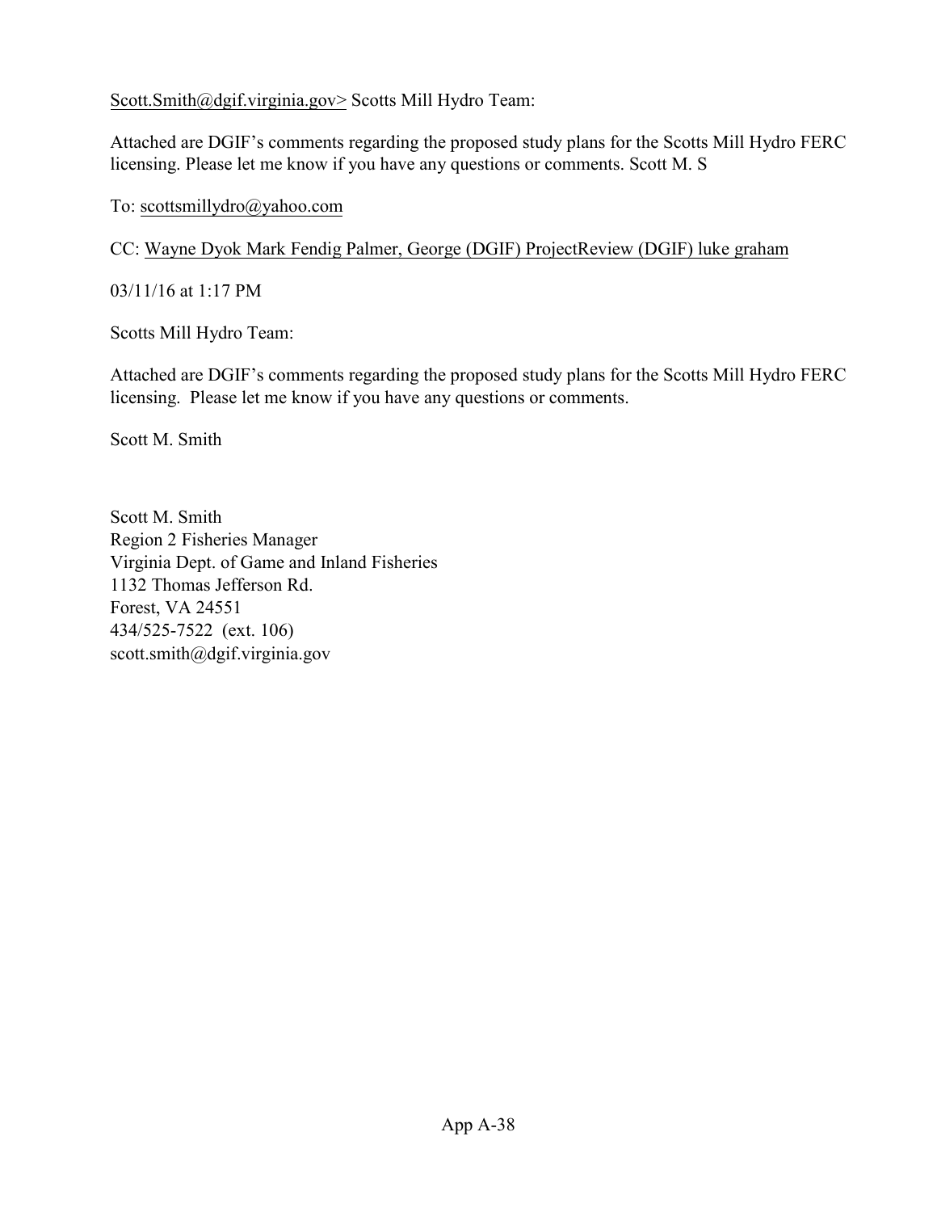Scott.Smith@dgif.virginia.gov> Scotts Mill Hydro Team:

Attached are DGIF's comments regarding the proposed study plans for the Scotts Mill Hydro FERC licensing. Please let me know if you have any questions or comments. Scott M. S

To: scottsmillydro@yahoo.com

CC: Wayne Dyok Mark Fendig Palmer, George (DGIF) ProjectReview (DGIF) luke graham

03/11/16 at 1:17 PM

Scotts Mill Hydro Team:

Attached are DGIF's comments regarding the proposed study plans for the Scotts Mill Hydro FERC licensing. Please let me know if you have any questions or comments.

Scott M. Smith

Scott M. Smith
Region 2 Fisheries Manager
Virginia Dept. of Game and Inland Fisheries
1132 Thomas Jefferson Rd.
Forest, VA 24551
434/525-7522 (ext. 106)
scott.smith@dgif.virginia.gov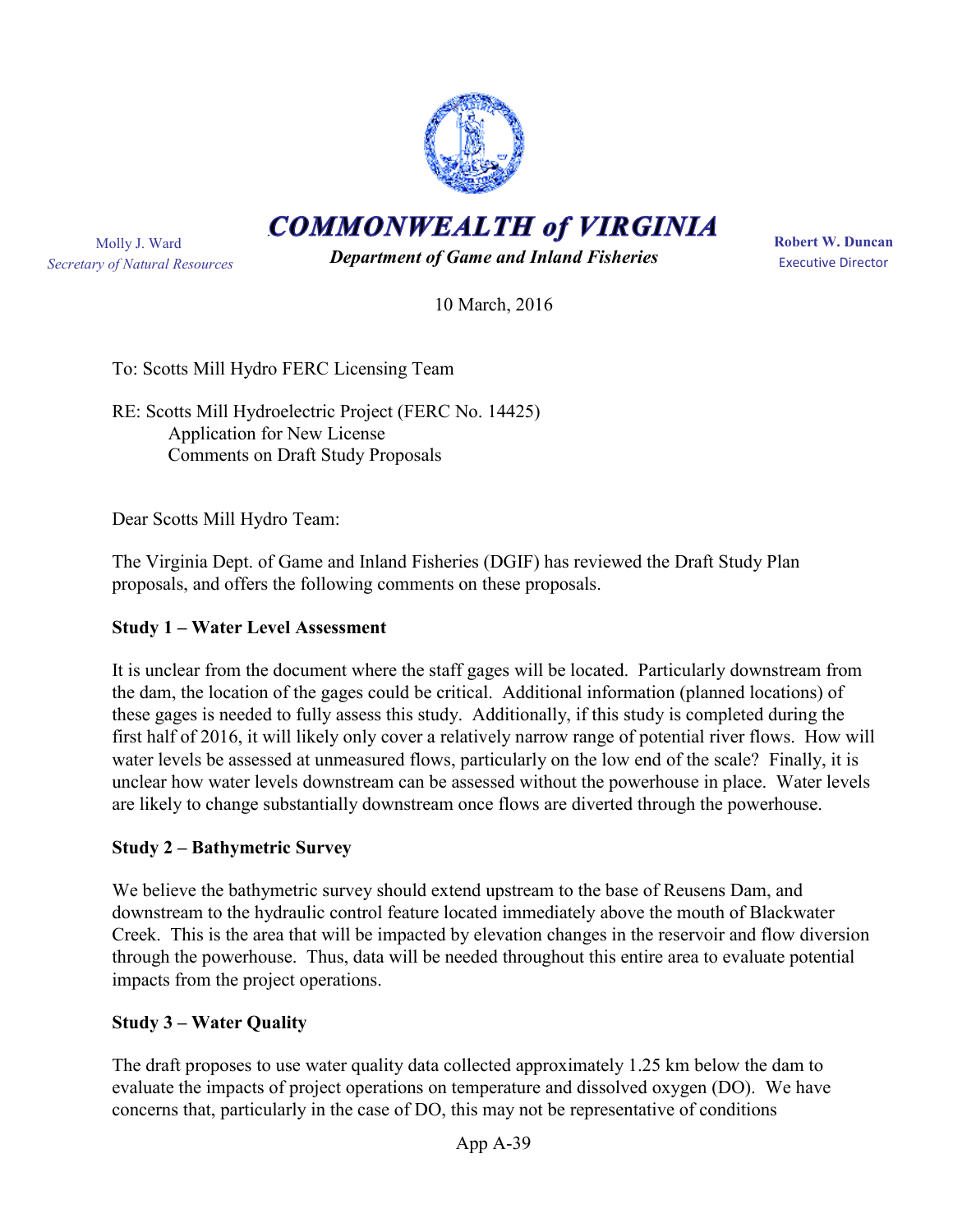# COMMONWEALTH of VIRGINIA

*Department of Game and Inland Fisheries*

Molly J. Ward
*Secretary of Natural Resources*

**Robert W. Duncan**
Executive Director

10 March, 2016

To: Scotts Mill Hydro FERC Licensing Team

RE: Scotts Mill Hydroelectric Project (FERC No. 14425)
Application for New License
Comments on Draft Study Proposals

Dear Scotts Mill Hydro Team:

The Virginia Dept. of Game and Inland Fisheries (DGIF) has reviewed the Draft Study Plan proposals, and offers the following comments on these proposals.

**Study 1 – Water Level Assessment**

It is unclear from the document where the staff gages will be located. Particularly downstream from the dam, the location of the gages could be critical. Additional information (planned locations) of these gages is needed to fully assess this study. Additionally, if this study is completed during the first half of 2016, it will likely only cover a relatively narrow range of potential river flows. How will water levels be assessed at unmeasured flows, particularly on the low end of the scale? Finally, it is unclear how water levels downstream can be assessed without the powerhouse in place. Water levels are likely to change substantially downstream once flows are diverted through the powerhouse.

**Study 2 – Bathymetric Survey**

We believe the bathymetric survey should extend upstream to the base of Reusens Dam, and downstream to the hydraulic control feature located immediately above the mouth of Blackwater Creek. This is the area that will be impacted by elevation changes in the reservoir and flow diversion through the powerhouse. Thus, data will be needed throughout this entire area to evaluate potential impacts from the project operations.

**Study 3 – Water Quality**

The draft proposes to use water quality data collected approximately 1.25 km below the dam to evaluate the impacts of project operations on temperature and dissolved oxygen (DO). We have concerns that, particularly in the case of DO, this may not be representative of conditions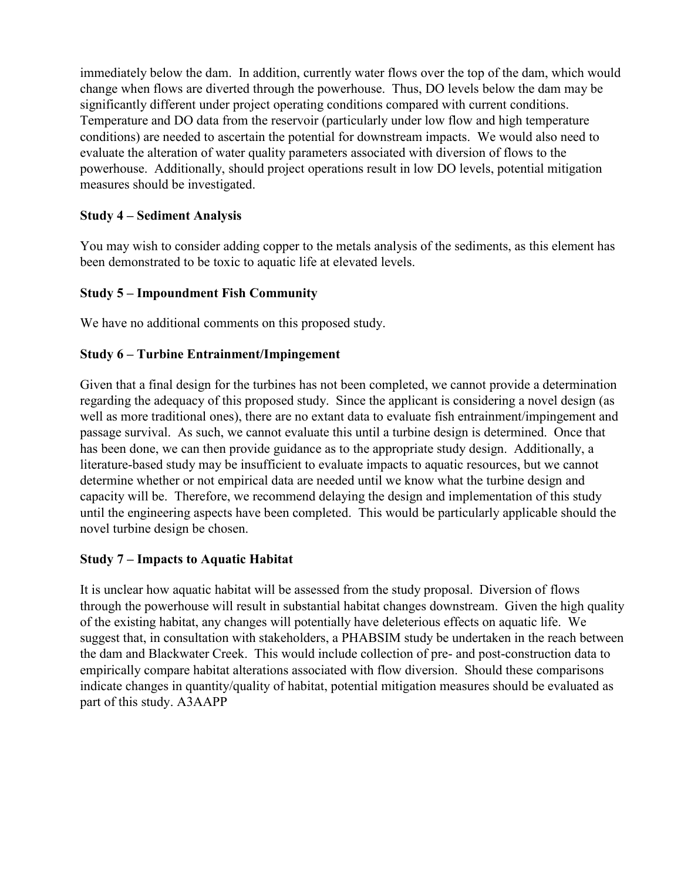immediately below the dam. In addition, currently water flows over the top of the dam, which would change when flows are diverted through the powerhouse. Thus, DO levels below the dam may be significantly different under project operating conditions compared with current conditions. Temperature and DO data from the reservoir (particularly under low flow and high temperature conditions) are needed to ascertain the potential for downstream impacts. We would also need to evaluate the alteration of water quality parameters associated with diversion of flows to the powerhouse. Additionally, should project operations result in low DO levels, potential mitigation measures should be investigated.

**Study 4 – Sediment Analysis**

You may wish to consider adding copper to the metals analysis of the sediments, as this element has been demonstrated to be toxic to aquatic life at elevated levels.

**Study 5 – Impoundment Fish Community**

We have no additional comments on this proposed study.

**Study 6 – Turbine Entrainment/Impingement**

Given that a final design for the turbines has not been completed, we cannot provide a determination regarding the adequacy of this proposed study. Since the applicant is considering a novel design (as well as more traditional ones), there are no extant data to evaluate fish entrainment/impingement and passage survival. As such, we cannot evaluate this until a turbine design is determined. Once that has been done, we can then provide guidance as to the appropriate study design. Additionally, a literature-based study may be insufficient to evaluate impacts to aquatic resources, but we cannot determine whether or not empirical data are needed until we know what the turbine design and capacity will be. Therefore, we recommend delaying the design and implementation of this study until the engineering aspects have been completed. This would be particularly applicable should the novel turbine design be chosen.

**Study 7 – Impacts to Aquatic Habitat**

It is unclear how aquatic habitat will be assessed from the study proposal. Diversion of flows through the powerhouse will result in substantial habitat changes downstream. Given the high quality of the existing habitat, any changes will potentially have deleterious effects on aquatic life. We suggest that, in consultation with stakeholders, a PHABSIM study be undertaken in the reach between the dam and Blackwater Creek. This would include collection of pre- and post-construction data to empirically compare habitat alterations associated with flow diversion. Should these comparisons indicate changes in quantity/quality of habitat, potential mitigation measures should be evaluated as part of this study. A3AAPP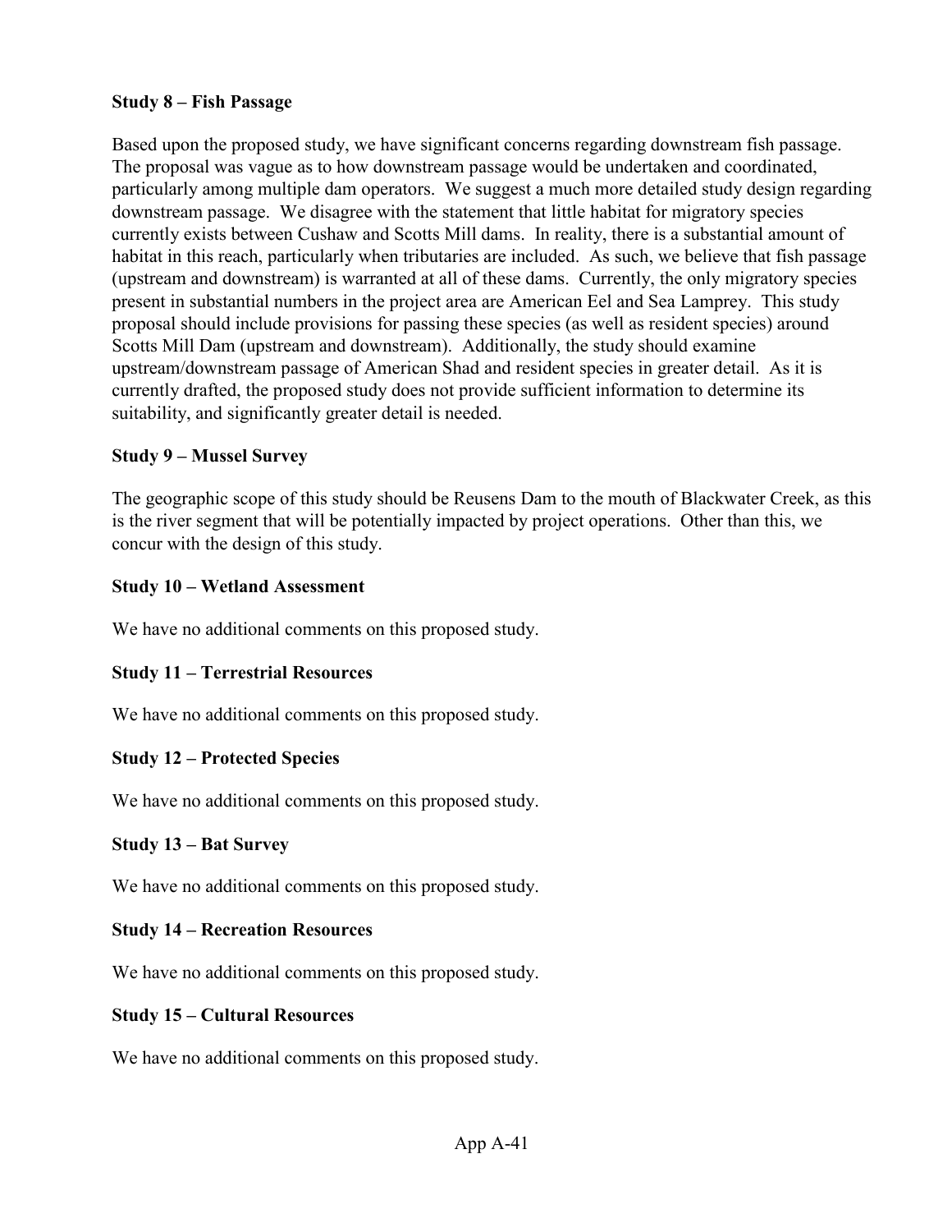**Study 8 – Fish Passage**

Based upon the proposed study, we have significant concerns regarding downstream fish passage. The proposal was vague as to how downstream passage would be undertaken and coordinated, particularly among multiple dam operators. We suggest a much more detailed study design regarding downstream passage. We disagree with the statement that little habitat for migratory species currently exists between Cushaw and Scotts Mill dams. In reality, there is a substantial amount of habitat in this reach, particularly when tributaries are included. As such, we believe that fish passage (upstream and downstream) is warranted at all of these dams. Currently, the only migratory species present in substantial numbers in the project area are American Eel and Sea Lamprey. This study proposal should include provisions for passing these species (as well as resident species) around Scotts Mill Dam (upstream and downstream). Additionally, the study should examine upstream/downstream passage of American Shad and resident species in greater detail. As it is currently drafted, the proposed study does not provide sufficient information to determine its suitability, and significantly greater detail is needed.

**Study 9 – Mussel Survey**

The geographic scope of this study should be Reusens Dam to the mouth of Blackwater Creek, as this is the river segment that will be potentially impacted by project operations. Other than this, we concur with the design of this study.

**Study 10 – Wetland Assessment**

We have no additional comments on this proposed study.

**Study 11 – Terrestrial Resources**

We have no additional comments on this proposed study.

**Study 12 – Protected Species**

We have no additional comments on this proposed study.

**Study 13 – Bat Survey**

We have no additional comments on this proposed study.

**Study 14 – Recreation Resources**

We have no additional comments on this proposed study.

**Study 15 – Cultural Resources**

We have no additional comments on this proposed study.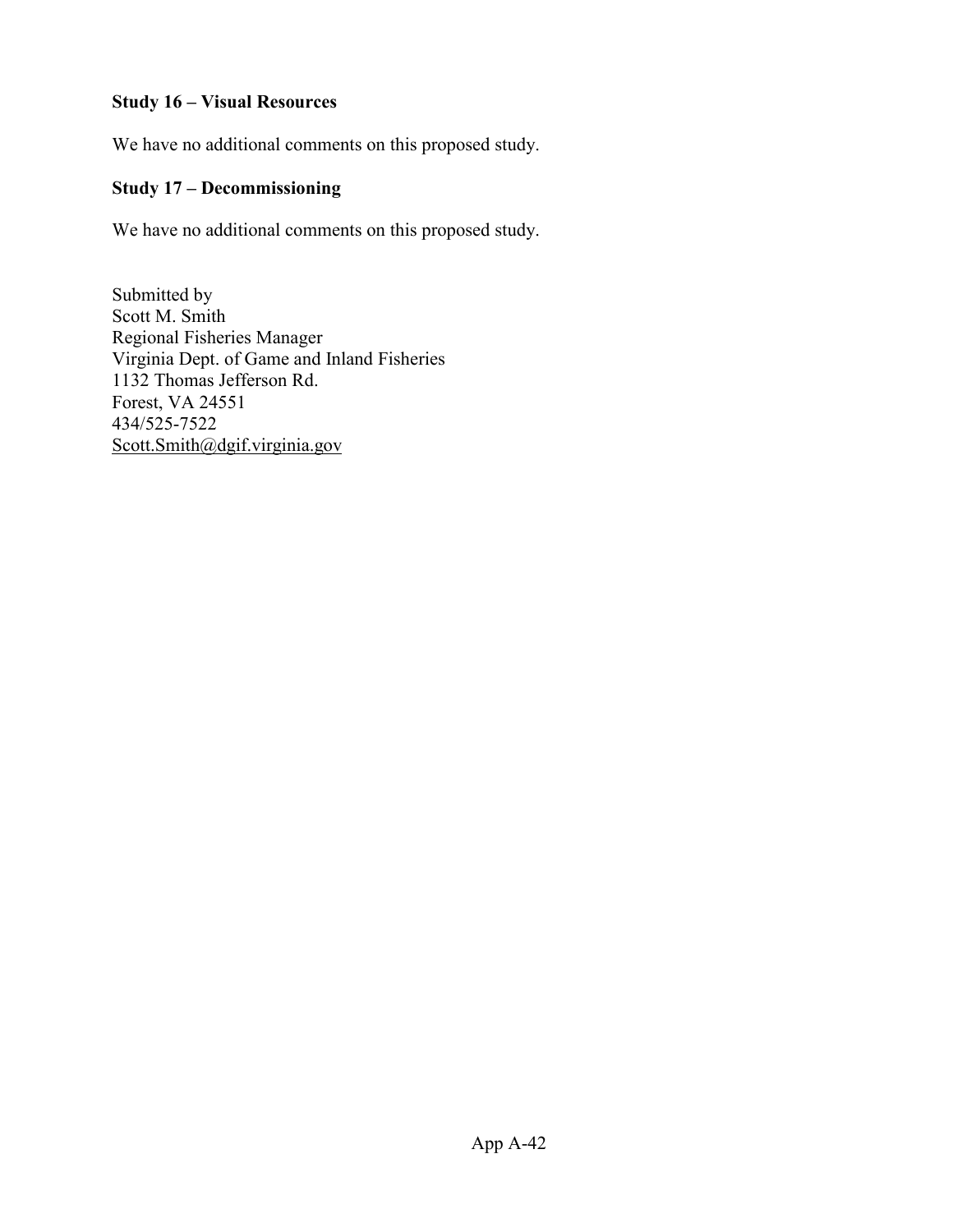**Study 16 – Visual Resources**

We have no additional comments on this proposed study.

**Study 17 – Decommissioning**

We have no additional comments on this proposed study.

Submitted by
Scott M. Smith
Regional Fisheries Manager
Virginia Dept. of Game and Inland Fisheries
1132 Thomas Jefferson Rd.
Forest, VA 24551
434/525-7522
Scott.Smith@dgif.virginia.gov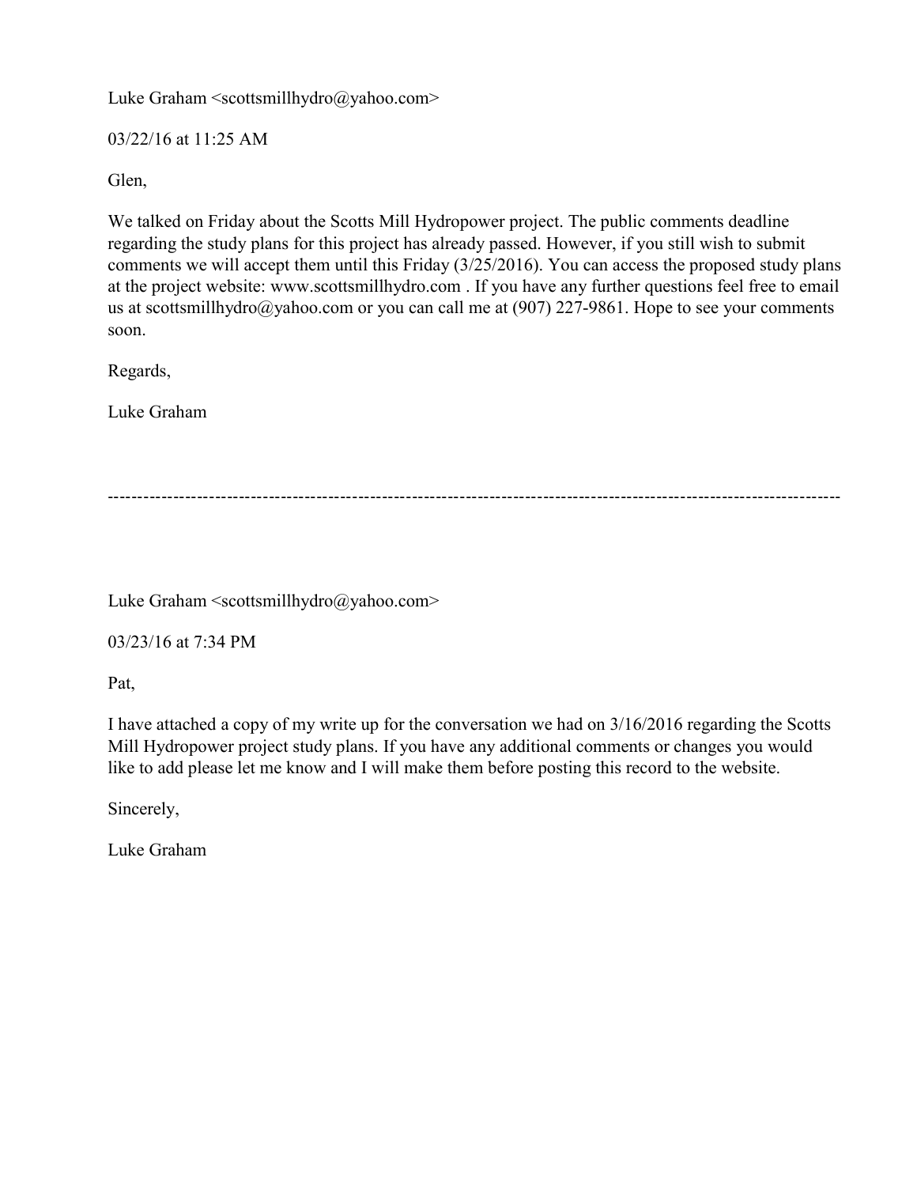Luke Graham <scottsmillhydro@yahoo.com>

03/22/16 at 11:25 AM

Glen,

We talked on Friday about the Scotts Mill Hydropower project. The public comments deadline regarding the study plans for this project has already passed. However, if you still wish to submit comments we will accept them until this Friday (3/25/2016). You can access the proposed study plans at the project website: www.scottsmillhydro.com . If you have any further questions feel free to email us at scottsmillhydro@yahoo.com or you can call me at (907) 227-9861. Hope to see your comments soon.

Regards,

Luke Graham

---

Luke Graham <scottsmillhydro@yahoo.com>

03/23/16 at 7:34 PM

Pat,

I have attached a copy of my write up for the conversation we had on 3/16/2016 regarding the Scotts Mill Hydropower project study plans. If you have any additional comments or changes you would like to add please let me know and I will make them before posting this record to the website.

Sincerely,

Luke Graham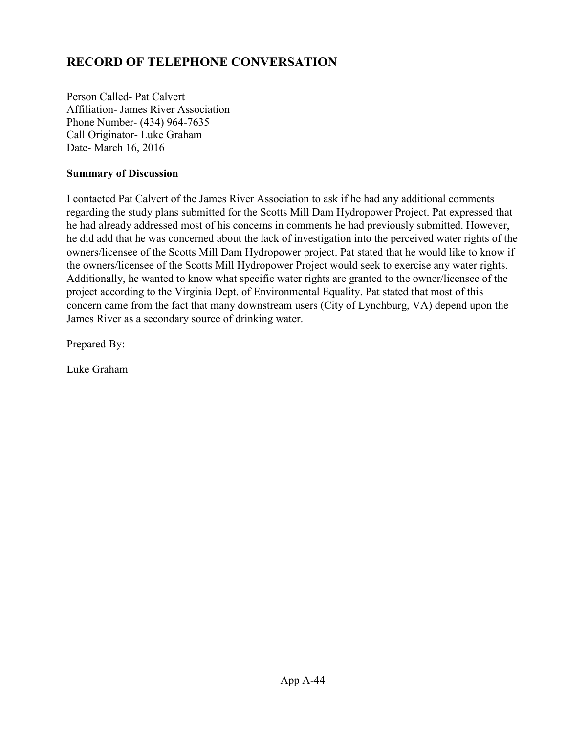# RECORD OF TELEPHONE CONVERSATION

Person Called- Pat Calvert
Affiliation- James River Association
Phone Number- (434) 964-7635
Call Originator- Luke Graham
Date- March 16, 2016

**Summary of Discussion**

I contacted Pat Calvert of the James River Association to ask if he had any additional comments regarding the study plans submitted for the Scotts Mill Dam Hydropower Project. Pat expressed that he had already addressed most of his concerns in comments he had previously submitted. However, he did add that he was concerned about the lack of investigation into the perceived water rights of the owners/licensee of the Scotts Mill Dam Hydropower project. Pat stated that he would like to know if the owners/licensee of the Scotts Mill Hydropower Project would seek to exercise any water rights. Additionally, he wanted to know what specific water rights are granted to the owner/licensee of the project according to the Virginia Dept. of Environmental Equality. Pat stated that most of this concern came from the fact that many downstream users (City of Lynchburg, VA) depend upon the James River as a secondary source of drinking water.

Prepared By:

Luke Graham

App A-44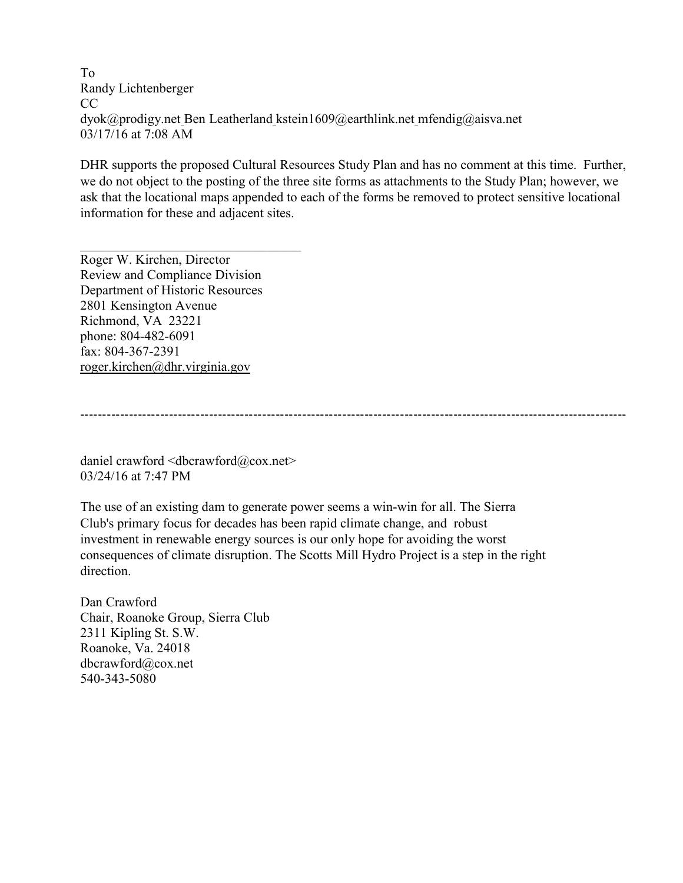To
Randy Lichtenberger
CC
dyok@prodigy.net Ben Leatherland kstein1609@earthlink.net mfendig@aisva.net
03/17/16 at 7:08 AM

DHR supports the proposed Cultural Resources Study Plan and has no comment at this time. Further, we do not object to the posting of the three site forms as attachments to the Study Plan; however, we ask that the locational maps appended to each of the forms be removed to protect sensitive locational information for these and adjacent sites.

___________________________________

Roger W. Kirchen, Director
Review and Compliance Division
Department of Historic Resources
2801 Kensington Avenue
Richmond, VA 23221
phone: 804-482-6091
fax: 804-367-2391
roger.kirchen@dhr.virginia.gov

---

daniel crawford <dbcrawford@cox.net>
03/24/16 at 7:47 PM

The use of an existing dam to generate power seems a win-win for all. The Sierra Club's primary focus for decades has been rapid climate change, and robust investment in renewable energy sources is our only hope for avoiding the worst consequences of climate disruption. The Scotts Mill Hydro Project is a step in the right direction.

Dan Crawford
Chair, Roanoke Group, Sierra Club
2311 Kipling St. S.W.
Roanoke, Va. 24018
dbcrawford@cox.net
540-343-5080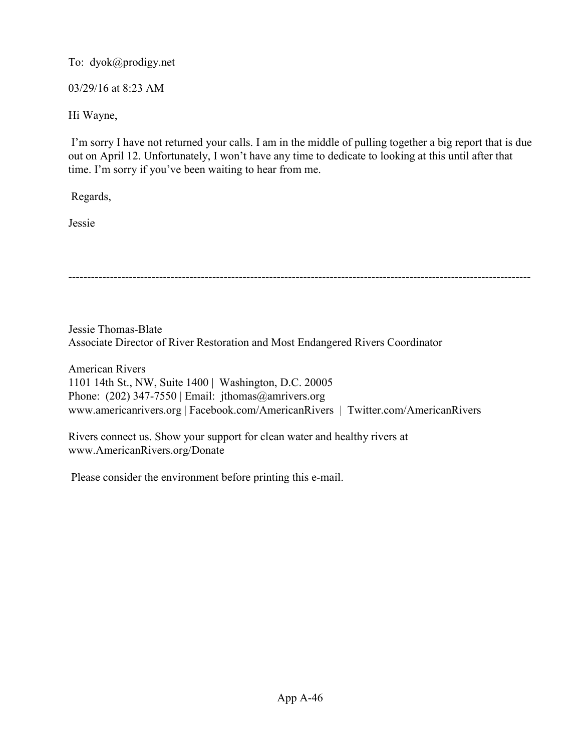To: dyok@prodigy.net

03/29/16 at 8:23 AM

Hi Wayne,

I'm sorry I have not returned your calls. I am in the middle of pulling together a big report that is due out on April 12. Unfortunately, I won't have any time to dedicate to looking at this until after that time. I'm sorry if you've been waiting to hear from me.

Regards,

Jessie

---

Jessie Thomas-Blate
Associate Director of River Restoration and Most Endangered Rivers Coordinator

American Rivers
1101 14th St., NW, Suite 1400 | Washington, D.C. 20005
Phone: (202) 347-7550 | Email: jthomas@amrivers.org
www.americanrivers.org | Facebook.com/AmericanRivers | Twitter.com/AmericanRivers

Rivers connect us. Show your support for clean water and healthy rivers at
www.AmericanRivers.org/Donate

Please consider the environment before printing this e-mail.

App A-46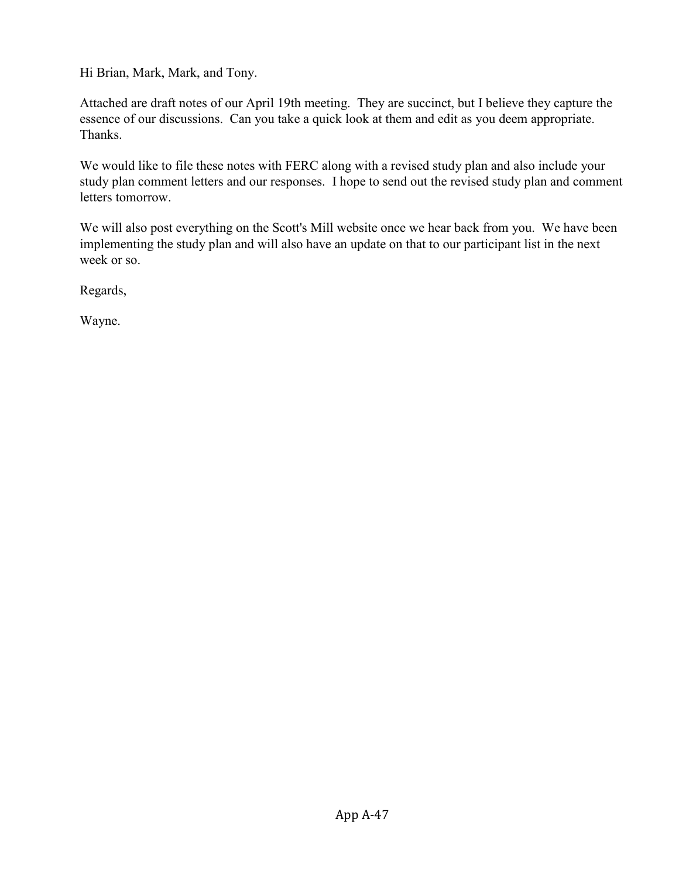Hi Brian, Mark, Mark, and Tony.

Attached are draft notes of our April 19th meeting. They are succinct, but I believe they capture the essence of our discussions. Can you take a quick look at them and edit as you deem appropriate. Thanks.

We would like to file these notes with FERC along with a revised study plan and also include your study plan comment letters and our responses. I hope to send out the revised study plan and comment letters tomorrow.

We will also post everything on the Scott's Mill website once we hear back from you. We have been implementing the study plan and will also have an update on that to our participant list in the next week or so.

Regards,

Wayne.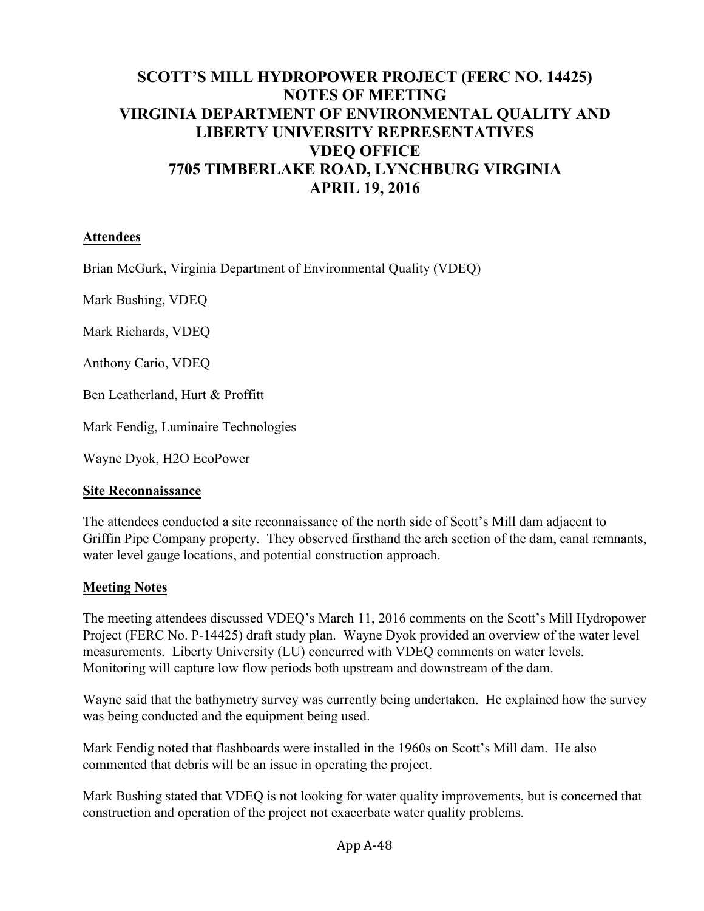# SCOTT'S MILL HYDROPOWER PROJECT (FERC NO. 14425) NOTES OF MEETING VIRGINIA DEPARTMENT OF ENVIRONMENTAL QUALITY AND LIBERTY UNIVERSITY REPRESENTATIVES VDEQ OFFICE 7705 TIMBERLAKE ROAD, LYNCHBURG VIRGINIA APRIL 19, 2016

## Attendees

Brian McGurk, Virginia Department of Environmental Quality (VDEQ)

Mark Bushing, VDEQ

Mark Richards, VDEQ

Anthony Cario, VDEQ

Ben Leatherland, Hurt & Proffitt

Mark Fendig, Luminaire Technologies

Wayne Dyok, H2O EcoPower

## Site Reconnaissance

The attendees conducted a site reconnaissance of the north side of Scott's Mill dam adjacent to Griffin Pipe Company property. They observed firsthand the arch section of the dam, canal remnants, water level gauge locations, and potential construction approach.

## Meeting Notes

The meeting attendees discussed VDEQ's March 11, 2016 comments on the Scott's Mill Hydropower Project (FERC No. P-14425) draft study plan. Wayne Dyok provided an overview of the water level measurements. Liberty University (LU) concurred with VDEQ comments on water levels. Monitoring will capture low flow periods both upstream and downstream of the dam.

Wayne said that the bathymetry survey was currently being undertaken. He explained how the survey was being conducted and the equipment being used.

Mark Fendig noted that flashboards were installed in the 1960s on Scott's Mill dam. He also commented that debris will be an issue in operating the project.

Mark Bushing stated that VDEQ is not looking for water quality improvements, but is concerned that construction and operation of the project not exacerbate water quality problems.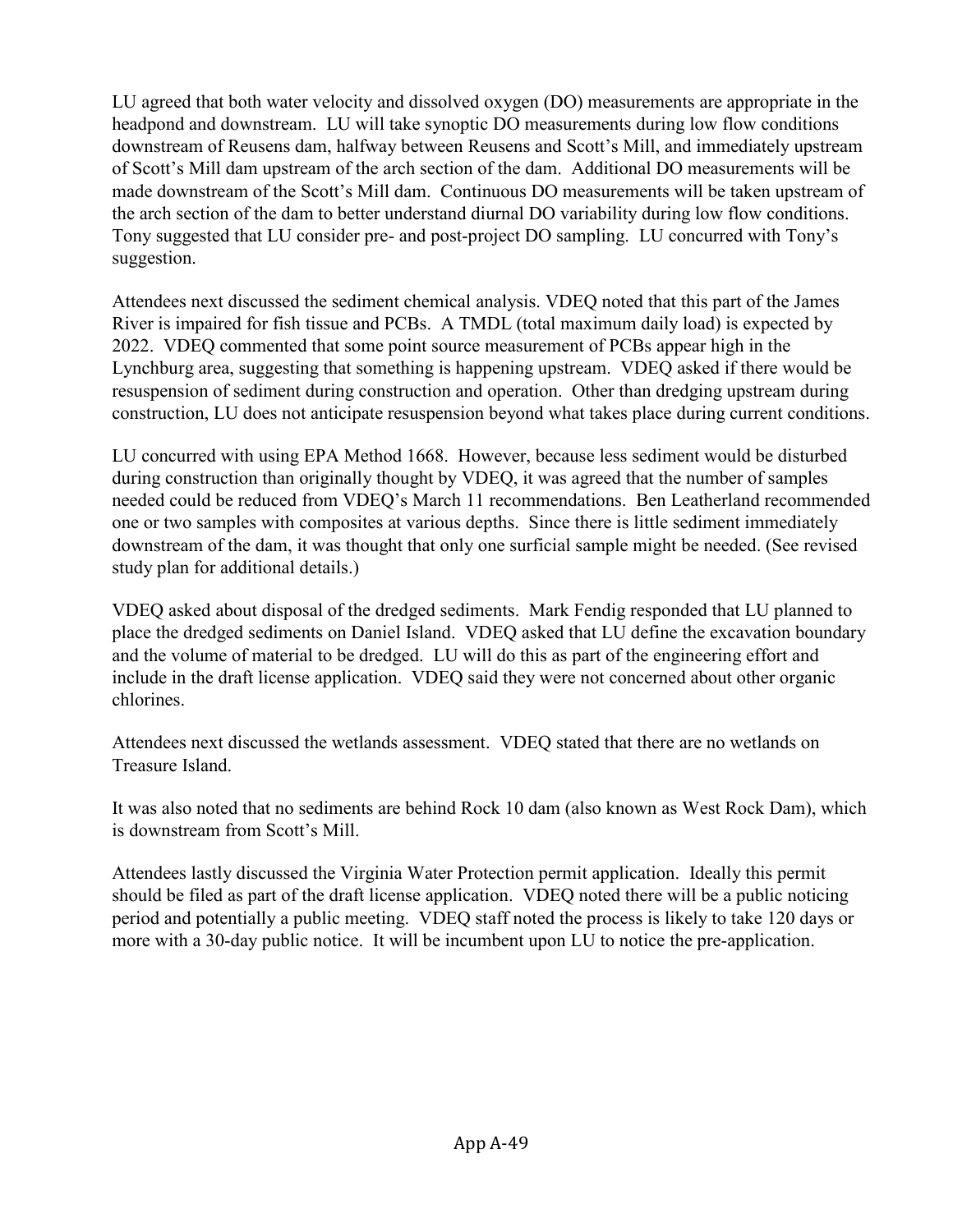LU agreed that both water velocity and dissolved oxygen (DO) measurements are appropriate in the headpond and downstream. LU will take synoptic DO measurements during low flow conditions downstream of Reusens dam, halfway between Reusens and Scott's Mill, and immediately upstream of Scott's Mill dam upstream of the arch section of the dam. Additional DO measurements will be made downstream of the Scott's Mill dam. Continuous DO measurements will be taken upstream of the arch section of the dam to better understand diurnal DO variability during low flow conditions. Tony suggested that LU consider pre- and post-project DO sampling. LU concurred with Tony's suggestion.

Attendees next discussed the sediment chemical analysis. VDEQ noted that this part of the James River is impaired for fish tissue and PCBs. A TMDL (total maximum daily load) is expected by 2022. VDEQ commented that some point source measurement of PCBs appear high in the Lynchburg area, suggesting that something is happening upstream. VDEQ asked if there would be resuspension of sediment during construction and operation. Other than dredging upstream during construction, LU does not anticipate resuspension beyond what takes place during current conditions.

LU concurred with using EPA Method 1668. However, because less sediment would be disturbed during construction than originally thought by VDEQ, it was agreed that the number of samples needed could be reduced from VDEQ's March 11 recommendations. Ben Leatherland recommended one or two samples with composites at various depths. Since there is little sediment immediately downstream of the dam, it was thought that only one surficial sample might be needed. (See revised study plan for additional details.)

VDEQ asked about disposal of the dredged sediments. Mark Fendig responded that LU planned to place the dredged sediments on Daniel Island. VDEQ asked that LU define the excavation boundary and the volume of material to be dredged. LU will do this as part of the engineering effort and include in the draft license application. VDEQ said they were not concerned about other organic chlorines.

Attendees next discussed the wetlands assessment. VDEQ stated that there are no wetlands on Treasure Island.

It was also noted that no sediments are behind Rock 10 dam (also known as West Rock Dam), which is downstream from Scott's Mill.

Attendees lastly discussed the Virginia Water Protection permit application. Ideally this permit should be filed as part of the draft license application. VDEQ noted there will be a public noticing period and potentially a public meeting. VDEQ staff noted the process is likely to take 120 days or more with a 30-day public notice. It will be incumbent upon LU to notice the pre-application.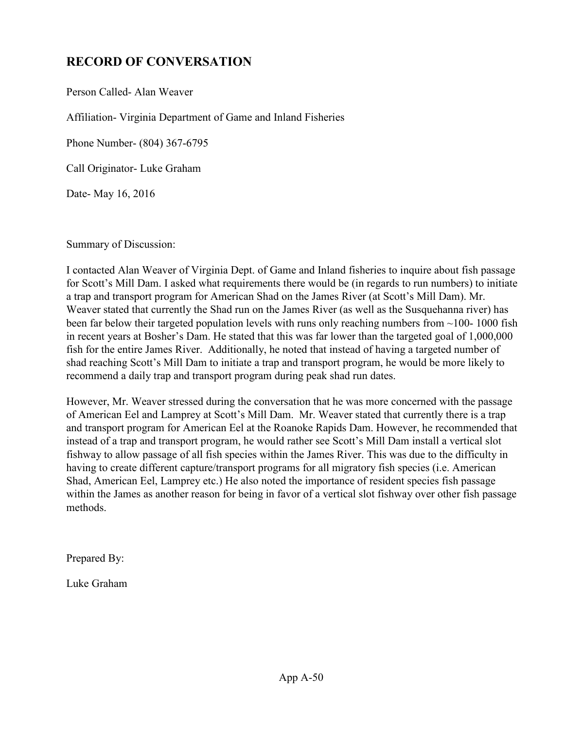## RECORD OF CONVERSATION

Person Called- Alan Weaver

Affiliation- Virginia Department of Game and Inland Fisheries

Phone Number- (804) 367-6795

Call Originator- Luke Graham

Date- May 16, 2016

Summary of Discussion:

I contacted Alan Weaver of Virginia Dept. of Game and Inland fisheries to inquire about fish passage for Scott's Mill Dam. I asked what requirements there would be (in regards to run numbers) to initiate a trap and transport program for American Shad on the James River (at Scott's Mill Dam). Mr. Weaver stated that currently the Shad run on the James River (as well as the Susquehanna river) has been far below their targeted population levels with runs only reaching numbers from ~100- 1000 fish in recent years at Bosher's Dam. He stated that this was far lower than the targeted goal of 1,000,000 fish for the entire James River. Additionally, he noted that instead of having a targeted number of shad reaching Scott's Mill Dam to initiate a trap and transport program, he would be more likely to recommend a daily trap and transport program during peak shad run dates.

However, Mr. Weaver stressed during the conversation that he was more concerned with the passage of American Eel and Lamprey at Scott's Mill Dam. Mr. Weaver stated that currently there is a trap and transport program for American Eel at the Roanoke Rapids Dam. However, he recommended that instead of a trap and transport program, he would rather see Scott's Mill Dam install a vertical slot fishway to allow passage of all fish species within the James River. This was due to the difficulty in having to create different capture/transport programs for all migratory fish species (i.e. American Shad, American Eel, Lamprey etc.) He also noted the importance of resident species fish passage within the James as another reason for being in favor of a vertical slot fishway over other fish passage methods.

Prepared By:

Luke Graham

App A-50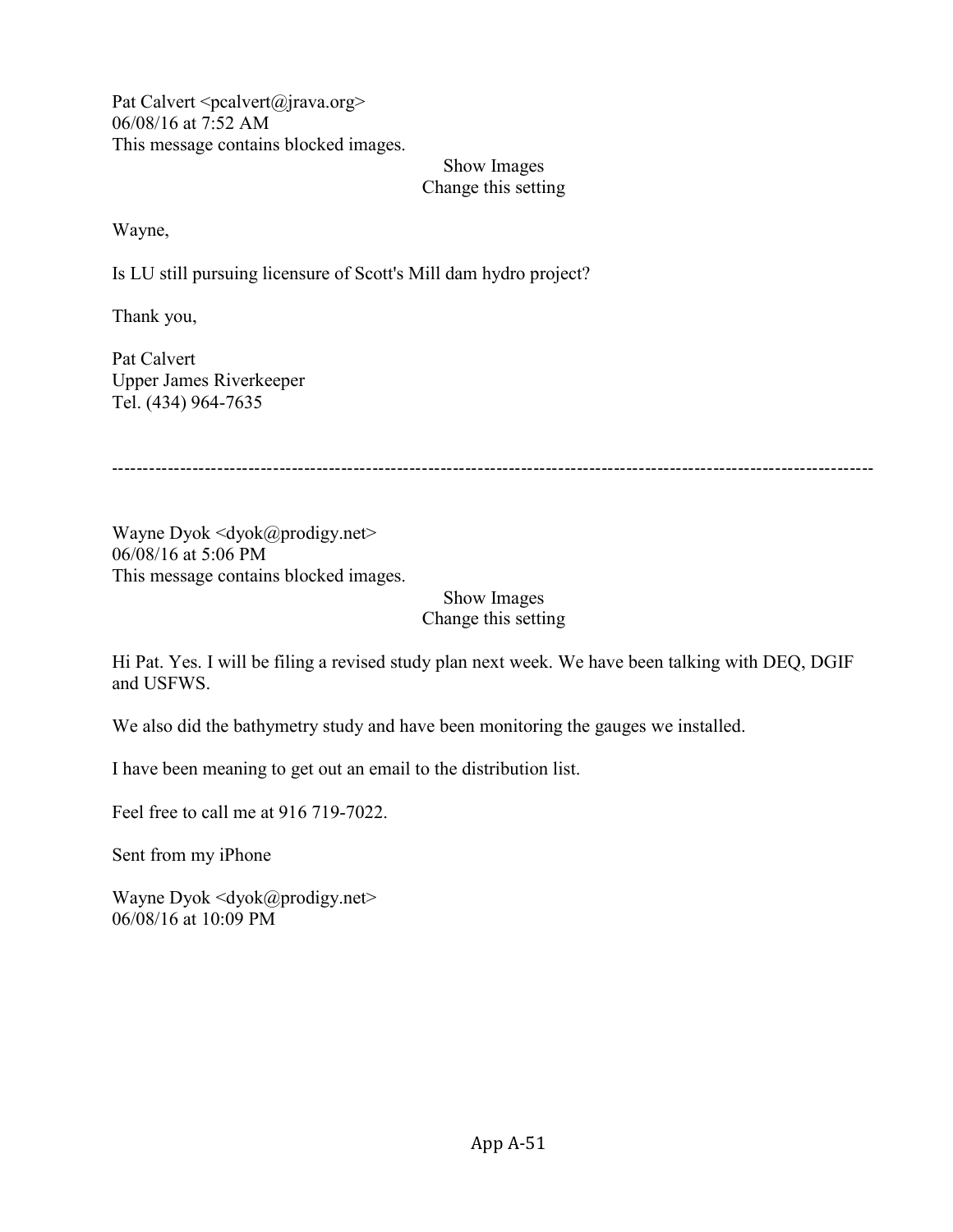Pat Calvert <pcalvert@jrava.org>
06/08/16 at 7:52 AM
This message contains blocked images.

Show Images
Change this setting

Wayne,

Is LU still pursuing licensure of Scott's Mill dam hydro project?

Thank you,

Pat Calvert
Upper James Riverkeeper
Tel. (434) 964-7635

---

Wayne Dyok <dyok@prodigy.net>
06/08/16 at 5:06 PM
This message contains blocked images.

Show Images
Change this setting

Hi Pat. Yes. I will be filing a revised study plan next week. We have been talking with DEQ, DGIF and USFWS.

We also did the bathymetry study and have been monitoring the gauges we installed.

I have been meaning to get out an email to the distribution list.

Feel free to call me at 916 719-7022.

Sent from my iPhone

Wayne Dyok <dyok@prodigy.net>
06/08/16 at 10:09 PM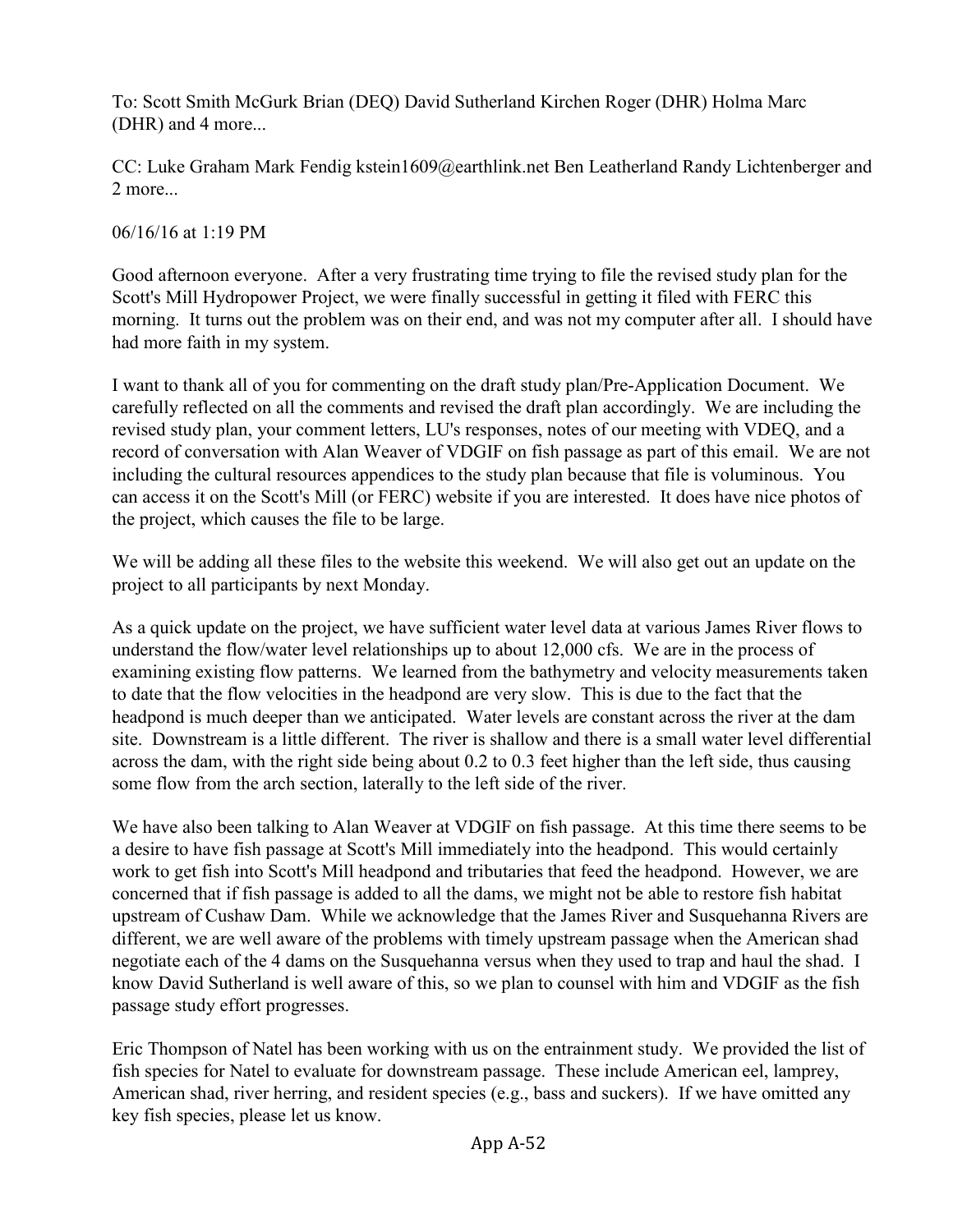To: Scott Smith McGurk Brian (DEQ) David Sutherland Kirchen Roger (DHR) Holma Marc (DHR) and 4 more...

CC: Luke Graham Mark Fendig kstein1609@earthlink.net Ben Leatherland Randy Lichtenberger and 2 more...

06/16/16 at 1:19 PM

Good afternoon everyone. After a very frustrating time trying to file the revised study plan for the Scott's Mill Hydropower Project, we were finally successful in getting it filed with FERC this morning. It turns out the problem was on their end, and was not my computer after all. I should have had more faith in my system.

I want to thank all of you for commenting on the draft study plan/Pre-Application Document. We carefully reflected on all the comments and revised the draft plan accordingly. We are including the revised study plan, your comment letters, LU's responses, notes of our meeting with VDEQ, and a record of conversation with Alan Weaver of VDGIF on fish passage as part of this email. We are not including the cultural resources appendices to the study plan because that file is voluminous. You can access it on the Scott's Mill (or FERC) website if you are interested. It does have nice photos of the project, which causes the file to be large.

We will be adding all these files to the website this weekend. We will also get out an update on the project to all participants by next Monday.

As a quick update on the project, we have sufficient water level data at various James River flows to understand the flow/water level relationships up to about 12,000 cfs. We are in the process of examining existing flow patterns. We learned from the bathymetry and velocity measurements taken to date that the flow velocities in the headpond are very slow. This is due to the fact that the headpond is much deeper than we anticipated. Water levels are constant across the river at the dam site. Downstream is a little different. The river is shallow and there is a small water level differential across the dam, with the right side being about 0.2 to 0.3 feet higher than the left side, thus causing some flow from the arch section, laterally to the left side of the river.

We have also been talking to Alan Weaver at VDGIF on fish passage. At this time there seems to be a desire to have fish passage at Scott's Mill immediately into the headpond. This would certainly work to get fish into Scott's Mill headpond and tributaries that feed the headpond. However, we are concerned that if fish passage is added to all the dams, we might not be able to restore fish habitat upstream of Cushaw Dam. While we acknowledge that the James River and Susquehanna Rivers are different, we are well aware of the problems with timely upstream passage when the American shad negotiate each of the 4 dams on the Susquehanna versus when they used to trap and haul the shad. I know David Sutherland is well aware of this, so we plan to counsel with him and VDGIF as the fish passage study effort progresses.

Eric Thompson of Natel has been working with us on the entrainment study. We provided the list of fish species for Natel to evaluate for downstream passage. These include American eel, lamprey, American shad, river herring, and resident species (e.g., bass and suckers). If we have omitted any key fish species, please let us know.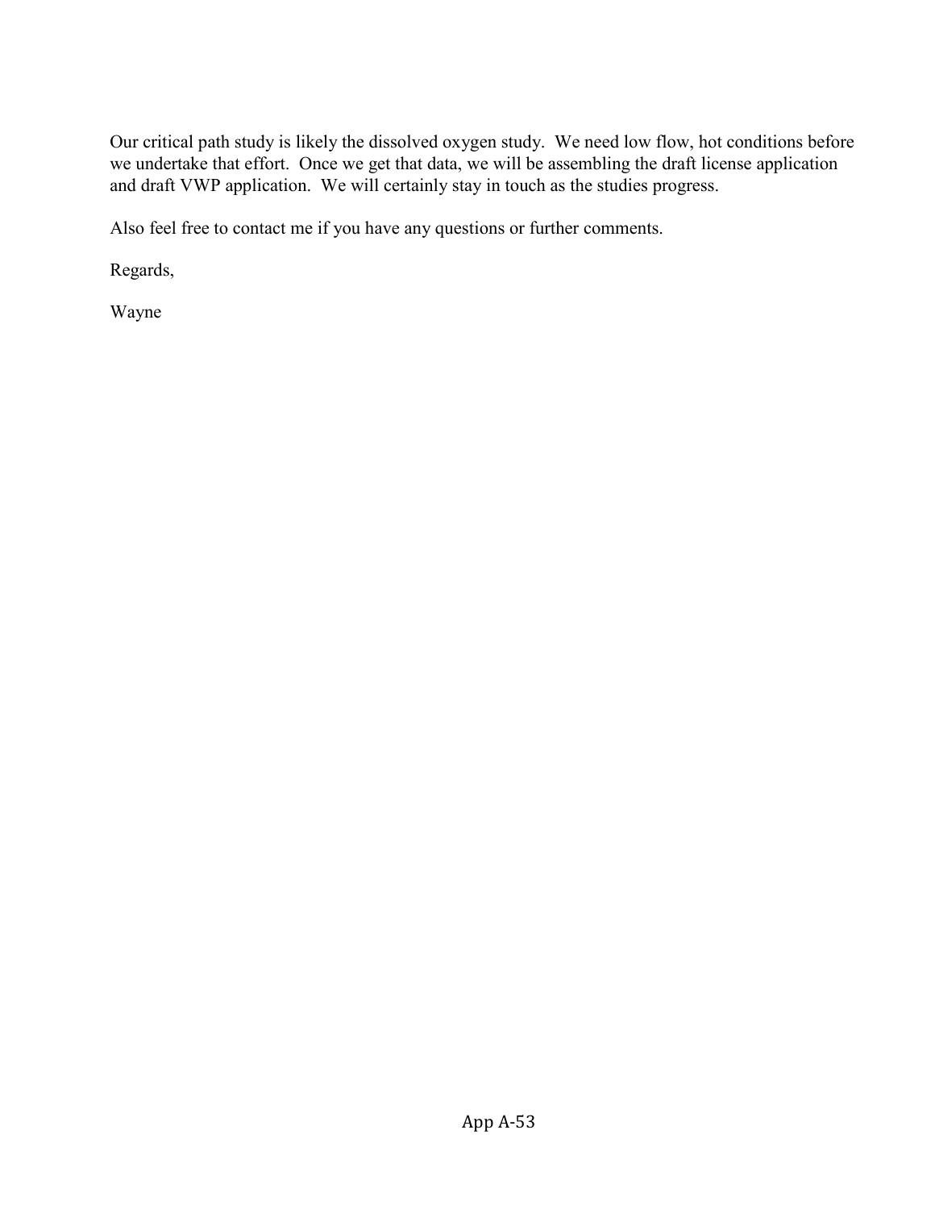Our critical path study is likely the dissolved oxygen study. We need low flow, hot conditions before we undertake that effort. Once we get that data, we will be assembling the draft license application and draft VWP application. We will certainly stay in touch as the studies progress.

Also feel free to contact me if you have any questions or further comments.

Regards,

Wayne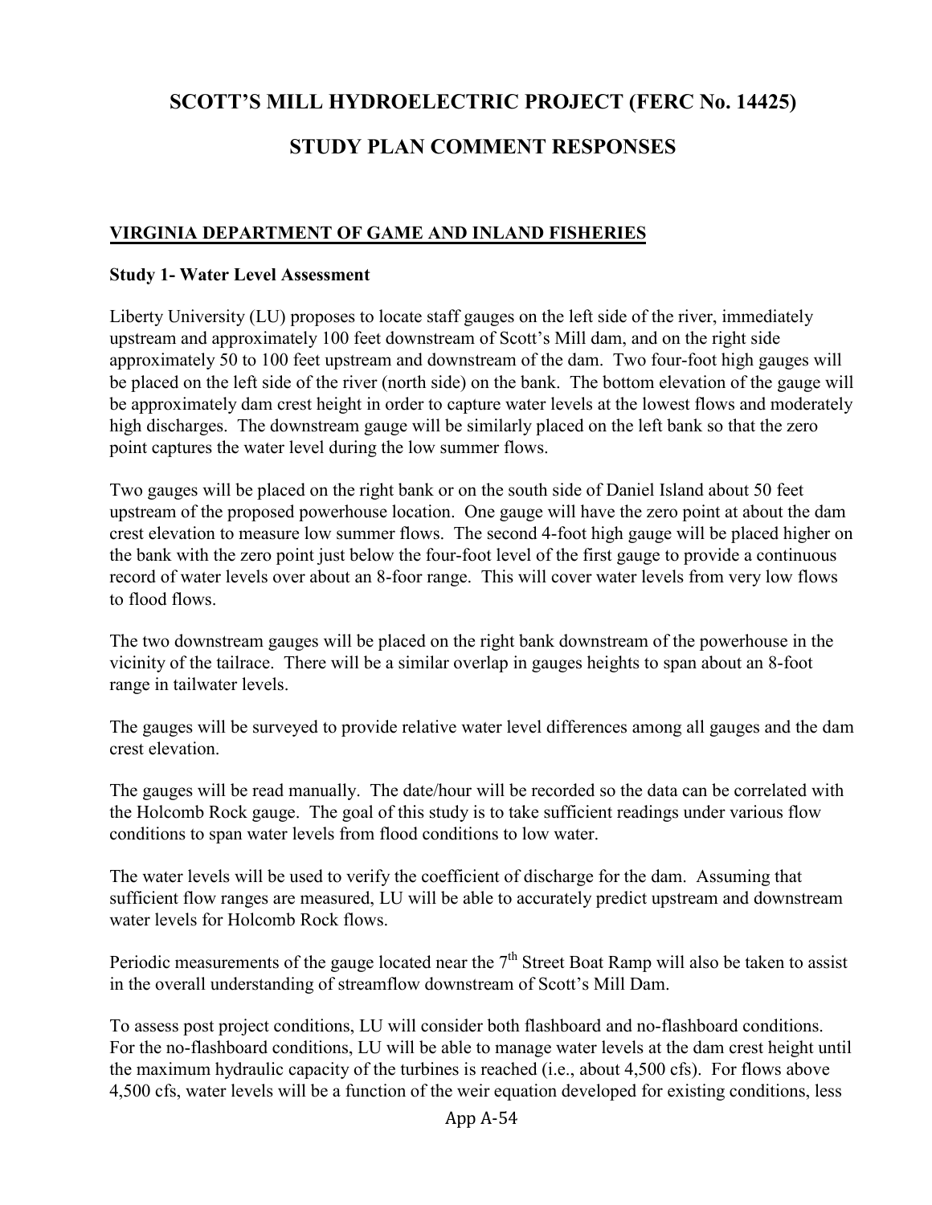# SCOTT'S MILL HYDROELECTRIC PROJECT (FERC No. 14425)

# STUDY PLAN COMMENT RESPONSES

## VIRGINIA DEPARTMENT OF GAME AND INLAND FISHERIES

### Study 1- Water Level Assessment

Liberty University (LU) proposes to locate staff gauges on the left side of the river, immediately upstream and approximately 100 feet downstream of Scott's Mill dam, and on the right side approximately 50 to 100 feet upstream and downstream of the dam. Two four-foot high gauges will be placed on the left side of the river (north side) on the bank. The bottom elevation of the gauge will be approximately dam crest height in order to capture water levels at the lowest flows and moderately high discharges. The downstream gauge will be similarly placed on the left bank so that the zero point captures the water level during the low summer flows.

Two gauges will be placed on the right bank or on the south side of Daniel Island about 50 feet upstream of the proposed powerhouse location. One gauge will have the zero point at about the dam crest elevation to measure low summer flows. The second 4-foot high gauge will be placed higher on the bank with the zero point just below the four-foot level of the first gauge to provide a continuous record of water levels over about an 8-foor range. This will cover water levels from very low flows to flood flows.

The two downstream gauges will be placed on the right bank downstream of the powerhouse in the vicinity of the tailrace. There will be a similar overlap in gauges heights to span about an 8-foot range in tailwater levels.

The gauges will be surveyed to provide relative water level differences among all gauges and the dam crest elevation.

The gauges will be read manually. The date/hour will be recorded so the data can be correlated with the Holcomb Rock gauge. The goal of this study is to take sufficient readings under various flow conditions to span water levels from flood conditions to low water.

The water levels will be used to verify the coefficient of discharge for the dam. Assuming that sufficient flow ranges are measured, LU will be able to accurately predict upstream and downstream water levels for Holcomb Rock flows.

Periodic measurements of the gauge located near the 7th Street Boat Ramp will also be taken to assist in the overall understanding of streamflow downstream of Scott's Mill Dam.

To assess post project conditions, LU will consider both flashboard and no-flashboard conditions. For the no-flashboard conditions, LU will be able to manage water levels at the dam crest height until the maximum hydraulic capacity of the turbines is reached (i.e., about 4,500 cfs). For flows above 4,500 cfs, water levels will be a function of the weir equation developed for existing conditions, less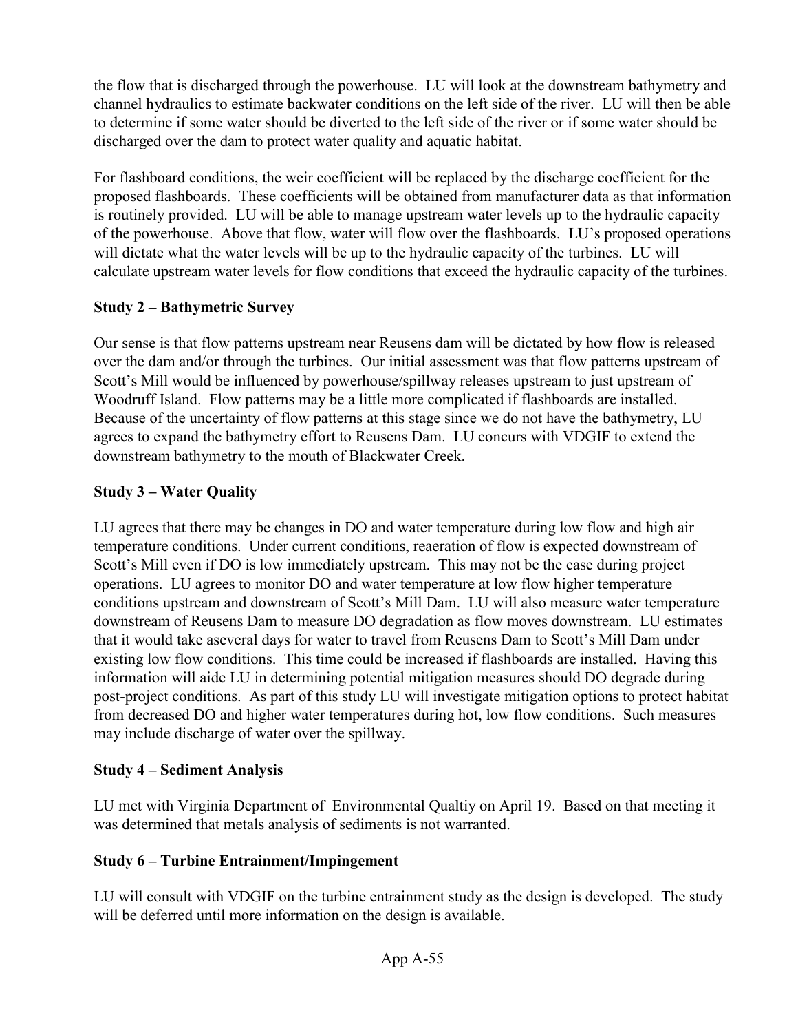the flow that is discharged through the powerhouse. LU will look at the downstream bathymetry and channel hydraulics to estimate backwater conditions on the left side of the river. LU will then be able to determine if some water should be diverted to the left side of the river or if some water should be discharged over the dam to protect water quality and aquatic habitat.

For flashboard conditions, the weir coefficient will be replaced by the discharge coefficient for the proposed flashboards. These coefficients will be obtained from manufacturer data as that information is routinely provided. LU will be able to manage upstream water levels up to the hydraulic capacity of the powerhouse. Above that flow, water will flow over the flashboards. LU's proposed operations will dictate what the water levels will be up to the hydraulic capacity of the turbines. LU will calculate upstream water levels for flow conditions that exceed the hydraulic capacity of the turbines.

### Study 2 – Bathymetric Survey

Our sense is that flow patterns upstream near Reusens dam will be dictated by how flow is released over the dam and/or through the turbines. Our initial assessment was that flow patterns upstream of Scott's Mill would be influenced by powerhouse/spillway releases upstream to just upstream of Woodruff Island. Flow patterns may be a little more complicated if flashboards are installed. Because of the uncertainty of flow patterns at this stage since we do not have the bathymetry, LU agrees to expand the bathymetry effort to Reusens Dam. LU concurs with VDGIF to extend the downstream bathymetry to the mouth of Blackwater Creek.

### Study 3 – Water Quality

LU agrees that there may be changes in DO and water temperature during low flow and high air temperature conditions. Under current conditions, reaeration of flow is expected downstream of Scott's Mill even if DO is low immediately upstream. This may not be the case during project operations. LU agrees to monitor DO and water temperature at low flow higher temperature conditions upstream and downstream of Scott's Mill Dam. LU will also measure water temperature downstream of Reusens Dam to measure DO degradation as flow moves downstream. LU estimates that it would take aseveral days for water to travel from Reusens Dam to Scott's Mill Dam under existing low flow conditions. This time could be increased if flashboards are installed. Having this information will aide LU in determining potential mitigation measures should DO degrade during post-project conditions. As part of this study LU will investigate mitigation options to protect habitat from decreased DO and higher water temperatures during hot, low flow conditions. Such measures may include discharge of water over the spillway.

### Study 4 – Sediment Analysis

LU met with Virginia Department of Environmental Qualtiy on April 19. Based on that meeting it was determined that metals analysis of sediments is not warranted.

### Study 6 – Turbine Entrainment/Impingement

LU will consult with VDGIF on the turbine entrainment study as the design is developed. The study will be deferred until more information on the design is available.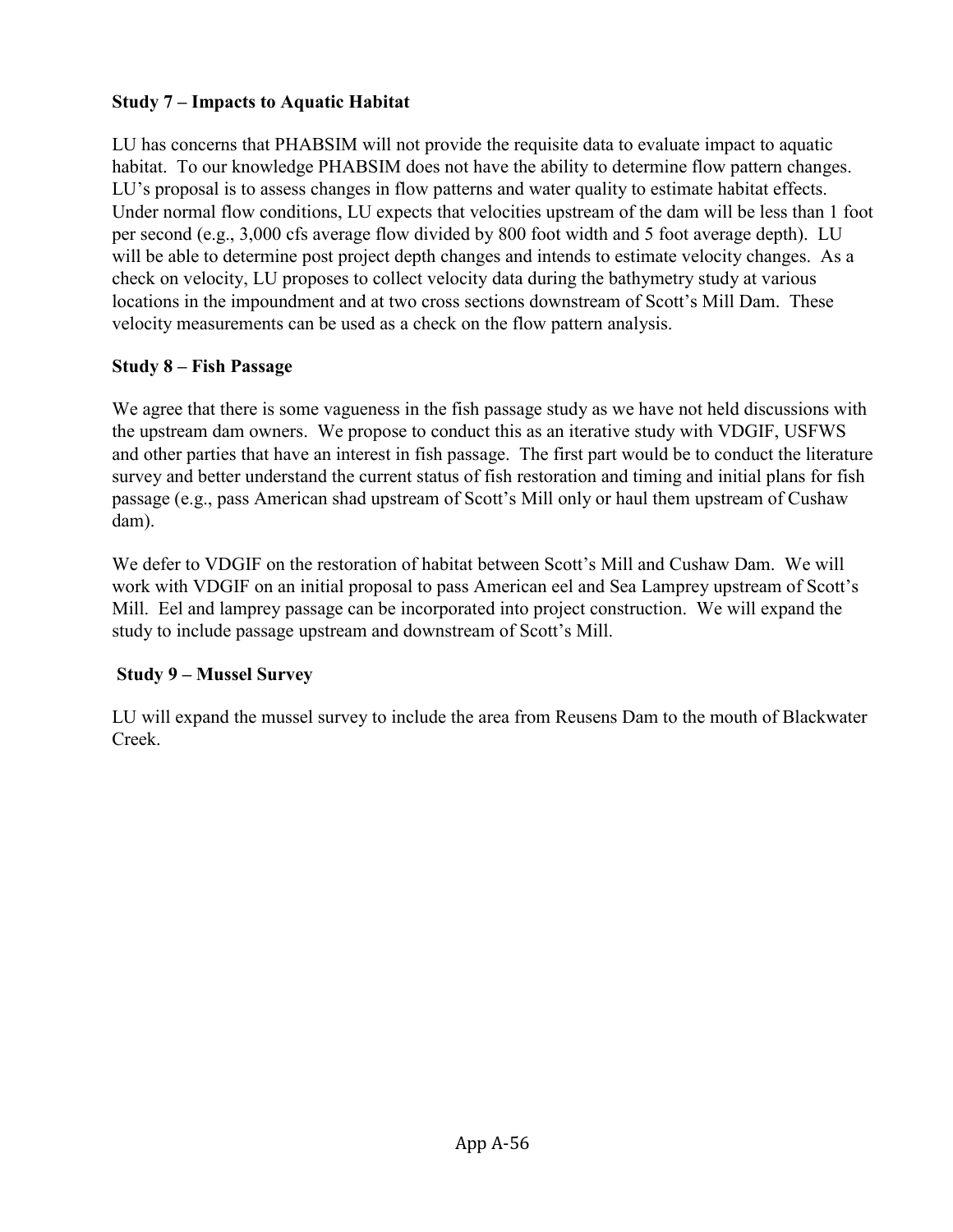**Study 7 – Impacts to Aquatic Habitat**

LU has concerns that PHABSIM will not provide the requisite data to evaluate impact to aquatic habitat. To our knowledge PHABSIM does not have the ability to determine flow pattern changes. LU's proposal is to assess changes in flow patterns and water quality to estimate habitat effects. Under normal flow conditions, LU expects that velocities upstream of the dam will be less than 1 foot per second (e.g., 3,000 cfs average flow divided by 800 foot width and 5 foot average depth). LU will be able to determine post project depth changes and intends to estimate velocity changes. As a check on velocity, LU proposes to collect velocity data during the bathymetry study at various locations in the impoundment and at two cross sections downstream of Scott's Mill Dam. These velocity measurements can be used as a check on the flow pattern analysis.

**Study 8 – Fish Passage**

We agree that there is some vagueness in the fish passage study as we have not held discussions with the upstream dam owners. We propose to conduct this as an iterative study with VDGIF, USFWS and other parties that have an interest in fish passage. The first part would be to conduct the literature survey and better understand the current status of fish restoration and timing and initial plans for fish passage (e.g., pass American shad upstream of Scott's Mill only or haul them upstream of Cushaw dam).

We defer to VDGIF on the restoration of habitat between Scott's Mill and Cushaw Dam. We will work with VDGIF on an initial proposal to pass American eel and Sea Lamprey upstream of Scott's Mill. Eel and lamprey passage can be incorporated into project construction. We will expand the study to include passage upstream and downstream of Scott's Mill.

**Study 9 – Mussel Survey**

LU will expand the mussel survey to include the area from Reusens Dam to the mouth of Blackwater Creek.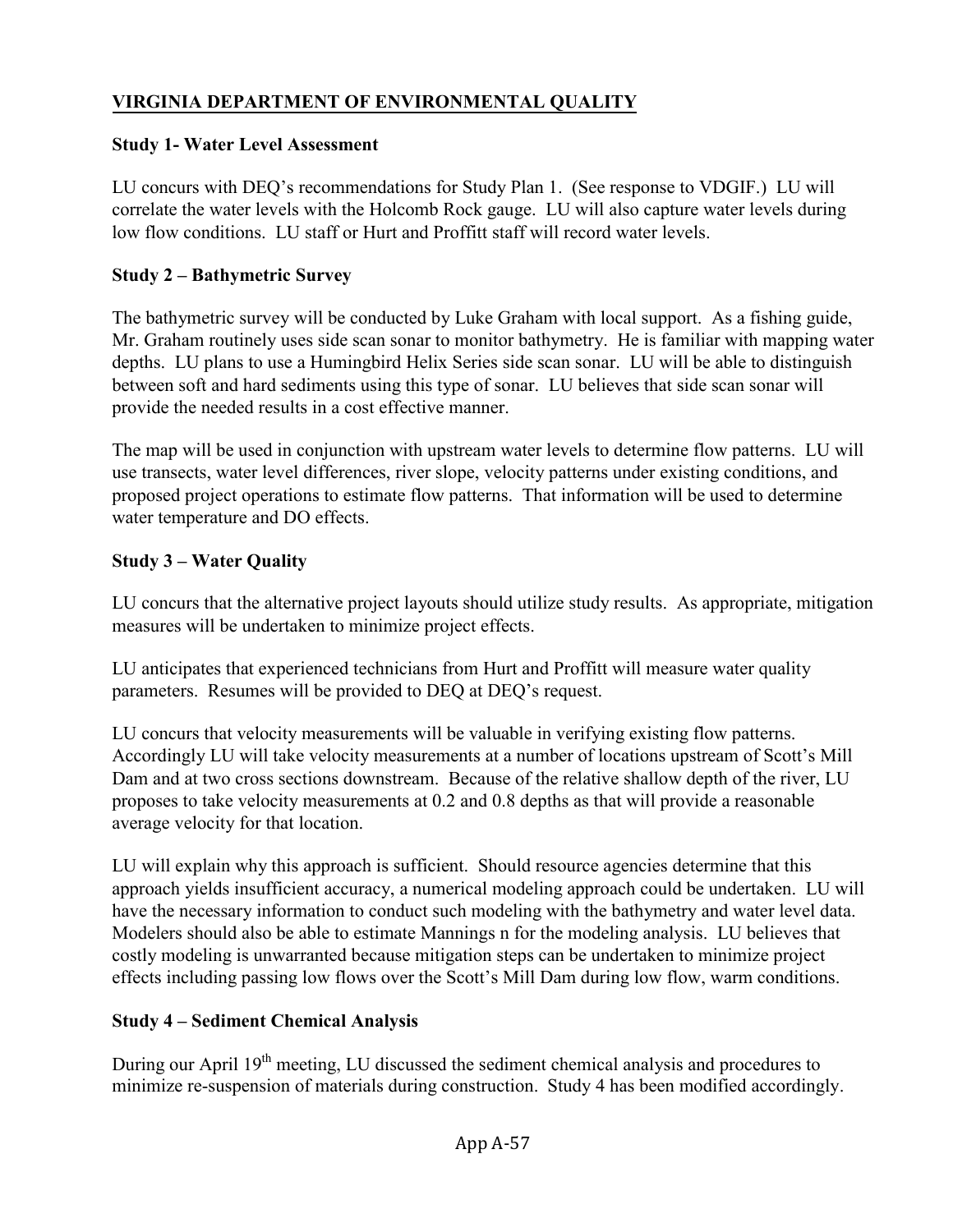## VIRGINIA DEPARTMENT OF ENVIRONMENTAL QUALITY

### Study 1- Water Level Assessment

LU concurs with DEQ's recommendations for Study Plan 1. (See response to VDGIF.) LU will correlate the water levels with the Holcomb Rock gauge. LU will also capture water levels during low flow conditions. LU staff or Hurt and Proffitt staff will record water levels.

### Study 2 – Bathymetric Survey

The bathymetric survey will be conducted by Luke Graham with local support. As a fishing guide, Mr. Graham routinely uses side scan sonar to monitor bathymetry. He is familiar with mapping water depths. LU plans to use a Humingbird Helix Series side scan sonar. LU will be able to distinguish between soft and hard sediments using this type of sonar. LU believes that side scan sonar will provide the needed results in a cost effective manner.

The map will be used in conjunction with upstream water levels to determine flow patterns. LU will use transects, water level differences, river slope, velocity patterns under existing conditions, and proposed project operations to estimate flow patterns. That information will be used to determine water temperature and DO effects.

### Study 3 – Water Quality

LU concurs that the alternative project layouts should utilize study results. As appropriate, mitigation measures will be undertaken to minimize project effects.

LU anticipates that experienced technicians from Hurt and Proffitt will measure water quality parameters. Resumes will be provided to DEQ at DEQ's request.

LU concurs that velocity measurements will be valuable in verifying existing flow patterns. Accordingly LU will take velocity measurements at a number of locations upstream of Scott's Mill Dam and at two cross sections downstream. Because of the relative shallow depth of the river, LU proposes to take velocity measurements at 0.2 and 0.8 depths as that will provide a reasonable average velocity for that location.

LU will explain why this approach is sufficient. Should resource agencies determine that this approach yields insufficient accuracy, a numerical modeling approach could be undertaken. LU will have the necessary information to conduct such modeling with the bathymetry and water level data. Modelers should also be able to estimate Mannings n for the modeling analysis. LU believes that costly modeling is unwarranted because mitigation steps can be undertaken to minimize project effects including passing low flows over the Scott's Mill Dam during low flow, warm conditions.

### Study 4 – Sediment Chemical Analysis

During our April 19th meeting, LU discussed the sediment chemical analysis and procedures to minimize re-suspension of materials during construction. Study 4 has been modified accordingly.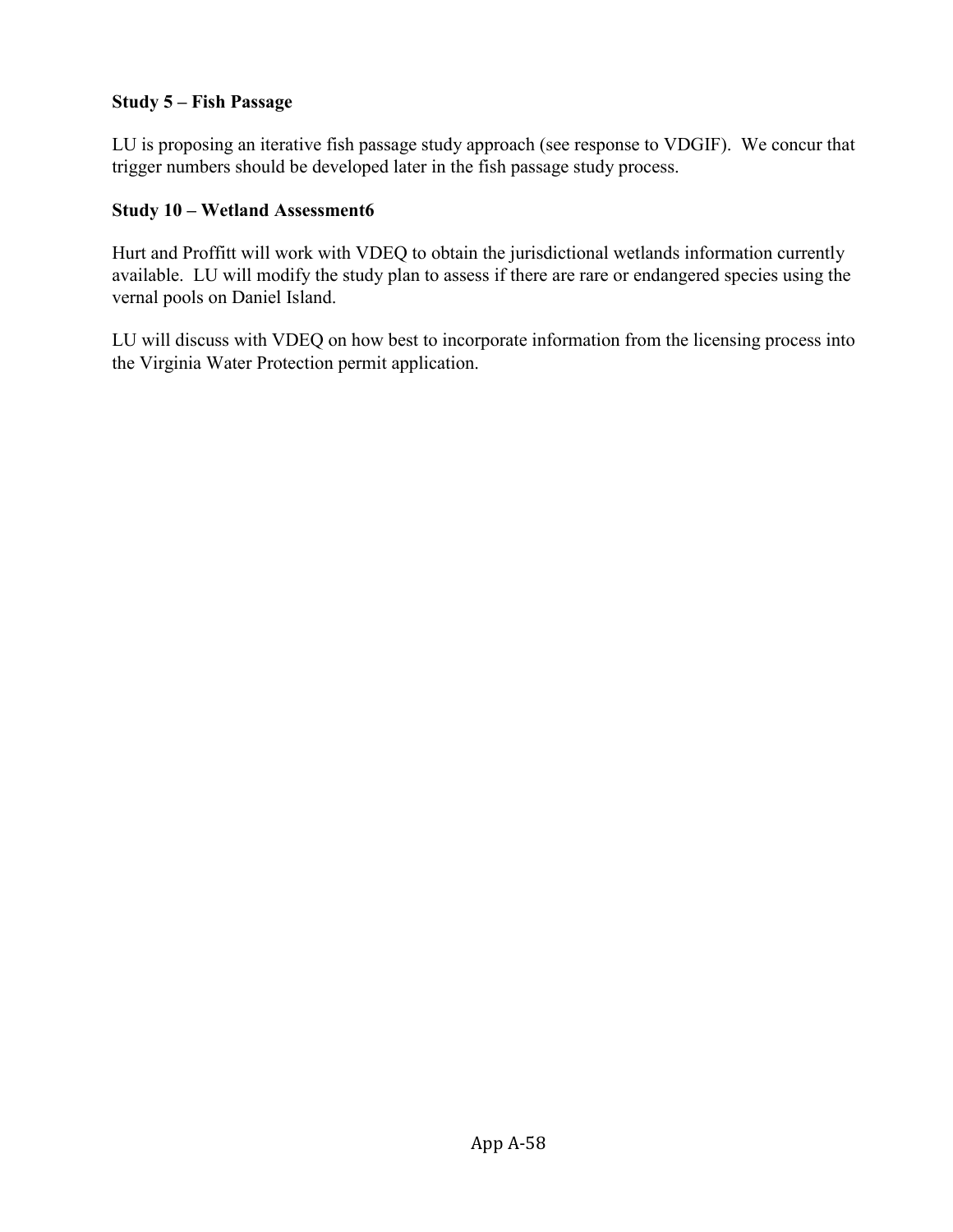**Study 5 – Fish Passage**

LU is proposing an iterative fish passage study approach (see response to VDGIF). We concur that trigger numbers should be developed later in the fish passage study process.

**Study 10 – Wetland Assessment6**

Hurt and Proffitt will work with VDEQ to obtain the jurisdictional wetlands information currently available. LU will modify the study plan to assess if there are rare or endangered species using the vernal pools on Daniel Island.

LU will discuss with VDEQ on how best to incorporate information from the licensing process into the Virginia Water Protection permit application.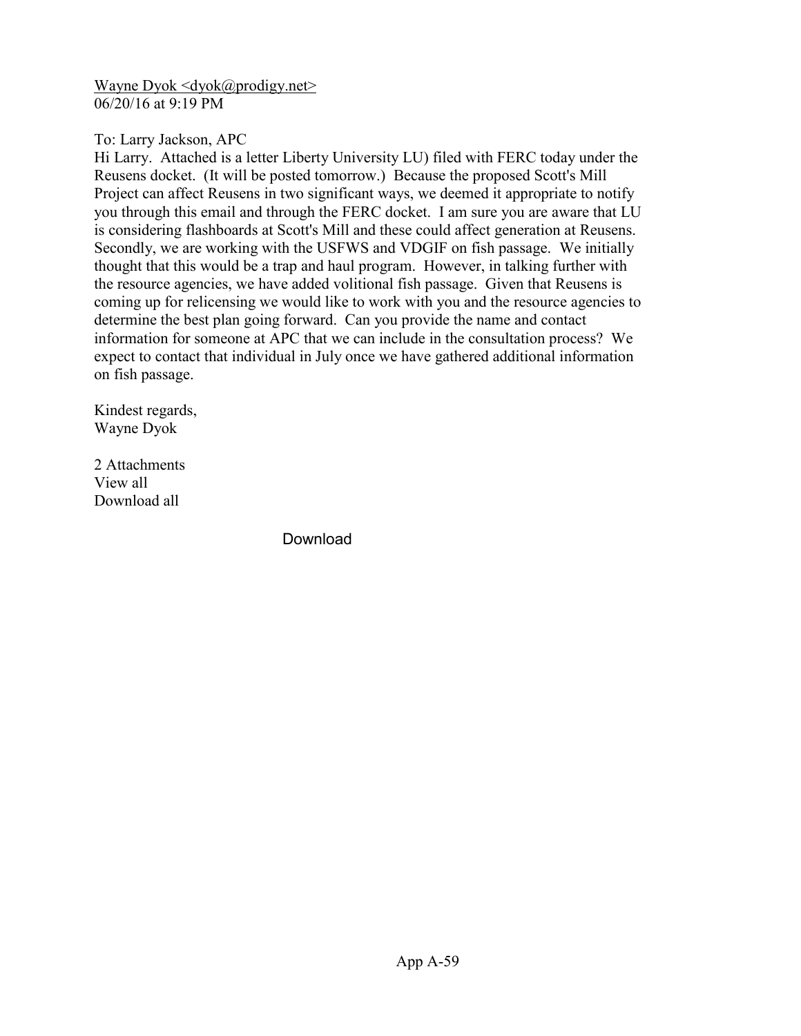Wayne Dyok <dyok@prodigy.net>
06/20/16 at 9:19 PM

To: Larry Jackson, APC

Hi Larry. Attached is a letter Liberty University LU) filed with FERC today under the Reusens docket. (It will be posted tomorrow.) Because the proposed Scott's Mill Project can affect Reusens in two significant ways, we deemed it appropriate to notify you through this email and through the FERC docket. I am sure you are aware that LU is considering flashboards at Scott's Mill and these could affect generation at Reusens. Secondly, we are working with the USFWS and VDGIF on fish passage. We initially thought that this would be a trap and haul program. However, in talking further with the resource agencies, we have added volitional fish passage. Given that Reusens is coming up for relicensing we would like to work with you and the resource agencies to determine the best plan going forward. Can you provide the name and contact information for someone at APC that we can include in the consultation process? We expect to contact that individual in July once we have gathered additional information on fish passage.

Kindest regards,
Wayne Dyok

2 Attachments
View all
Download all

Download

App A-59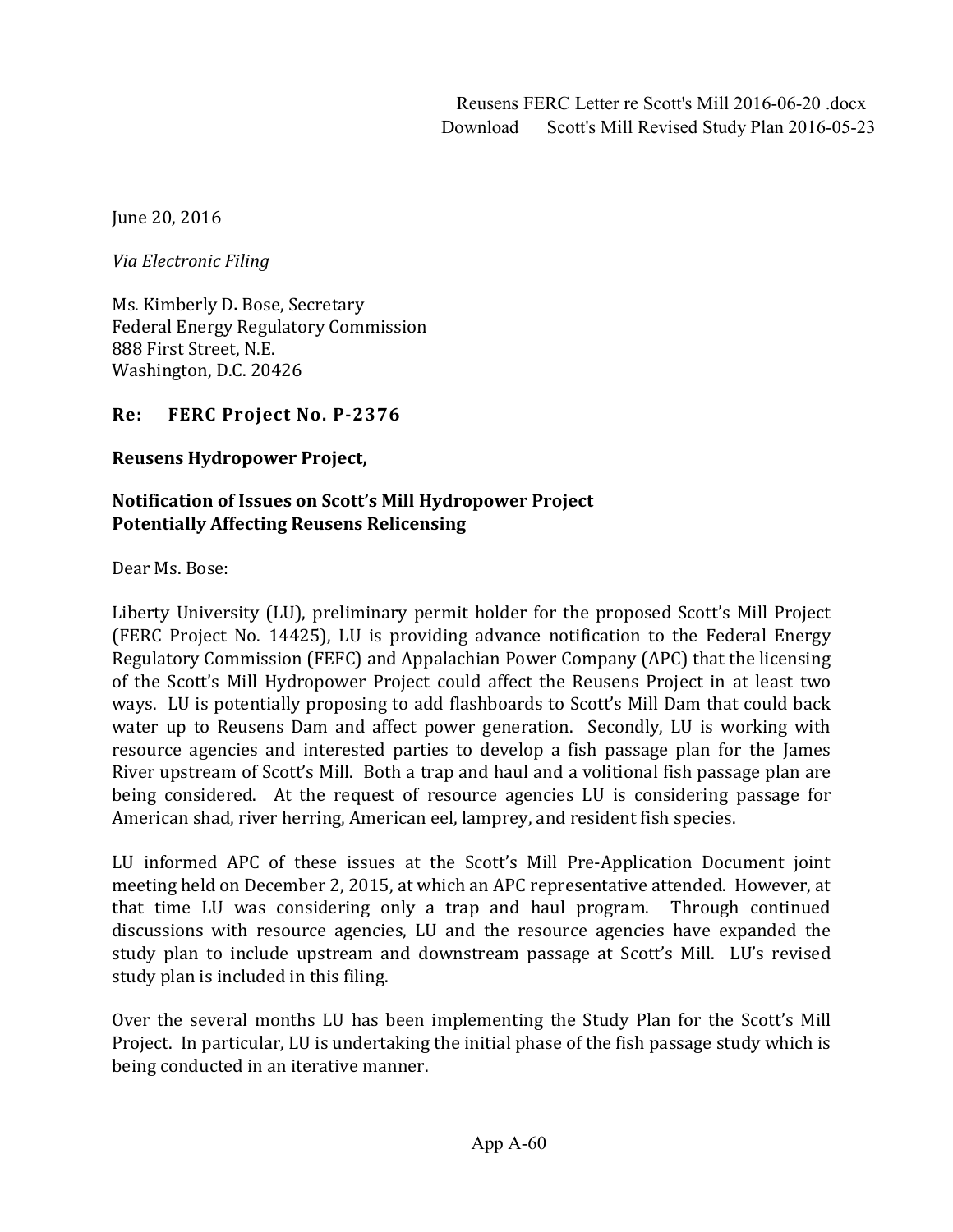Reusens FERC Letter re Scott's Mill 2016-06-20 .docx
Download Scott's Mill Revised Study Plan 2016-05-23

June 20, 2016

*Via Electronic Filing*

Ms. Kimberly D**.** Bose, Secretary
Federal Energy Regulatory Commission
888 First Street, N.E.
Washington, D.C. 20426

**Re: FERC Project No. P-2376**

**Reusens Hydropower Project,**

**Notification of Issues on Scott's Mill Hydropower Project Potentially Affecting Reusens Relicensing**

Dear Ms. Bose:

Liberty University (LU), preliminary permit holder for the proposed Scott's Mill Project (FERC Project No. 14425), LU is providing advance notification to the Federal Energy Regulatory Commission (FEFC) and Appalachian Power Company (APC) that the licensing of the Scott's Mill Hydropower Project could affect the Reusens Project in at least two ways. LU is potentially proposing to add flashboards to Scott's Mill Dam that could back water up to Reusens Dam and affect power generation. Secondly, LU is working with resource agencies and interested parties to develop a fish passage plan for the James River upstream of Scott's Mill. Both a trap and haul and a volitional fish passage plan are being considered. At the request of resource agencies LU is considering passage for American shad, river herring, American eel, lamprey, and resident fish species.

LU informed APC of these issues at the Scott's Mill Pre-Application Document joint meeting held on December 2, 2015, at which an APC representative attended. However, at that time LU was considering only a trap and haul program. Through continued discussions with resource agencies, LU and the resource agencies have expanded the study plan to include upstream and downstream passage at Scott's Mill. LU's revised study plan is included in this filing.

Over the several months LU has been implementing the Study Plan for the Scott's Mill Project. In particular, LU is undertaking the initial phase of the fish passage study which is being conducted in an iterative manner.

App A-60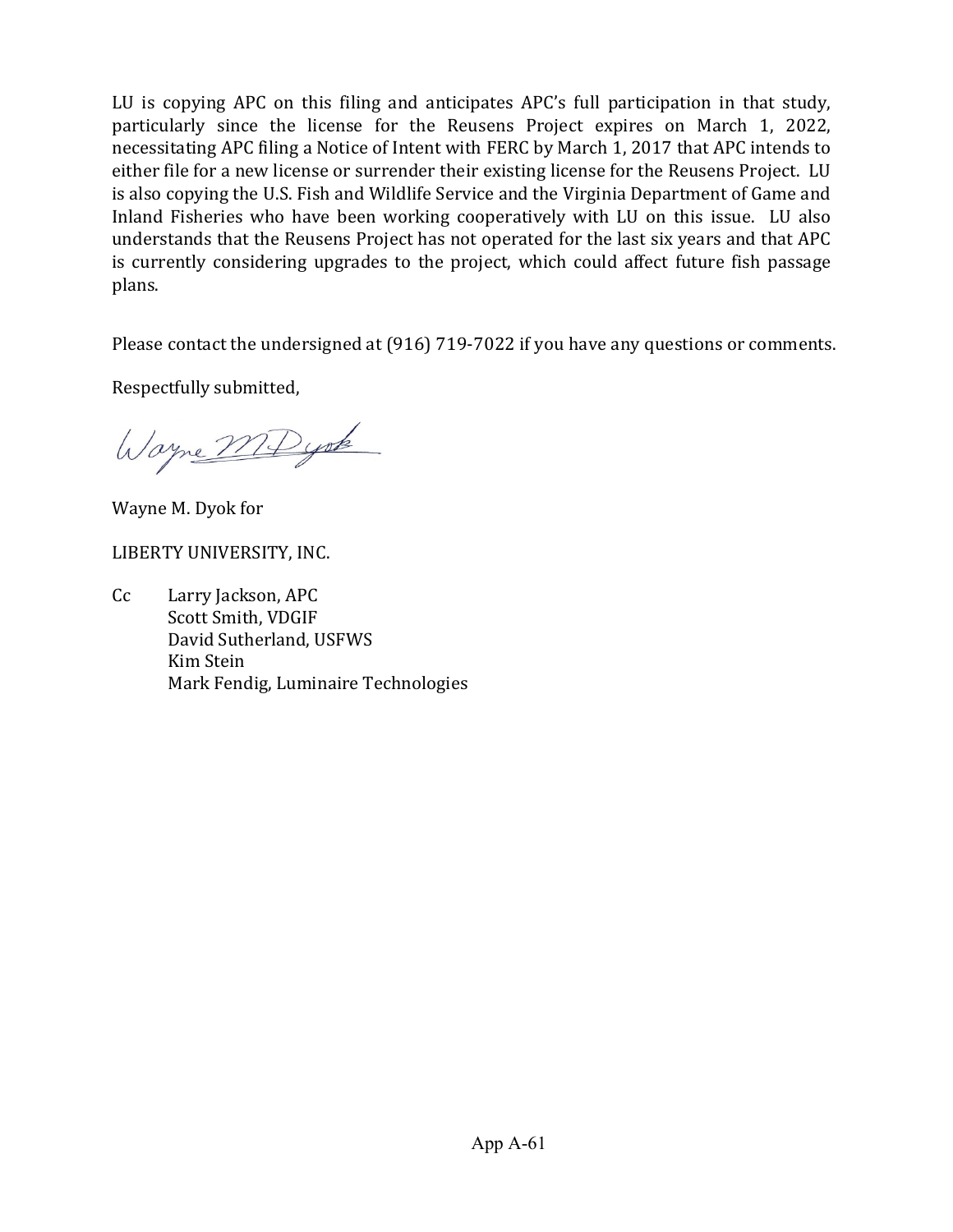LU is copying APC on this filing and anticipates APC's full participation in that study, particularly since the license for the Reusens Project expires on March 1, 2022, necessitating APC filing a Notice of Intent with FERC by March 1, 2017 that APC intends to either file for a new license or surrender their existing license for the Reusens Project. LU is also copying the U.S. Fish and Wildlife Service and the Virginia Department of Game and Inland Fisheries who have been working cooperatively with LU on this issue. LU also understands that the Reusens Project has not operated for the last six years and that APC is currently considering upgrades to the project, which could affect future fish passage plans.

Please contact the undersigned at (916) 719-7022 if you have any questions or comments.

Respectfully submitted,

Wayne M. Dyok for

LIBERTY UNIVERSITY, INC.

Cc Larry Jackson, APC
Scott Smith, VDGIF
David Sutherland, USFWS
Kim Stein
Mark Fendig, Luminaire Technologies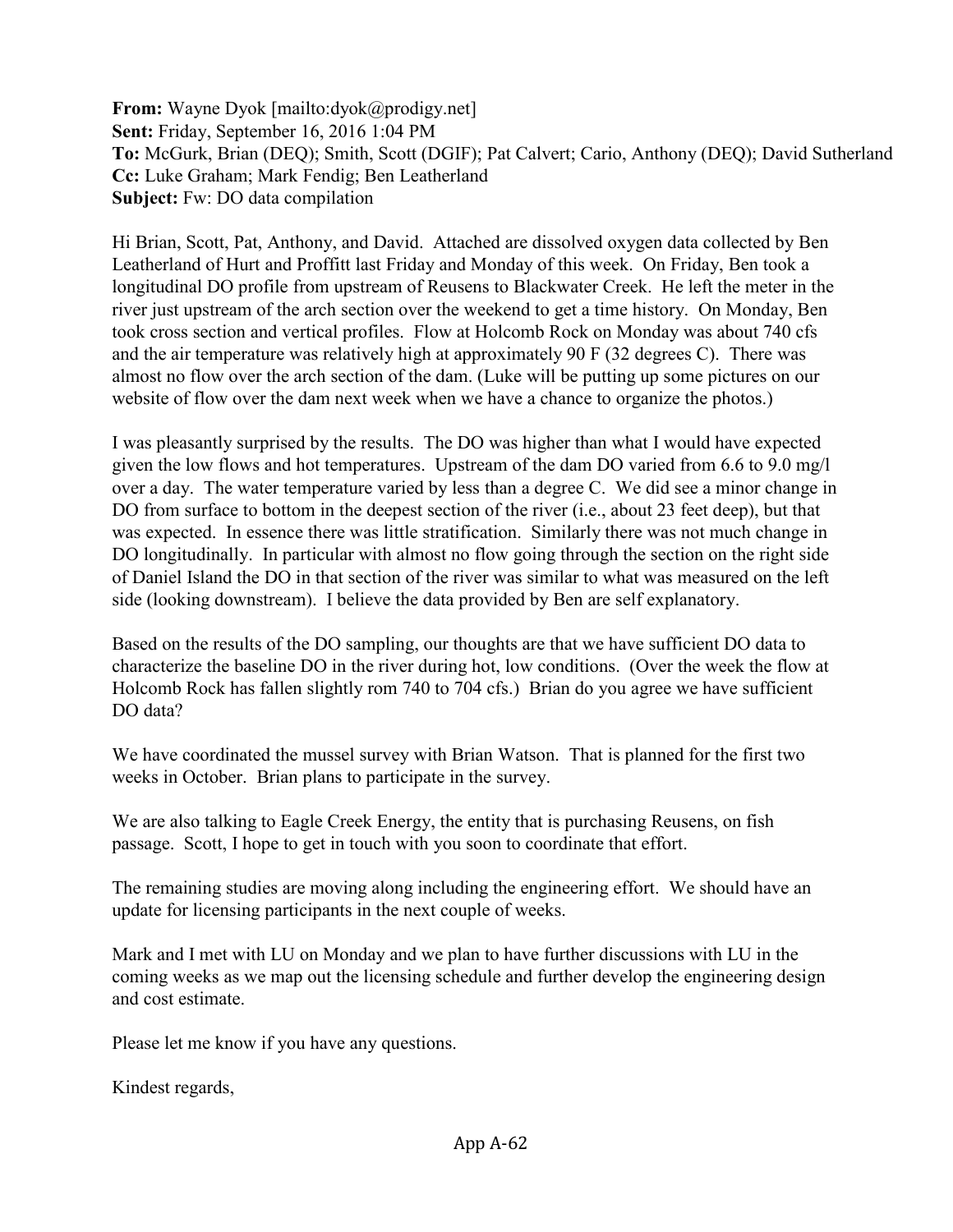**From:** Wayne Dyok [mailto:dyok@prodigy.net]
**Sent:** Friday, September 16, 2016 1:04 PM
**To:** McGurk, Brian (DEQ); Smith, Scott (DGIF); Pat Calvert; Cario, Anthony (DEQ); David Sutherland
**Cc:** Luke Graham; Mark Fendig; Ben Leatherland
**Subject:** Fw: DO data compilation

Hi Brian, Scott, Pat, Anthony, and David. Attached are dissolved oxygen data collected by Ben Leatherland of Hurt and Proffitt last Friday and Monday of this week. On Friday, Ben took a longitudinal DO profile from upstream of Reusens to Blackwater Creek. He left the meter in the river just upstream of the arch section over the weekend to get a time history. On Monday, Ben took cross section and vertical profiles. Flow at Holcomb Rock on Monday was about 740 cfs and the air temperature was relatively high at approximately 90 F (32 degrees C). There was almost no flow over the arch section of the dam. (Luke will be putting up some pictures on our website of flow over the dam next week when we have a chance to organize the photos.)

I was pleasantly surprised by the results. The DO was higher than what I would have expected given the low flows and hot temperatures. Upstream of the dam DO varied from 6.6 to 9.0 mg/l over a day. The water temperature varied by less than a degree C. We did see a minor change in DO from surface to bottom in the deepest section of the river (i.e., about 23 feet deep), but that was expected. In essence there was little stratification. Similarly there was not much change in DO longitudinally. In particular with almost no flow going through the section on the right side of Daniel Island the DO in that section of the river was similar to what was measured on the left side (looking downstream). I believe the data provided by Ben are self explanatory.

Based on the results of the DO sampling, our thoughts are that we have sufficient DO data to characterize the baseline DO in the river during hot, low conditions. (Over the week the flow at Holcomb Rock has fallen slightly rom 740 to 704 cfs.) Brian do you agree we have sufficient DO data?

We have coordinated the mussel survey with Brian Watson. That is planned for the first two weeks in October. Brian plans to participate in the survey.

We are also talking to Eagle Creek Energy, the entity that is purchasing Reusens, on fish passage. Scott, I hope to get in touch with you soon to coordinate that effort.

The remaining studies are moving along including the engineering effort. We should have an update for licensing participants in the next couple of weeks.

Mark and I met with LU on Monday and we plan to have further discussions with LU in the coming weeks as we map out the licensing schedule and further develop the engineering design and cost estimate.

Please let me know if you have any questions.

Kindest regards,

App A-62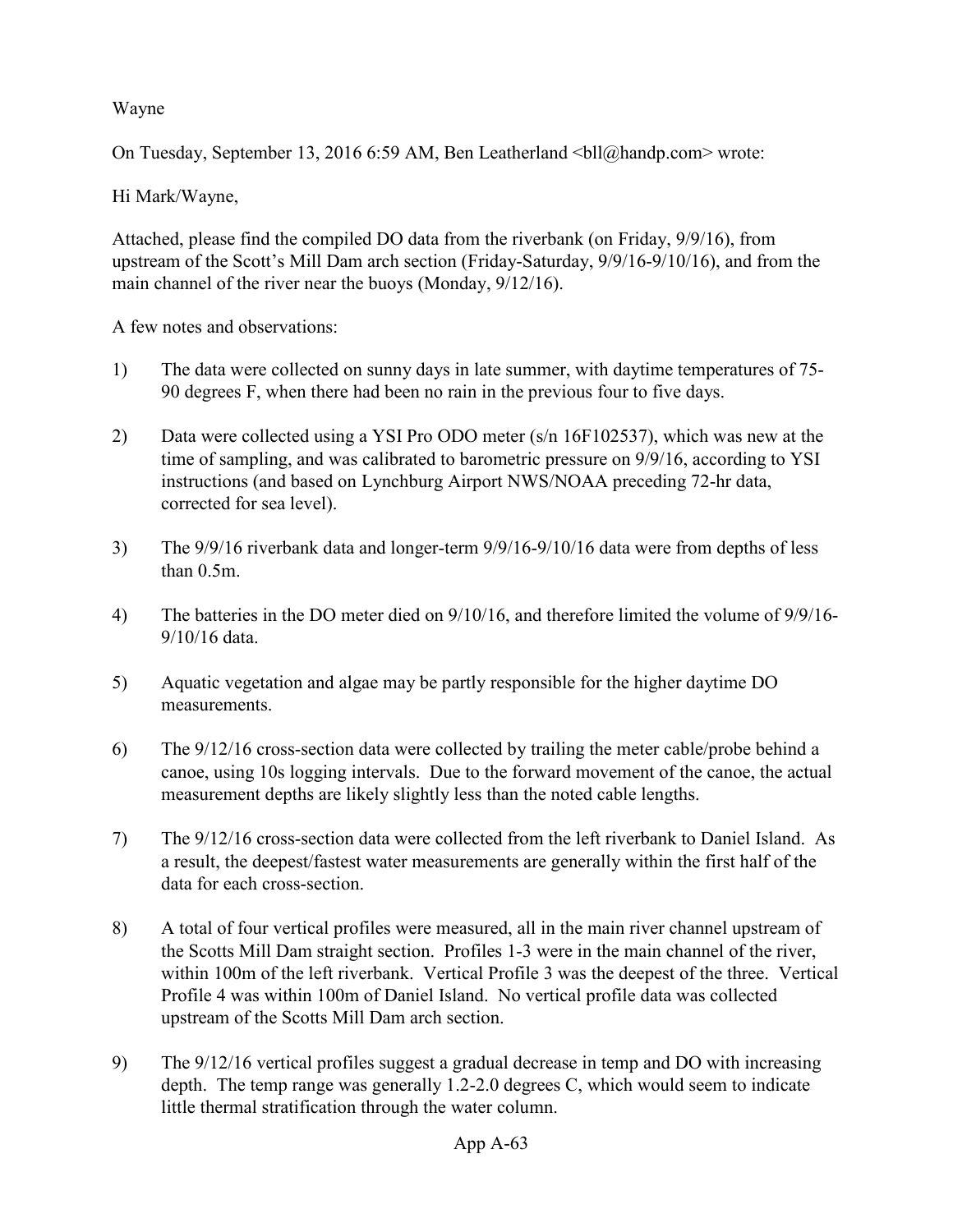Wayne

On Tuesday, September 13, 2016 6:59 AM, Ben Leatherland <bll@handp.com> wrote:

Hi Mark/Wayne,

Attached, please find the compiled DO data from the riverbank (on Friday, 9/9/16), from upstream of the Scott's Mill Dam arch section (Friday-Saturday, 9/9/16-9/10/16), and from the main channel of the river near the buoys (Monday, 9/12/16).

A few notes and observations:

1) The data were collected on sunny days in late summer, with daytime temperatures of 75-90 degrees F, when there had been no rain in the previous four to five days.

2) Data were collected using a YSI Pro ODO meter (s/n 16F102537), which was new at the time of sampling, and was calibrated to barometric pressure on 9/9/16, according to YSI instructions (and based on Lynchburg Airport NWS/NOAA preceding 72-hr data, corrected for sea level).

3) The 9/9/16 riverbank data and longer-term 9/9/16-9/10/16 data were from depths of less than 0.5m.

4) The batteries in the DO meter died on 9/10/16, and therefore limited the volume of 9/9/16-9/10/16 data.

5) Aquatic vegetation and algae may be partly responsible for the higher daytime DO measurements.

6) The 9/12/16 cross-section data were collected by trailing the meter cable/probe behind a canoe, using 10s logging intervals. Due to the forward movement of the canoe, the actual measurement depths are likely slightly less than the noted cable lengths.

7) The 9/12/16 cross-section data were collected from the left riverbank to Daniel Island. As a result, the deepest/fastest water measurements are generally within the first half of the data for each cross-section.

8) A total of four vertical profiles were measured, all in the main river channel upstream of the Scotts Mill Dam straight section. Profiles 1-3 were in the main channel of the river, within 100m of the left riverbank. Vertical Profile 3 was the deepest of the three. Vertical Profile 4 was within 100m of Daniel Island. No vertical profile data was collected upstream of the Scotts Mill Dam arch section.

9) The 9/12/16 vertical profiles suggest a gradual decrease in temp and DO with increasing depth. The temp range was generally 1.2-2.0 degrees C, which would seem to indicate little thermal stratification through the water column.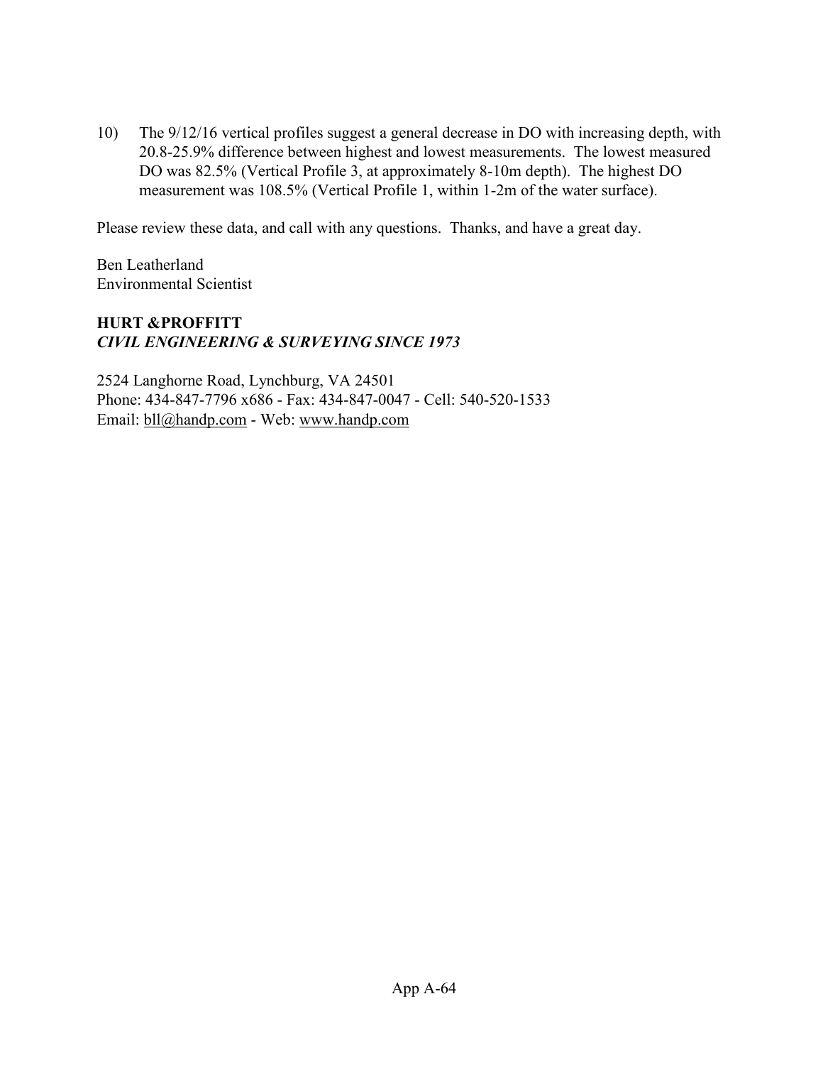10) The 9/12/16 vertical profiles suggest a general decrease in DO with increasing depth, with 20.8-25.9% difference between highest and lowest measurements. The lowest measured DO was 82.5% (Vertical Profile 3, at approximately 8-10m depth). The highest DO measurement was 108.5% (Vertical Profile 1, within 1-2m of the water surface).

Please review these data, and call with any questions. Thanks, and have a great day.

Ben Leatherland  
Environmental Scientist

**HURT &PROFFITT**  
***CIVIL ENGINEERING & SURVEYING SINCE 1973***

2524 Langhorne Road, Lynchburg, VA 24501  
Phone: 434-847-7796 x686 - Fax: 434-847-0047 - Cell: 540-520-1533  
Email: bll@handp.com - Web: www.handp.com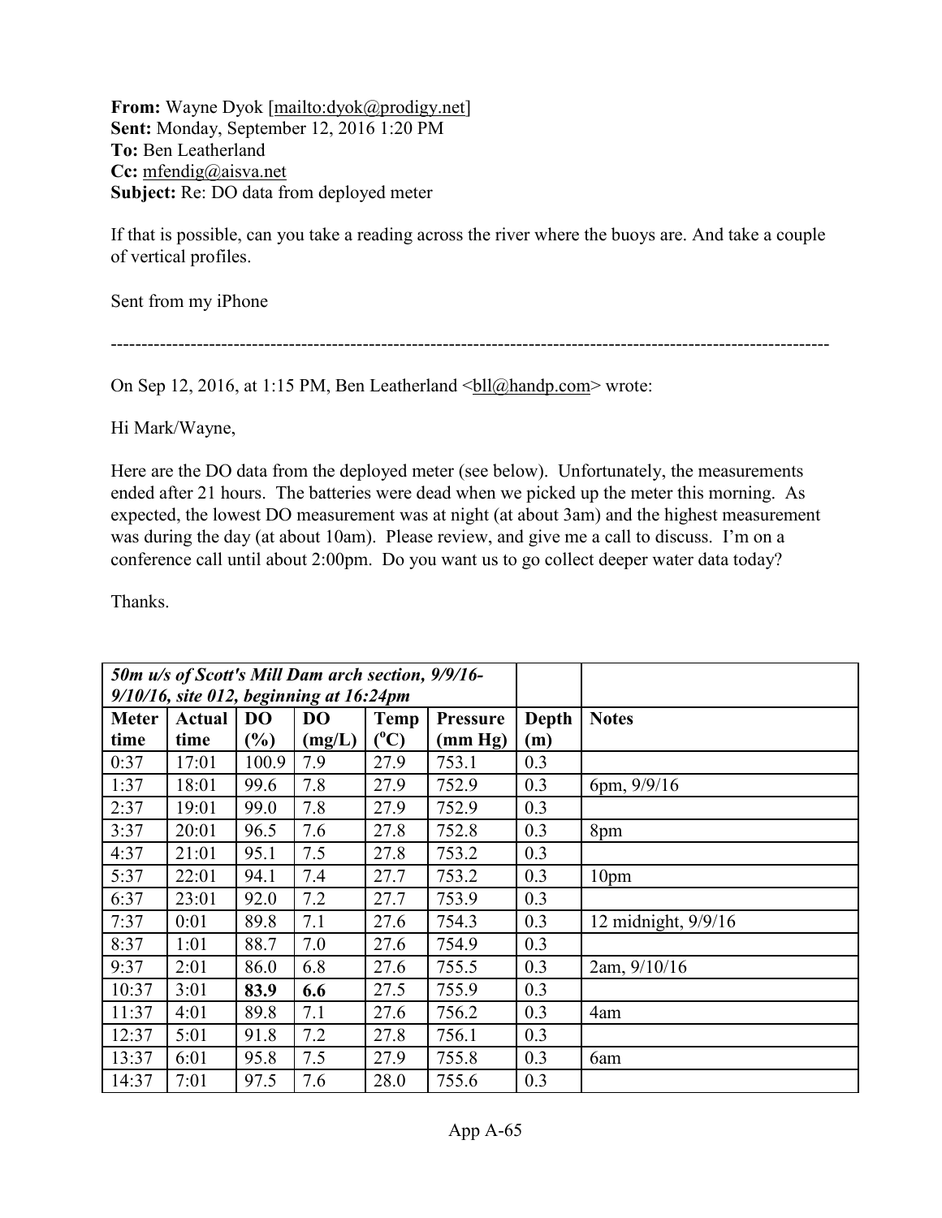**From:** Wayne Dyok [mailto:dyok@prodigy.net]
**Sent:** Monday, September 12, 2016 1:20 PM
**To:** Ben Leatherland
**Cc:** mfendig@aisva.net
**Subject:** Re: DO data from deployed meter

If that is possible, can you take a reading across the river where the buoys are. And take a couple of vertical profiles.

Sent from my iPhone

---

On Sep 12, 2016, at 1:15 PM, Ben Leatherland <bll@handp.com> wrote:

Hi Mark/Wayne,

Here are the DO data from the deployed meter (see below). Unfortunately, the measurements ended after 21 hours. The batteries were dead when we picked up the meter this morning. As expected, the lowest DO measurement was at night (at about 3am) and the highest measurement was during the day (at about 10am). Please review, and give me a call to discuss. I'm on a conference call until about 2:00pm. Do you want us to go collect deeper water data today?

Thanks.

| *50m u/s of Scott's Mill Dam arch section, 9/9/16-9/10/16, site 012, beginning at 16:24pm* | | | | | | | |
|---|---|---|---|---|---|---|---|
| **Meter time** | **Actual time** | **DO (%)** | **DO (mg/L)** | **Temp (°C)** | **Pressure (mm Hg)** | **Depth (m)** | **Notes** |
| 0:37 | 17:01 | 100.9 | 7.9 | 27.9 | 753.1 | 0.3 | |
| 1:37 | 18:01 | 99.6 | 7.8 | 27.9 | 752.9 | 0.3 | 6pm, 9/9/16 |
| 2:37 | 19:01 | 99.0 | 7.8 | 27.9 | 752.9 | 0.3 | |
| 3:37 | 20:01 | 96.5 | 7.6 | 27.8 | 752.8 | 0.3 | 8pm |
| 4:37 | 21:01 | 95.1 | 7.5 | 27.8 | 753.2 | 0.3 | |
| 5:37 | 22:01 | 94.1 | 7.4 | 27.7 | 753.2 | 0.3 | 10pm |
| 6:37 | 23:01 | 92.0 | 7.2 | 27.7 | 753.9 | 0.3 | |
| 7:37 | 0:01 | 89.8 | 7.1 | 27.6 | 754.3 | 0.3 | 12 midnight, 9/9/16 |
| 8:37 | 1:01 | 88.7 | 7.0 | 27.6 | 754.9 | 0.3 | |
| 9:37 | 2:01 | 86.0 | 6.8 | 27.6 | 755.5 | 0.3 | 2am, 9/10/16 |
| 10:37 | 3:01 | **83.9** | **6.6** | 27.5 | 755.9 | 0.3 | |
| 11:37 | 4:01 | 89.8 | 7.1 | 27.6 | 756.2 | 0.3 | 4am |
| 12:37 | 5:01 | 91.8 | 7.2 | 27.8 | 756.1 | 0.3 | |
| 13:37 | 6:01 | 95.8 | 7.5 | 27.9 | 755.8 | 0.3 | 6am |
| 14:37 | 7:01 | 97.5 | 7.6 | 28.0 | 755.6 | 0.3 | |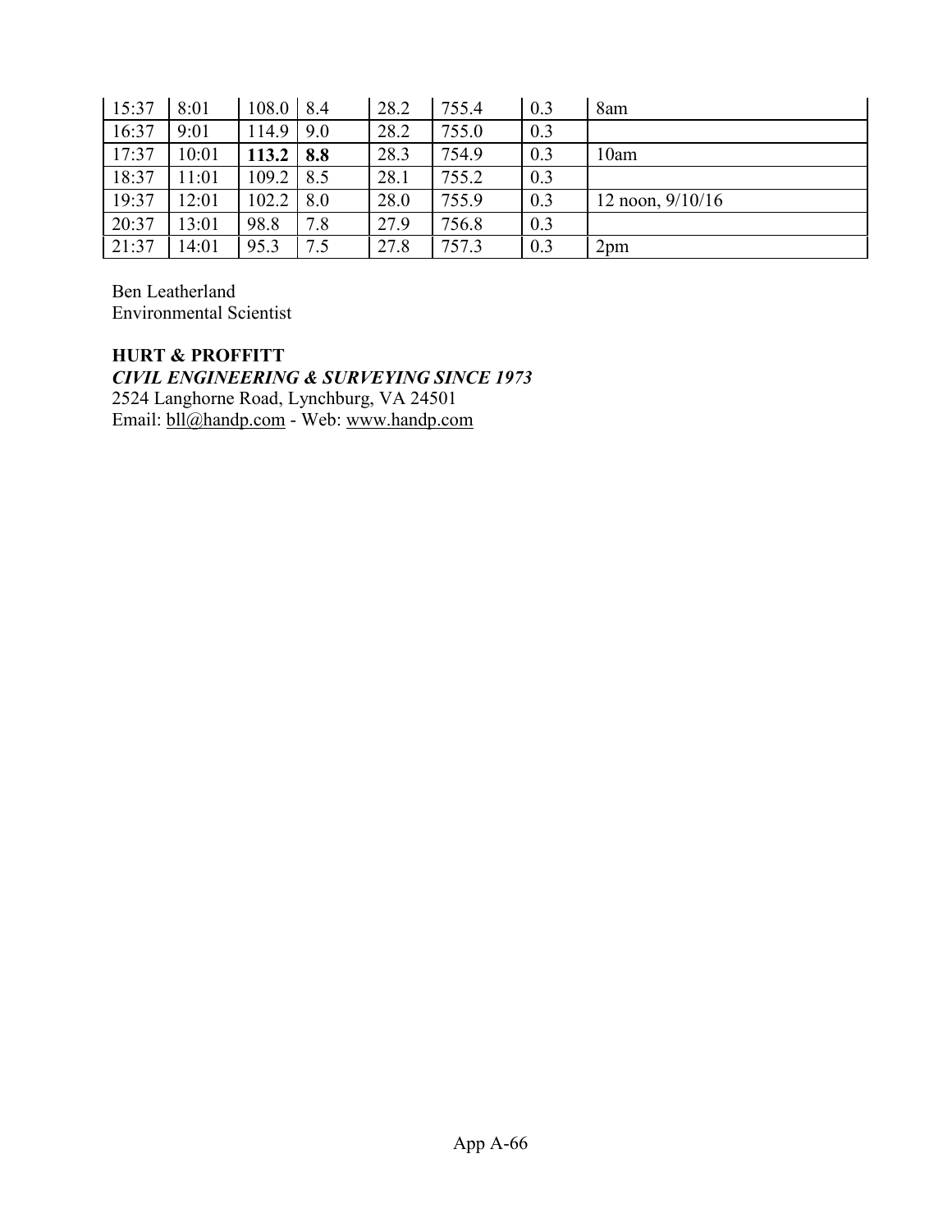| 15:37 | 8:01 | 108.0 | 8.4 | 28.2 | 755.4 | 0.3 | 8am |
|---|---|---|---|---|---|---|---|
| 16:37 | 9:01 | 114.9 | 9.0 | 28.2 | 755.0 | 0.3 | |
| 17:37 | 10:01 | **113.2** | **8.8** | 28.3 | 754.9 | 0.3 | 10am |
| 18:37 | 11:01 | 109.2 | 8.5 | 28.1 | 755.2 | 0.3 | |
| 19:37 | 12:01 | 102.2 | 8.0 | 28.0 | 755.9 | 0.3 | 12 noon, 9/10/16 |
| 20:37 | 13:01 | 98.8 | 7.8 | 27.9 | 756.8 | 0.3 | |
| 21:37 | 14:01 | 95.3 | 7.5 | 27.8 | 757.3 | 0.3 | 2pm |

Ben Leatherland
Environmental Scientist

**HURT & PROFFITT**
***CIVIL ENGINEERING & SURVEYING SINCE 1973***
2524 Langhorne Road, Lynchburg, VA 24501
Email: bll@handp.com - Web: www.handp.com

App A-66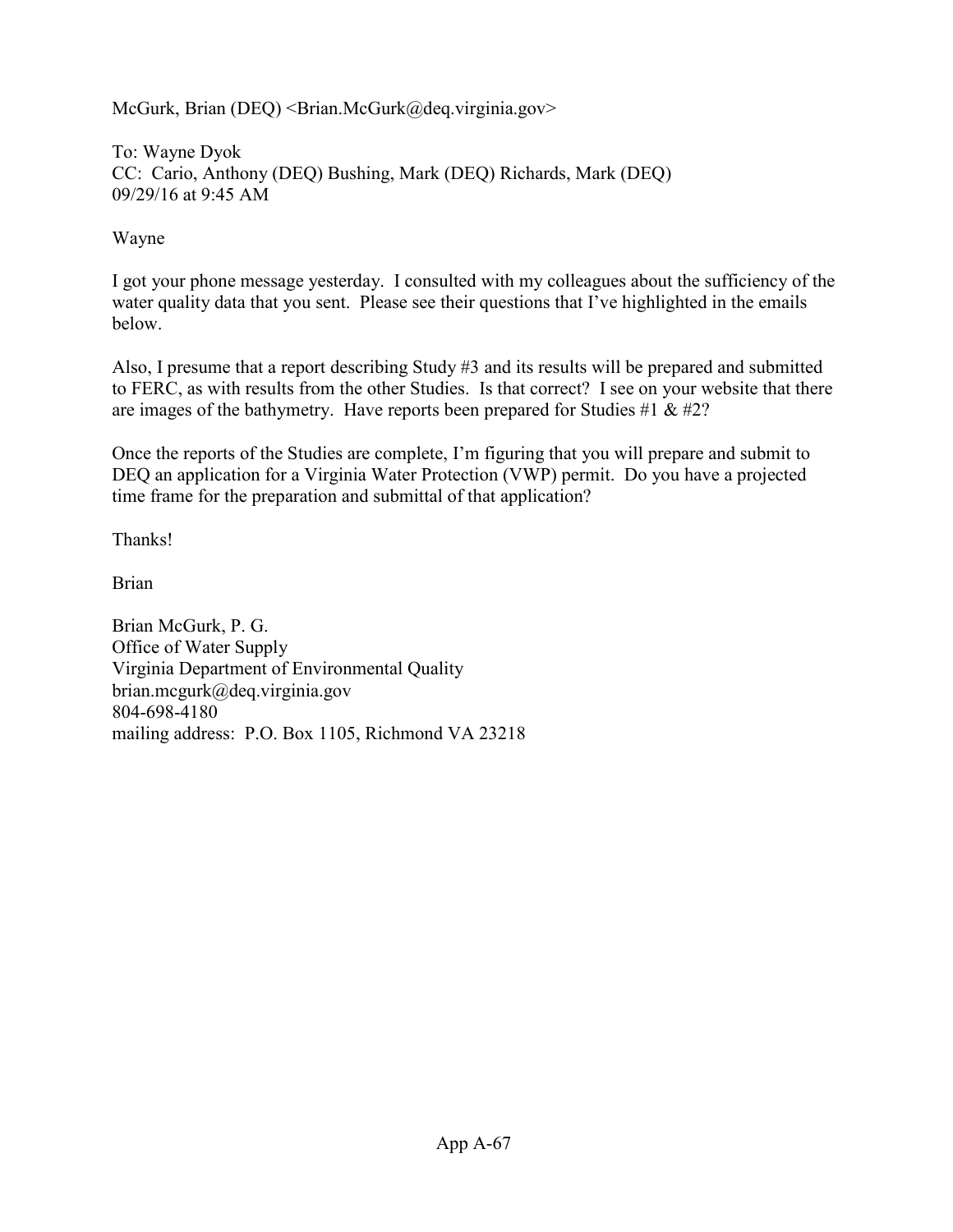McGurk, Brian (DEQ) <Brian.McGurk@deq.virginia.gov>

To: Wayne Dyok
CC: Cario, Anthony (DEQ) Bushing, Mark (DEQ) Richards, Mark (DEQ)
09/29/16 at 9:45 AM

Wayne

I got your phone message yesterday. I consulted with my colleagues about the sufficiency of the water quality data that you sent. Please see their questions that I've highlighted in the emails below.

Also, I presume that a report describing Study #3 and its results will be prepared and submitted to FERC, as with results from the other Studies. Is that correct? I see on your website that there are images of the bathymetry. Have reports been prepared for Studies #1 & #2?

Once the reports of the Studies are complete, I'm figuring that you will prepare and submit to DEQ an application for a Virginia Water Protection (VWP) permit. Do you have a projected time frame for the preparation and submittal of that application?

Thanks!

Brian

Brian McGurk, P. G.
Office of Water Supply
Virginia Department of Environmental Quality
brian.mcgurk@deq.virginia.gov
804-698-4180
mailing address: P.O. Box 1105, Richmond VA 23218

App A-67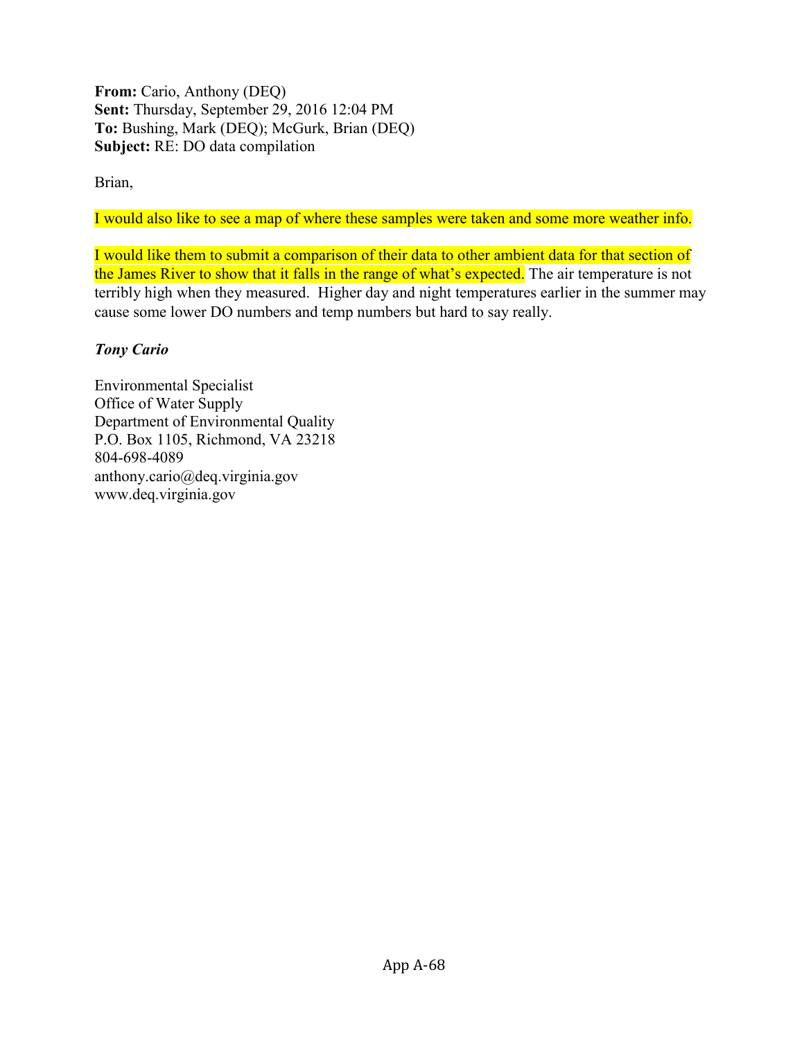**From:** Cario, Anthony (DEQ)
**Sent:** Thursday, September 29, 2016 12:04 PM
**To:** Bushing, Mark (DEQ); McGurk, Brian (DEQ)
**Subject:** RE: DO data compilation

Brian,

I would also like to see a map of where these samples were taken and some more weather info.

I would like them to submit a comparison of their data to other ambient data for that section of the James River to show that it falls in the range of what's expected. The air temperature is not terribly high when they measured. Higher day and night temperatures earlier in the summer may cause some lower DO numbers and temp numbers but hard to say really.

***Tony Cario***

Environmental Specialist
Office of Water Supply
Department of Environmental Quality
P.O. Box 1105, Richmond, VA 23218
804-698-4089
anthony.cario@deq.virginia.gov
www.deq.virginia.gov

App A-68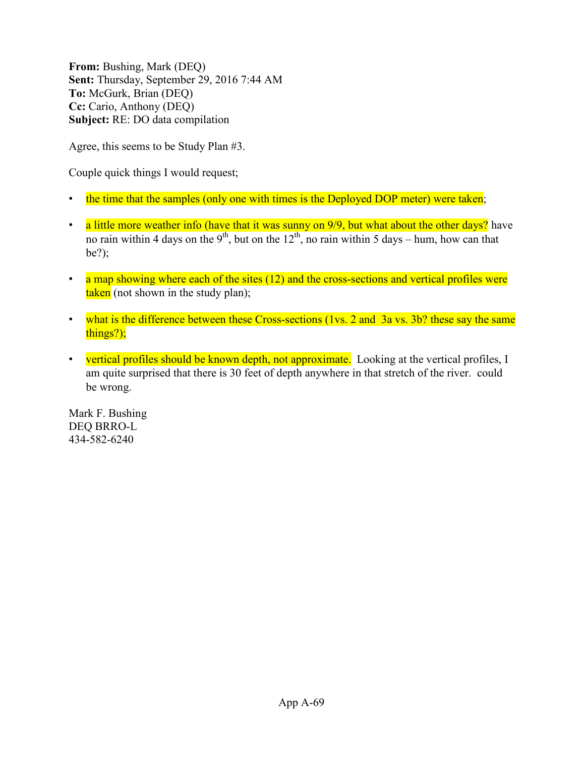**From:** Bushing, Mark (DEQ)
**Sent:** Thursday, September 29, 2016 7:44 AM
**To:** McGurk, Brian (DEQ)
**Cc:** Cario, Anthony (DEQ)
**Subject:** RE: DO data compilation

Agree, this seems to be Study Plan #3.

Couple quick things I would request;

- the time that the samples (only one with times is the Deployed DOP meter) were taken;
- a little more weather info (have that it was sunny on 9/9, but what about the other days? have no rain within 4 days on the 9th, but on the 12th, no rain within 5 days – hum, how can that be?);
- a map showing where each of the sites (12) and the cross-sections and vertical profiles were taken (not shown in the study plan);
- what is the difference between these Cross-sections (1vs. 2 and 3a vs. 3b? these say the same things?);
- vertical profiles should be known depth, not approximate. Looking at the vertical profiles, I am quite surprised that there is 30 feet of depth anywhere in that stretch of the river. could be wrong.

Mark F. Bushing
DEQ BRRO-L
434-582-6240

App A-69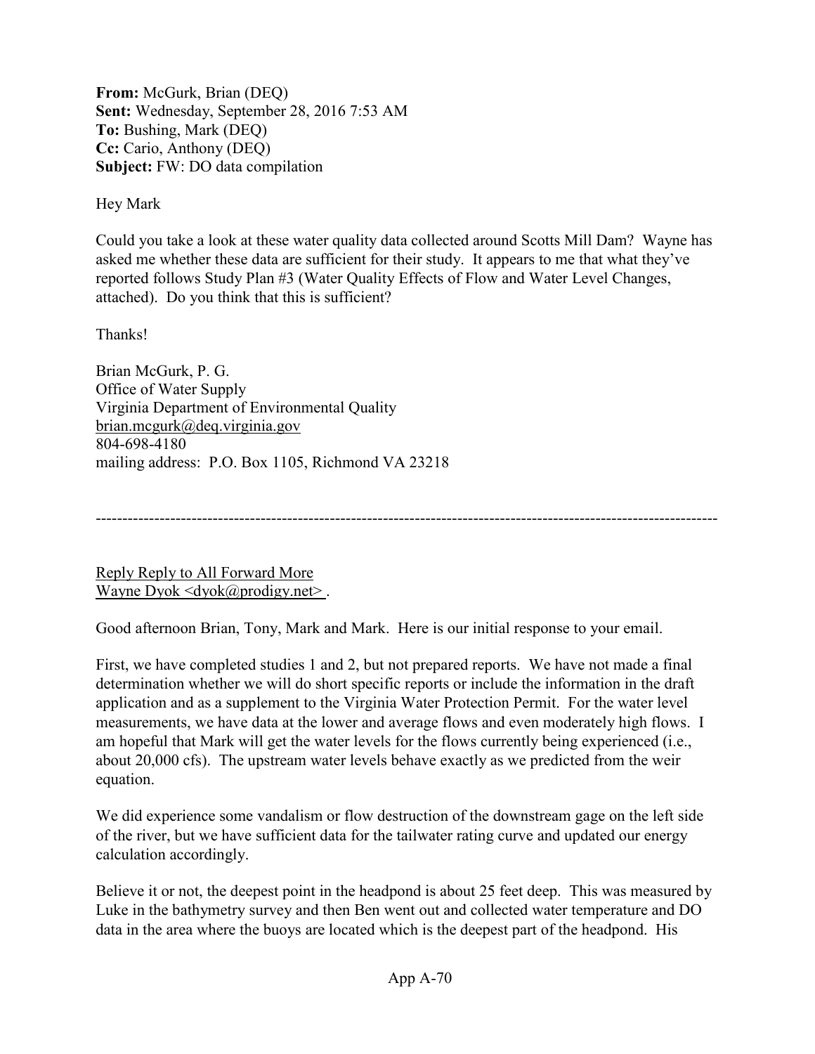**From:** McGurk, Brian (DEQ)
**Sent:** Wednesday, September 28, 2016 7:53 AM
**To:** Bushing, Mark (DEQ)
**Cc:** Cario, Anthony (DEQ)
**Subject:** FW: DO data compilation

Hey Mark

Could you take a look at these water quality data collected around Scotts Mill Dam? Wayne has asked me whether these data are sufficient for their study. It appears to me that what they've reported follows Study Plan #3 (Water Quality Effects of Flow and Water Level Changes, attached). Do you think that this is sufficient?

Thanks!

Brian McGurk, P. G.
Office of Water Supply
Virginia Department of Environmental Quality
brian.mcgurk@deq.virginia.gov
804-698-4180
mailing address: P.O. Box 1105, Richmond VA 23218

---

Reply Reply to All Forward More
Wayne Dyok <dyok@prodigy.net> .

Good afternoon Brian, Tony, Mark and Mark. Here is our initial response to your email.

First, we have completed studies 1 and 2, but not prepared reports. We have not made a final determination whether we will do short specific reports or include the information in the draft application and as a supplement to the Virginia Water Protection Permit. For the water level measurements, we have data at the lower and average flows and even moderately high flows. I am hopeful that Mark will get the water levels for the flows currently being experienced (i.e., about 20,000 cfs). The upstream water levels behave exactly as we predicted from the weir equation.

We did experience some vandalism or flow destruction of the downstream gage on the left side of the river, but we have sufficient data for the tailwater rating curve and updated our energy calculation accordingly.

Believe it or not, the deepest point in the headpond is about 25 feet deep. This was measured by Luke in the bathymetry survey and then Ben went out and collected water temperature and DO data in the area where the buoys are located which is the deepest part of the headpond. His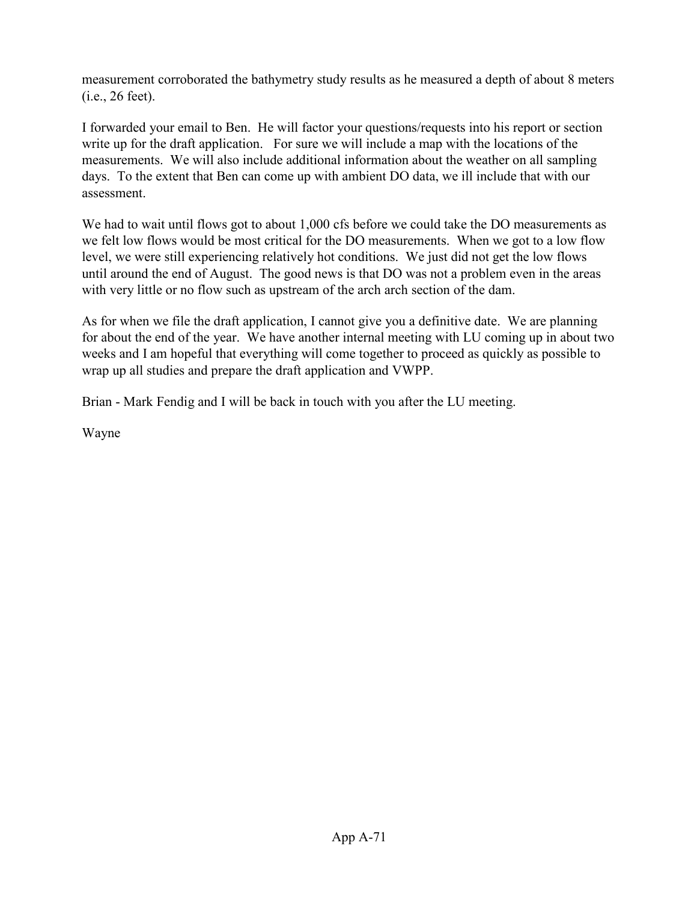measurement corroborated the bathymetry study results as he measured a depth of about 8 meters (i.e., 26 feet).

I forwarded your email to Ben. He will factor your questions/requests into his report or section write up for the draft application. For sure we will include a map with the locations of the measurements. We will also include additional information about the weather on all sampling days. To the extent that Ben can come up with ambient DO data, we ill include that with our assessment.

We had to wait until flows got to about 1,000 cfs before we could take the DO measurements as we felt low flows would be most critical for the DO measurements. When we got to a low flow level, we were still experiencing relatively hot conditions. We just did not get the low flows until around the end of August. The good news is that DO was not a problem even in the areas with very little or no flow such as upstream of the arch arch section of the dam.

As for when we file the draft application, I cannot give you a definitive date. We are planning for about the end of the year. We have another internal meeting with LU coming up in about two weeks and I am hopeful that everything will come together to proceed as quickly as possible to wrap up all studies and prepare the draft application and VWPP.

Brian - Mark Fendig and I will be back in touch with you after the LU meeting.

Wayne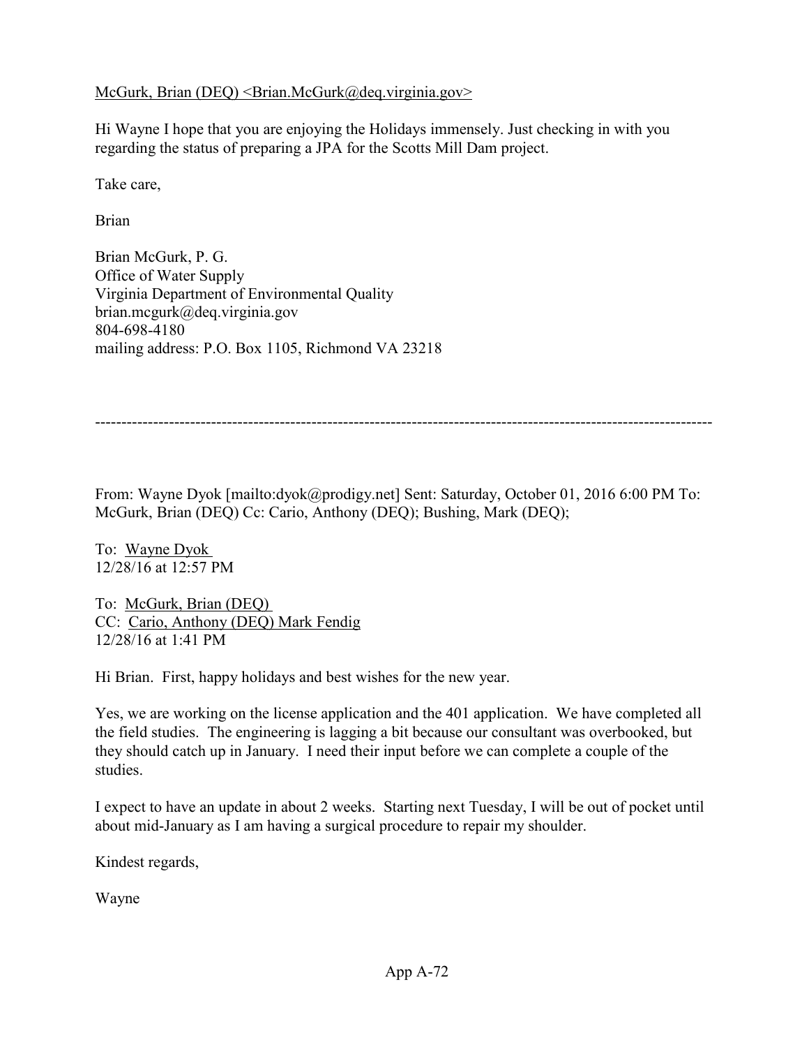McGurk, Brian (DEQ) <Brian.McGurk@deq.virginia.gov>

Hi Wayne I hope that you are enjoying the Holidays immensely. Just checking in with you regarding the status of preparing a JPA for the Scotts Mill Dam project.

Take care,

Brian

Brian McGurk, P. G.
Office of Water Supply
Virginia Department of Environmental Quality
brian.mcgurk@deq.virginia.gov
804-698-4180
mailing address: P.O. Box 1105, Richmond VA 23218

---

From: Wayne Dyok [mailto:dyok@prodigy.net] Sent: Saturday, October 01, 2016 6:00 PM To: McGurk, Brian (DEQ) Cc: Cario, Anthony (DEQ); Bushing, Mark (DEQ);

To: Wayne Dyok
12/28/16 at 12:57 PM

To: McGurk, Brian (DEQ)
CC: Cario, Anthony (DEQ) Mark Fendig
12/28/16 at 1:41 PM

Hi Brian. First, happy holidays and best wishes for the new year.

Yes, we are working on the license application and the 401 application. We have completed all the field studies. The engineering is lagging a bit because our consultant was overbooked, but they should catch up in January. I need their input before we can complete a couple of the studies.

I expect to have an update in about 2 weeks. Starting next Tuesday, I will be out of pocket until about mid-January as I am having a surgical procedure to repair my shoulder.

Kindest regards,

Wayne

App A-72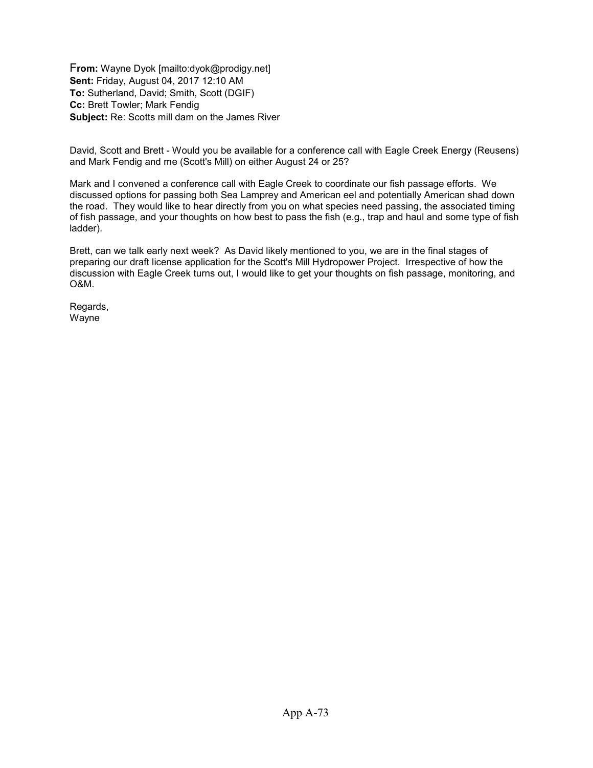**From:** Wayne Dyok [mailto:dyok@prodigy.net]
**Sent:** Friday, August 04, 2017 12:10 AM
**To:** Sutherland, David; Smith, Scott (DGIF)
**Cc:** Brett Towler; Mark Fendig
**Subject:** Re: Scotts mill dam on the James River

David, Scott and Brett - Would you be available for a conference call with Eagle Creek Energy (Reusens) and Mark Fendig and me (Scott's Mill) on either August 24 or 25?

Mark and I convened a conference call with Eagle Creek to coordinate our fish passage efforts. We discussed options for passing both Sea Lamprey and American eel and potentially American shad down the road. They would like to hear directly from you on what species need passing, the associated timing of fish passage, and your thoughts on how best to pass the fish (e.g., trap and haul and some type of fish ladder).

Brett, can we talk early next week? As David likely mentioned to you, we are in the final stages of preparing our draft license application for the Scott's Mill Hydropower Project. Irrespective of how the discussion with Eagle Creek turns out, I would like to get your thoughts on fish passage, monitoring, and O&M.

Regards,
Wayne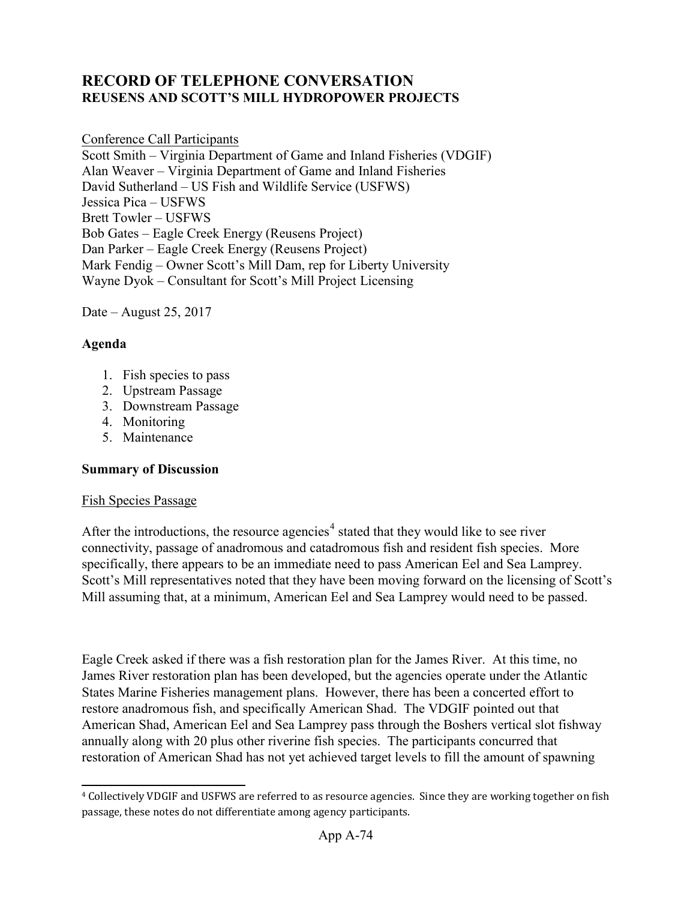# RECORD OF TELEPHONE CONVERSATION
## REUSENS AND SCOTT'S MILL HYDROPOWER PROJECTS

Conference Call Participants

Scott Smith – Virginia Department of Game and Inland Fisheries (VDGIF)
Alan Weaver – Virginia Department of Game and Inland Fisheries
David Sutherland – US Fish and Wildlife Service (USFWS)
Jessica Pica – USFWS
Brett Towler – USFWS
Bob Gates – Eagle Creek Energy (Reusens Project)
Dan Parker – Eagle Creek Energy (Reusens Project)
Mark Fendig – Owner Scott's Mill Dam, rep for Liberty University
Wayne Dyok – Consultant for Scott's Mill Project Licensing

Date – August 25, 2017

**Agenda**

1. Fish species to pass
2. Upstream Passage
3. Downstream Passage
4. Monitoring
5. Maintenance

**Summary of Discussion**

Fish Species Passage

After the introductions, the resource agencies[4] stated that they would like to see river connectivity, passage of anadromous and catadromous fish and resident fish species. More specifically, there appears to be an immediate need to pass American Eel and Sea Lamprey. Scott's Mill representatives noted that they have been moving forward on the licensing of Scott's Mill assuming that, at a minimum, American Eel and Sea Lamprey would need to be passed.

Eagle Creek asked if there was a fish restoration plan for the James River. At this time, no James River restoration plan has been developed, but the agencies operate under the Atlantic States Marine Fisheries management plans. However, there has been a concerted effort to restore anadromous fish, and specifically American Shad. The VDGIF pointed out that American Shad, American Eel and Sea Lamprey pass through the Boshers vertical slot fishway annually along with 20 plus other riverine fish species. The participants concurred that restoration of American Shad has not yet achieved target levels to fill the amount of spawning

[4] Collectively VDGIF and USFWS are referred to as resource agencies. Since they are working together on fish passage, these notes do not differentiate among agency participants.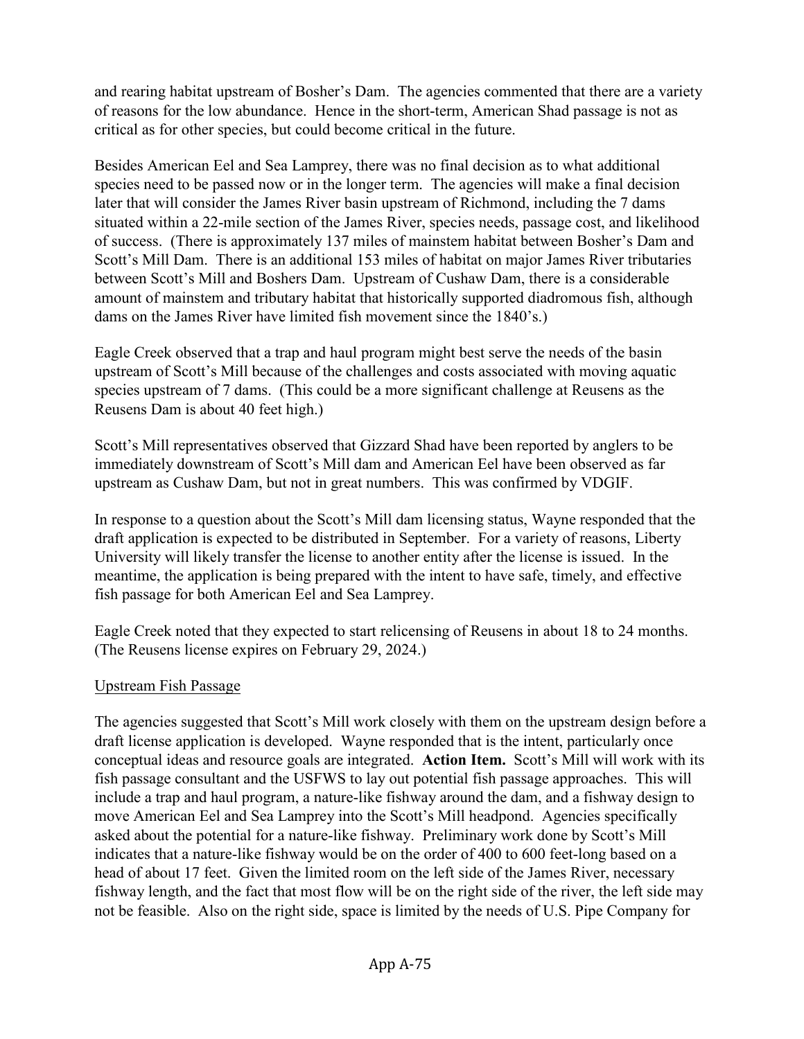and rearing habitat upstream of Bosher's Dam. The agencies commented that there are a variety of reasons for the low abundance. Hence in the short-term, American Shad passage is not as critical as for other species, but could become critical in the future.

Besides American Eel and Sea Lamprey, there was no final decision as to what additional species need to be passed now or in the longer term. The agencies will make a final decision later that will consider the James River basin upstream of Richmond, including the 7 dams situated within a 22-mile section of the James River, species needs, passage cost, and likelihood of success. (There is approximately 137 miles of mainstem habitat between Bosher's Dam and Scott's Mill Dam. There is an additional 153 miles of habitat on major James River tributaries between Scott's Mill and Boshers Dam. Upstream of Cushaw Dam, there is a considerable amount of mainstem and tributary habitat that historically supported diadromous fish, although dams on the James River have limited fish movement since the 1840's.)

Eagle Creek observed that a trap and haul program might best serve the needs of the basin upstream of Scott's Mill because of the challenges and costs associated with moving aquatic species upstream of 7 dams. (This could be a more significant challenge at Reusens as the Reusens Dam is about 40 feet high.)

Scott's Mill representatives observed that Gizzard Shad have been reported by anglers to be immediately downstream of Scott's Mill dam and American Eel have been observed as far upstream as Cushaw Dam, but not in great numbers. This was confirmed by VDGIF.

In response to a question about the Scott's Mill dam licensing status, Wayne responded that the draft application is expected to be distributed in September. For a variety of reasons, Liberty University will likely transfer the license to another entity after the license is issued. In the meantime, the application is being prepared with the intent to have safe, timely, and effective fish passage for both American Eel and Sea Lamprey.

Eagle Creek noted that they expected to start relicensing of Reusens in about 18 to 24 months. (The Reusens license expires on February 29, 2024.)

<u>Upstream Fish Passage</u>

The agencies suggested that Scott's Mill work closely with them on the upstream design before a draft license application is developed. Wayne responded that is the intent, particularly once conceptual ideas and resource goals are integrated. **Action Item.** Scott's Mill will work with its fish passage consultant and the USFWS to lay out potential fish passage approaches. This will include a trap and haul program, a nature-like fishway around the dam, and a fishway design to move American Eel and Sea Lamprey into the Scott's Mill headpond. Agencies specifically asked about the potential for a nature-like fishway. Preliminary work done by Scott's Mill indicates that a nature-like fishway would be on the order of 400 to 600 feet-long based on a head of about 17 feet. Given the limited room on the left side of the James River, necessary fishway length, and the fact that most flow will be on the right side of the river, the left side may not be feasible. Also on the right side, space is limited by the needs of U.S. Pipe Company for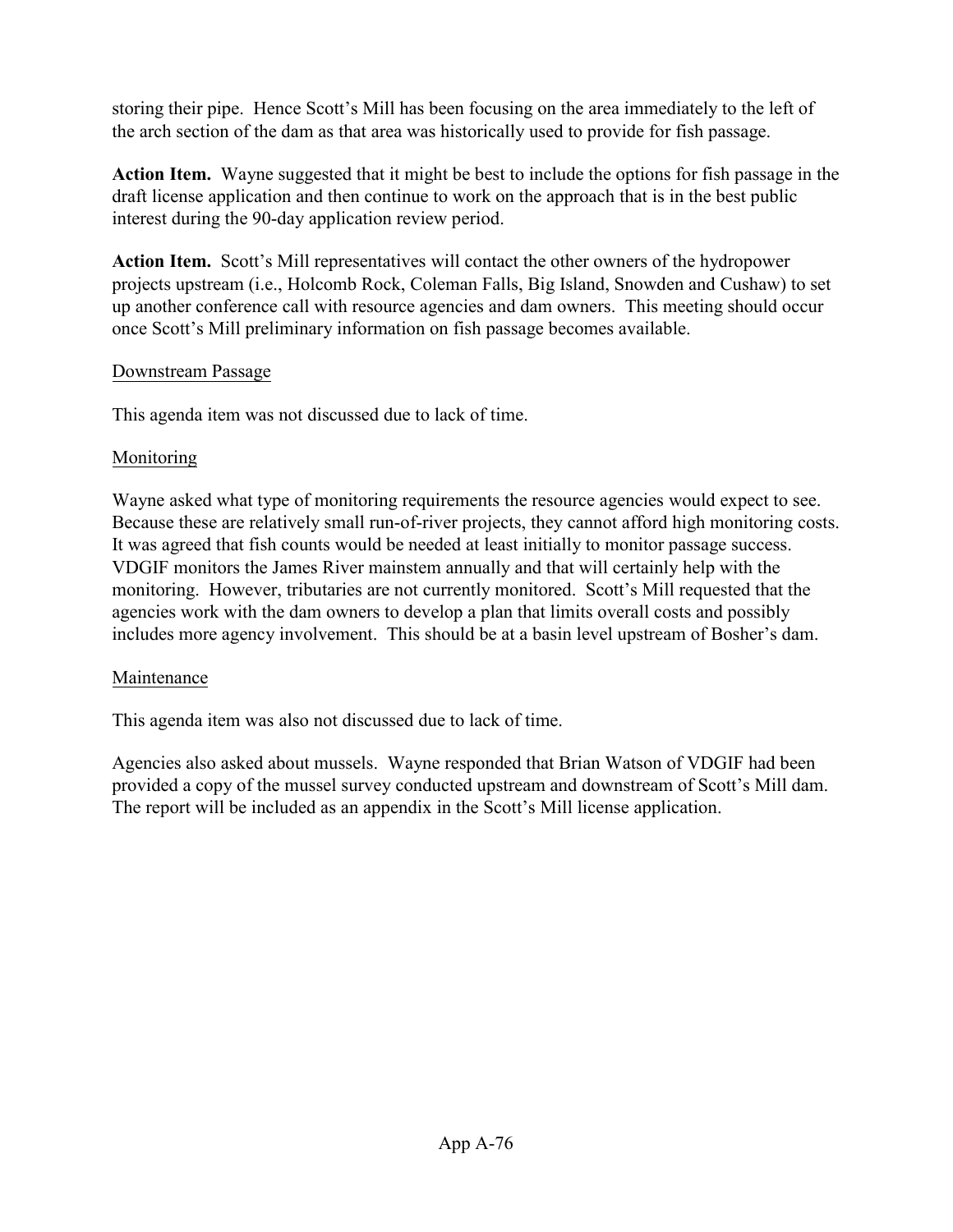storing their pipe. Hence Scott's Mill has been focusing on the area immediately to the left of the arch section of the dam as that area was historically used to provide for fish passage.

**Action Item.** Wayne suggested that it might be best to include the options for fish passage in the draft license application and then continue to work on the approach that is in the best public interest during the 90-day application review period.

**Action Item.** Scott's Mill representatives will contact the other owners of the hydropower projects upstream (i.e., Holcomb Rock, Coleman Falls, Big Island, Snowden and Cushaw) to set up another conference call with resource agencies and dam owners. This meeting should occur once Scott's Mill preliminary information on fish passage becomes available.

<u>Downstream Passage</u>

This agenda item was not discussed due to lack of time.

<u>Monitoring</u>

Wayne asked what type of monitoring requirements the resource agencies would expect to see. Because these are relatively small run-of-river projects, they cannot afford high monitoring costs. It was agreed that fish counts would be needed at least initially to monitor passage success. VDGIF monitors the James River mainstem annually and that will certainly help with the monitoring. However, tributaries are not currently monitored. Scott's Mill requested that the agencies work with the dam owners to develop a plan that limits overall costs and possibly includes more agency involvement. This should be at a basin level upstream of Bosher's dam.

<u>Maintenance</u>

This agenda item was also not discussed due to lack of time.

Agencies also asked about mussels. Wayne responded that Brian Watson of VDGIF had been provided a copy of the mussel survey conducted upstream and downstream of Scott's Mill dam. The report will be included as an appendix in the Scott's Mill license application.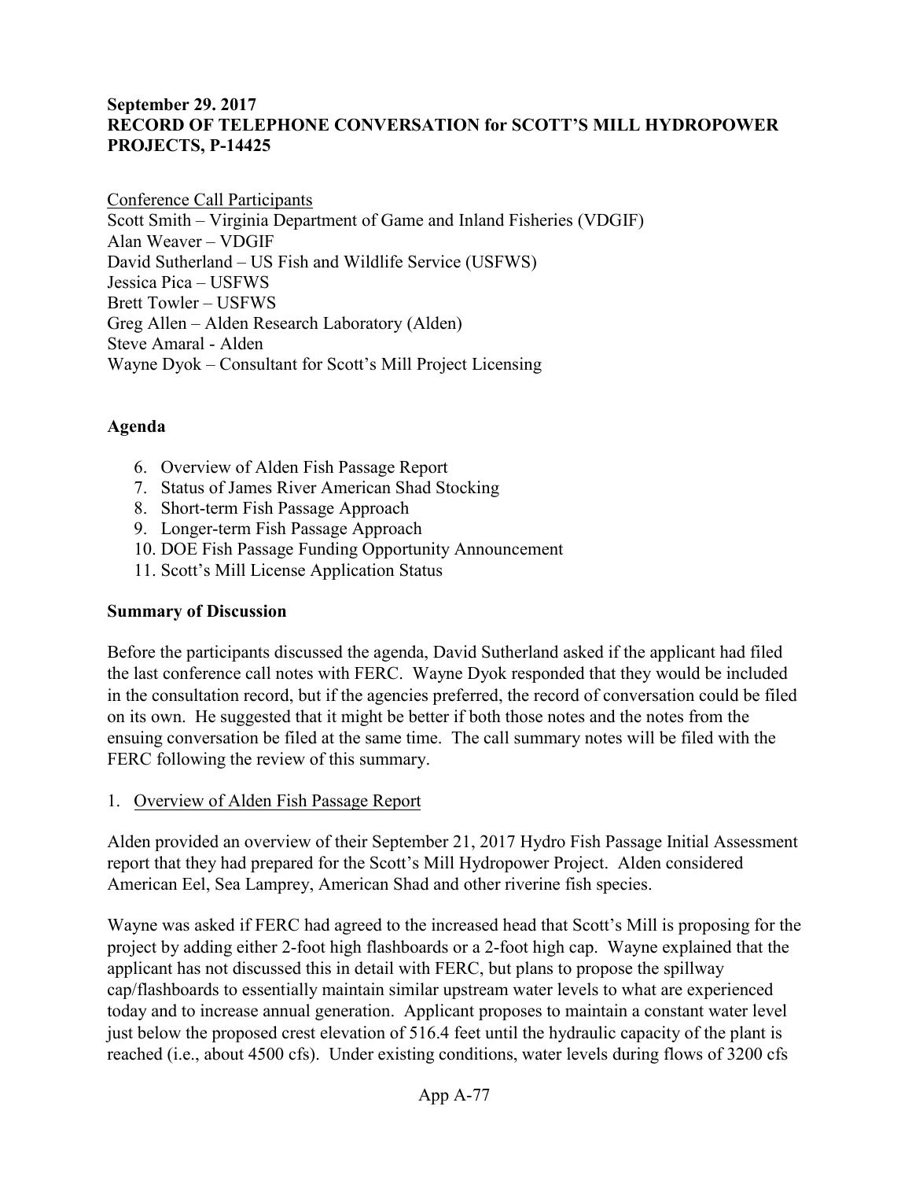**September 29. 2017**
**RECORD OF TELEPHONE CONVERSATION for SCOTT'S MILL HYDROPOWER PROJECTS, P-14425**

Conference Call Participants
Scott Smith – Virginia Department of Game and Inland Fisheries (VDGIF)
Alan Weaver – VDGIF
David Sutherland – US Fish and Wildlife Service (USFWS)
Jessica Pica – USFWS
Brett Towler – USFWS
Greg Allen – Alden Research Laboratory (Alden)
Steve Amaral - Alden
Wayne Dyok – Consultant for Scott's Mill Project Licensing

**Agenda**

6. Overview of Alden Fish Passage Report
7. Status of James River American Shad Stocking
8. Short-term Fish Passage Approach
9. Longer-term Fish Passage Approach
10. DOE Fish Passage Funding Opportunity Announcement
11. Scott's Mill License Application Status

**Summary of Discussion**

Before the participants discussed the agenda, David Sutherland asked if the applicant had filed the last conference call notes with FERC. Wayne Dyok responded that they would be included in the consultation record, but if the agencies preferred, the record of conversation could be filed on its own. He suggested that it might be better if both those notes and the notes from the ensuing conversation be filed at the same time. The call summary notes will be filed with the FERC following the review of this summary.

1. Overview of Alden Fish Passage Report

Alden provided an overview of their September 21, 2017 Hydro Fish Passage Initial Assessment report that they had prepared for the Scott's Mill Hydropower Project. Alden considered American Eel, Sea Lamprey, American Shad and other riverine fish species.

Wayne was asked if FERC had agreed to the increased head that Scott's Mill is proposing for the project by adding either 2-foot high flashboards or a 2-foot high cap. Wayne explained that the applicant has not discussed this in detail with FERC, but plans to propose the spillway cap/flashboards to essentially maintain similar upstream water levels to what are experienced today and to increase annual generation. Applicant proposes to maintain a constant water level just below the proposed crest elevation of 516.4 feet until the hydraulic capacity of the plant is reached (i.e., about 4500 cfs). Under existing conditions, water levels during flows of 3200 cfs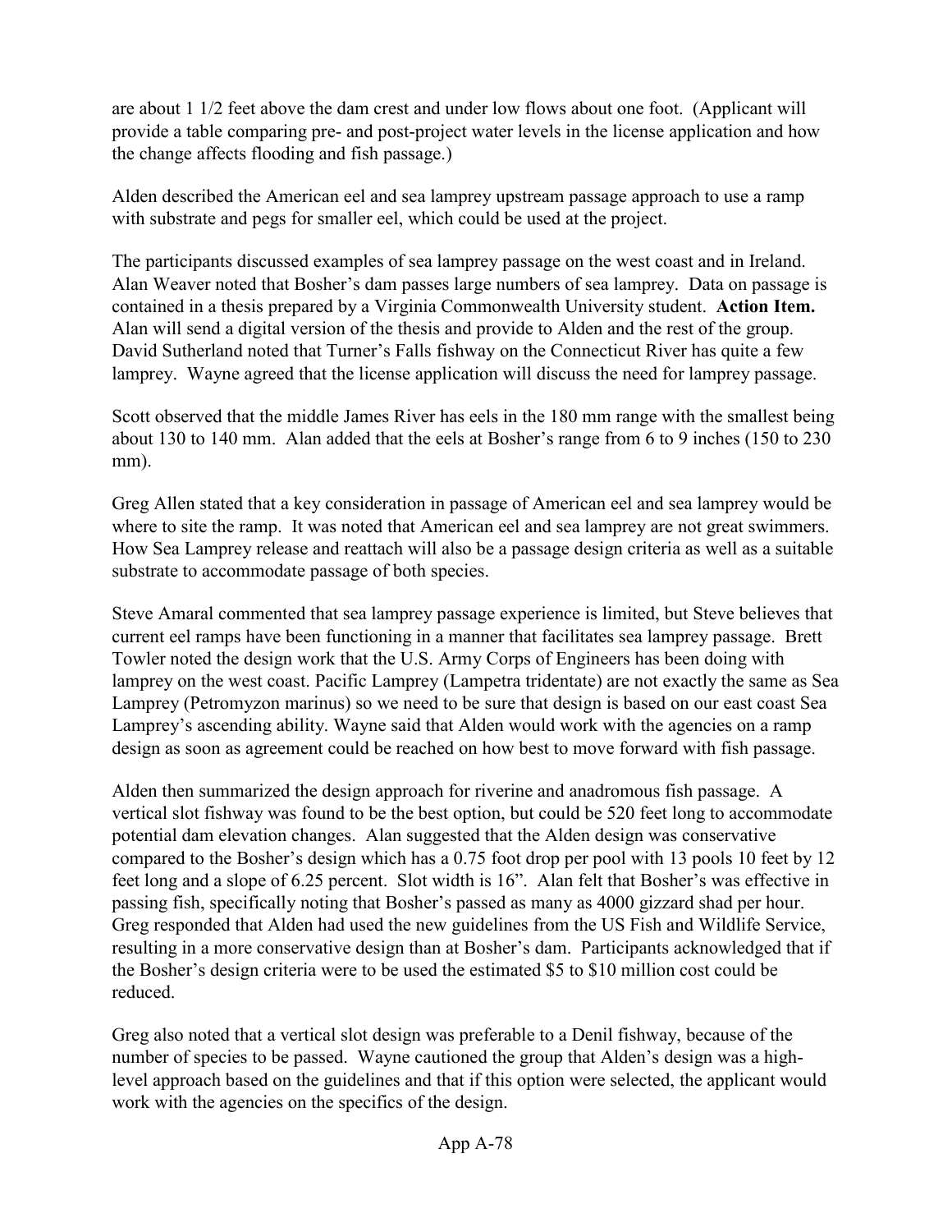are about 1 1/2 feet above the dam crest and under low flows about one foot. (Applicant will provide a table comparing pre- and post-project water levels in the license application and how the change affects flooding and fish passage.)

Alden described the American eel and sea lamprey upstream passage approach to use a ramp with substrate and pegs for smaller eel, which could be used at the project.

The participants discussed examples of sea lamprey passage on the west coast and in Ireland. Alan Weaver noted that Bosher's dam passes large numbers of sea lamprey. Data on passage is contained in a thesis prepared by a Virginia Commonwealth University student. **Action Item.** Alan will send a digital version of the thesis and provide to Alden and the rest of the group. David Sutherland noted that Turner's Falls fishway on the Connecticut River has quite a few lamprey. Wayne agreed that the license application will discuss the need for lamprey passage.

Scott observed that the middle James River has eels in the 180 mm range with the smallest being about 130 to 140 mm. Alan added that the eels at Bosher's range from 6 to 9 inches (150 to 230 mm).

Greg Allen stated that a key consideration in passage of American eel and sea lamprey would be where to site the ramp. It was noted that American eel and sea lamprey are not great swimmers. How Sea Lamprey release and reattach will also be a passage design criteria as well as a suitable substrate to accommodate passage of both species.

Steve Amaral commented that sea lamprey passage experience is limited, but Steve believes that current eel ramps have been functioning in a manner that facilitates sea lamprey passage. Brett Towler noted the design work that the U.S. Army Corps of Engineers has been doing with lamprey on the west coast. Pacific Lamprey (Lampetra tridentate) are not exactly the same as Sea Lamprey (Petromyzon marinus) so we need to be sure that design is based on our east coast Sea Lamprey's ascending ability. Wayne said that Alden would work with the agencies on a ramp design as soon as agreement could be reached on how best to move forward with fish passage.

Alden then summarized the design approach for riverine and anadromous fish passage. A vertical slot fishway was found to be the best option, but could be 520 feet long to accommodate potential dam elevation changes. Alan suggested that the Alden design was conservative compared to the Bosher's design which has a 0.75 foot drop per pool with 13 pools 10 feet by 12 feet long and a slope of 6.25 percent. Slot width is 16". Alan felt that Bosher's was effective in passing fish, specifically noting that Bosher's passed as many as 4000 gizzard shad per hour. Greg responded that Alden had used the new guidelines from the US Fish and Wildlife Service, resulting in a more conservative design than at Bosher's dam. Participants acknowledged that if the Bosher's design criteria were to be used the estimated \$5 to \$10 million cost could be reduced.

Greg also noted that a vertical slot design was preferable to a Denil fishway, because of the number of species to be passed. Wayne cautioned the group that Alden's design was a high-level approach based on the guidelines and that if this option were selected, the applicant would work with the agencies on the specifics of the design.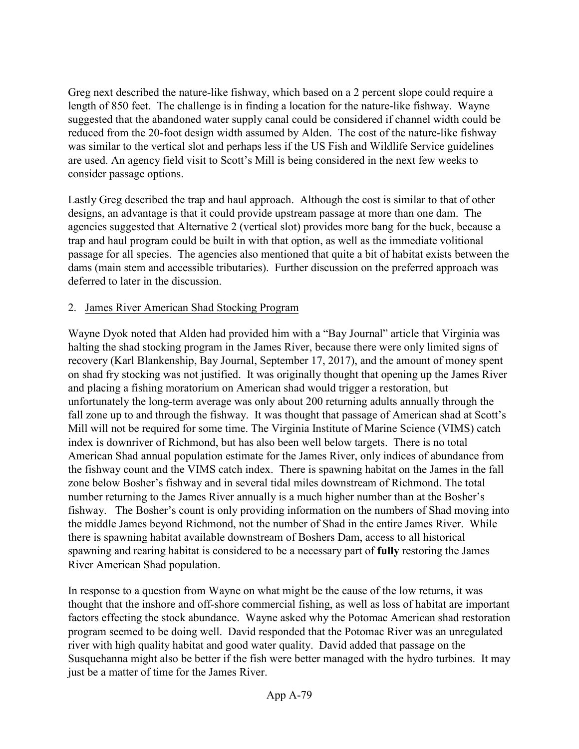Greg next described the nature-like fishway, which based on a 2 percent slope could require a length of 850 feet. The challenge is in finding a location for the nature-like fishway. Wayne suggested that the abandoned water supply canal could be considered if channel width could be reduced from the 20-foot design width assumed by Alden. The cost of the nature-like fishway was similar to the vertical slot and perhaps less if the US Fish and Wildlife Service guidelines are used. An agency field visit to Scott's Mill is being considered in the next few weeks to consider passage options.

Lastly Greg described the trap and haul approach. Although the cost is similar to that of other designs, an advantage is that it could provide upstream passage at more than one dam. The agencies suggested that Alternative 2 (vertical slot) provides more bang for the buck, because a trap and haul program could be built in with that option, as well as the immediate volitional passage for all species. The agencies also mentioned that quite a bit of habitat exists between the dams (main stem and accessible tributaries). Further discussion on the preferred approach was deferred to later in the discussion.

2. <u>James River American Shad Stocking Program</u>

Wayne Dyok noted that Alden had provided him with a "Bay Journal" article that Virginia was halting the shad stocking program in the James River, because there were only limited signs of recovery (Karl Blankenship, Bay Journal, September 17, 2017), and the amount of money spent on shad fry stocking was not justified. It was originally thought that opening up the James River and placing a fishing moratorium on American shad would trigger a restoration, but unfortunately the long-term average was only about 200 returning adults annually through the fall zone up to and through the fishway. It was thought that passage of American shad at Scott's Mill will not be required for some time. The Virginia Institute of Marine Science (VIMS) catch index is downriver of Richmond, but has also been well below targets. There is no total American Shad annual population estimate for the James River, only indices of abundance from the fishway count and the VIMS catch index. There is spawning habitat on the James in the fall zone below Bosher's fishway and in several tidal miles downstream of Richmond. The total number returning to the James River annually is a much higher number than at the Bosher's fishway. The Bosher's count is only providing information on the numbers of Shad moving into the middle James beyond Richmond, not the number of Shad in the entire James River. While there is spawning habitat available downstream of Boshers Dam, access to all historical spawning and rearing habitat is considered to be a necessary part of **fully** restoring the James River American Shad population.

In response to a question from Wayne on what might be the cause of the low returns, it was thought that the inshore and off-shore commercial fishing, as well as loss of habitat are important factors effecting the stock abundance. Wayne asked why the Potomac American shad restoration program seemed to be doing well. David responded that the Potomac River was an unregulated river with high quality habitat and good water quality. David added that passage on the Susquehanna might also be better if the fish were better managed with the hydro turbines. It may just be a matter of time for the James River.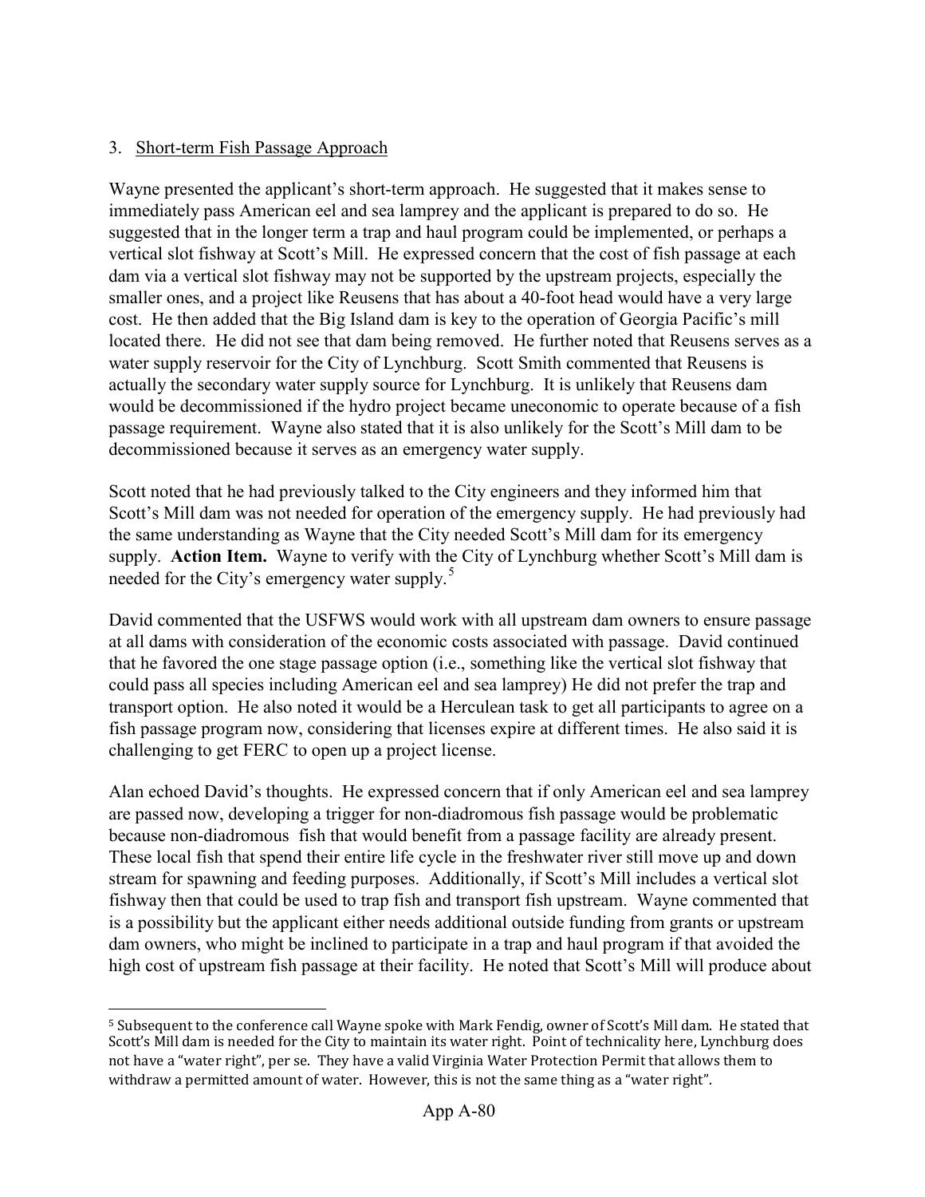3. Short-term Fish Passage Approach

Wayne presented the applicant's short-term approach. He suggested that it makes sense to immediately pass American eel and sea lamprey and the applicant is prepared to do so. He suggested that in the longer term a trap and haul program could be implemented, or perhaps a vertical slot fishway at Scott's Mill. He expressed concern that the cost of fish passage at each dam via a vertical slot fishway may not be supported by the upstream projects, especially the smaller ones, and a project like Reusens that has about a 40-foot head would have a very large cost. He then added that the Big Island dam is key to the operation of Georgia Pacific's mill located there. He did not see that dam being removed. He further noted that Reusens serves as a water supply reservoir for the City of Lynchburg. Scott Smith commented that Reusens is actually the secondary water supply source for Lynchburg. It is unlikely that Reusens dam would be decommissioned if the hydro project became uneconomic to operate because of a fish passage requirement. Wayne also stated that it is also unlikely for the Scott's Mill dam to be decommissioned because it serves as an emergency water supply.

Scott noted that he had previously talked to the City engineers and they informed him that Scott's Mill dam was not needed for operation of the emergency supply. He had previously had the same understanding as Wayne that the City needed Scott's Mill dam for its emergency supply. **Action Item.** Wayne to verify with the City of Lynchburg whether Scott's Mill dam is needed for the City's emergency water supply.[5]

David commented that the USFWS would work with all upstream dam owners to ensure passage at all dams with consideration of the economic costs associated with passage. David continued that he favored the one stage passage option (i.e., something like the vertical slot fishway that could pass all species including American eel and sea lamprey) He did not prefer the trap and transport option. He also noted it would be a Herculean task to get all participants to agree on a fish passage program now, considering that licenses expire at different times. He also said it is challenging to get FERC to open up a project license.

Alan echoed David's thoughts. He expressed concern that if only American eel and sea lamprey are passed now, developing a trigger for non-diadromous fish passage would be problematic because non-diadromous fish that would benefit from a passage facility are already present. These local fish that spend their entire life cycle in the freshwater river still move up and down stream for spawning and feeding purposes. Additionally, if Scott's Mill includes a vertical slot fishway then that could be used to trap fish and transport fish upstream. Wayne commented that is a possibility but the applicant either needs additional outside funding from grants or upstream dam owners, who might be inclined to participate in a trap and haul program if that avoided the high cost of upstream fish passage at their facility. He noted that Scott's Mill will produce about

[5] Subsequent to the conference call Wayne spoke with Mark Fendig, owner of Scott's Mill dam. He stated that Scott's Mill dam is needed for the City to maintain its water right. Point of technicality here, Lynchburg does not have a "water right", per se. They have a valid Virginia Water Protection Permit that allows them to withdraw a permitted amount of water. However, this is not the same thing as a "water right".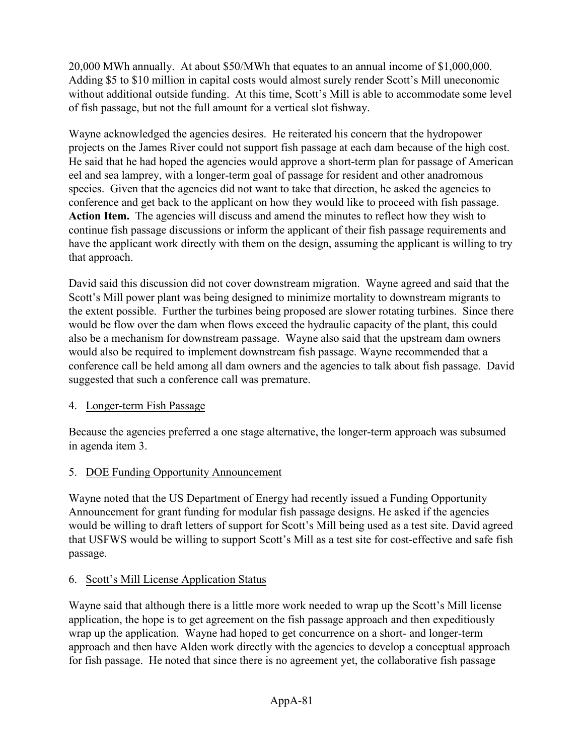20,000 MWh annually. At about $50/MWh that equates to an annual income of $1,000,000. Adding $5 to $10 million in capital costs would almost surely render Scott's Mill uneconomic without additional outside funding. At this time, Scott's Mill is able to accommodate some level of fish passage, but not the full amount for a vertical slot fishway.

Wayne acknowledged the agencies desires. He reiterated his concern that the hydropower projects on the James River could not support fish passage at each dam because of the high cost. He said that he had hoped the agencies would approve a short-term plan for passage of American eel and sea lamprey, with a longer-term goal of passage for resident and other anadromous species. Given that the agencies did not want to take that direction, he asked the agencies to conference and get back to the applicant on how they would like to proceed with fish passage. **Action Item.** The agencies will discuss and amend the minutes to reflect how they wish to continue fish passage discussions or inform the applicant of their fish passage requirements and have the applicant work directly with them on the design, assuming the applicant is willing to try that approach.

David said this discussion did not cover downstream migration. Wayne agreed and said that the Scott's Mill power plant was being designed to minimize mortality to downstream migrants to the extent possible. Further the turbines being proposed are slower rotating turbines. Since there would be flow over the dam when flows exceed the hydraulic capacity of the plant, this could also be a mechanism for downstream passage. Wayne also said that the upstream dam owners would also be required to implement downstream fish passage. Wayne recommended that a conference call be held among all dam owners and the agencies to talk about fish passage. David suggested that such a conference call was premature.

4. Longer-term Fish Passage

Because the agencies preferred a one stage alternative, the longer-term approach was subsumed in agenda item 3.

5. DOE Funding Opportunity Announcement

Wayne noted that the US Department of Energy had recently issued a Funding Opportunity Announcement for grant funding for modular fish passage designs. He asked if the agencies would be willing to draft letters of support for Scott's Mill being used as a test site. David agreed that USFWS would be willing to support Scott's Mill as a test site for cost-effective and safe fish passage.

6. Scott's Mill License Application Status

Wayne said that although there is a little more work needed to wrap up the Scott's Mill license application, the hope is to get agreement on the fish passage approach and then expeditiously wrap up the application. Wayne had hoped to get concurrence on a short- and longer-term approach and then have Alden work directly with the agencies to develop a conceptual approach for fish passage. He noted that since there is no agreement yet, the collaborative fish passage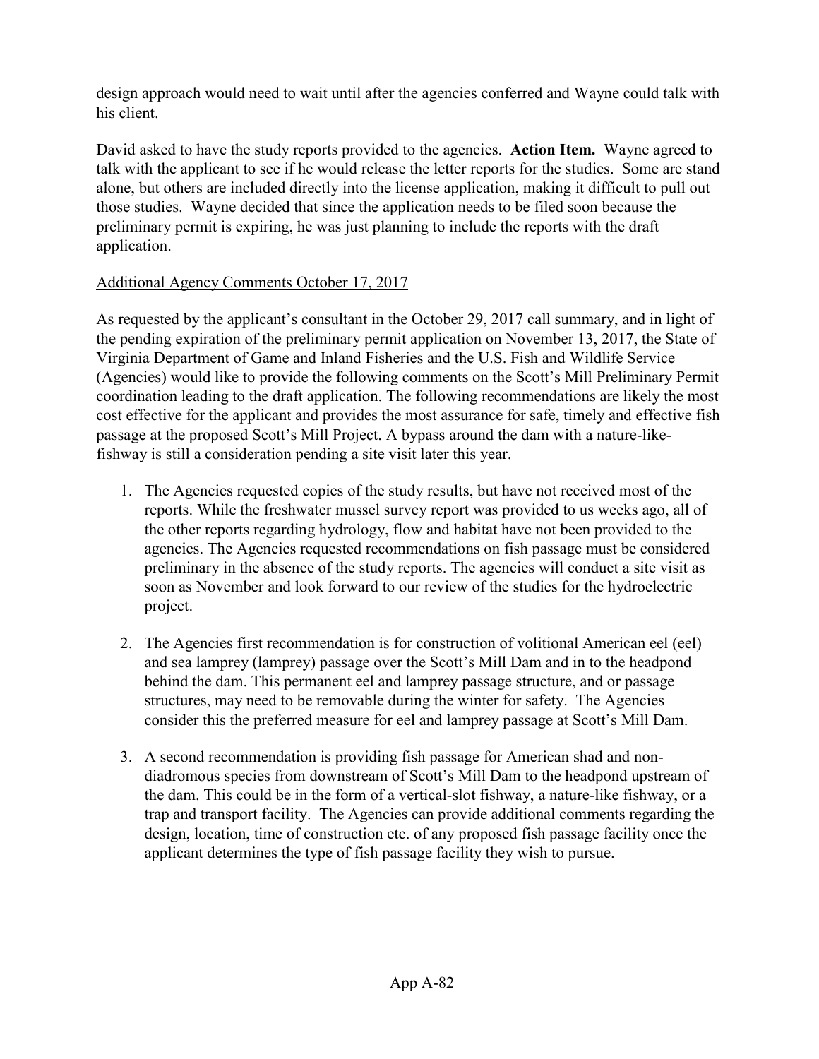design approach would need to wait until after the agencies conferred and Wayne could talk with his client.

David asked to have the study reports provided to the agencies. **Action Item.** Wayne agreed to talk with the applicant to see if he would release the letter reports for the studies. Some are stand alone, but others are included directly into the license application, making it difficult to pull out those studies. Wayne decided that since the application needs to be filed soon because the preliminary permit is expiring, he was just planning to include the reports with the draft application.

Additional Agency Comments October 17, 2017

As requested by the applicant's consultant in the October 29, 2017 call summary, and in light of the pending expiration of the preliminary permit application on November 13, 2017, the State of Virginia Department of Game and Inland Fisheries and the U.S. Fish and Wildlife Service (Agencies) would like to provide the following comments on the Scott's Mill Preliminary Permit coordination leading to the draft application. The following recommendations are likely the most cost effective for the applicant and provides the most assurance for safe, timely and effective fish passage at the proposed Scott's Mill Project. A bypass around the dam with a nature-like-fishway is still a consideration pending a site visit later this year.

1. The Agencies requested copies of the study results, but have not received most of the reports. While the freshwater mussel survey report was provided to us weeks ago, all of the other reports regarding hydrology, flow and habitat have not been provided to the agencies. The Agencies requested recommendations on fish passage must be considered preliminary in the absence of the study reports. The agencies will conduct a site visit as soon as November and look forward to our review of the studies for the hydroelectric project.

2. The Agencies first recommendation is for construction of volitional American eel (eel) and sea lamprey (lamprey) passage over the Scott's Mill Dam and in to the headpond behind the dam. This permanent eel and lamprey passage structure, and or passage structures, may need to be removable during the winter for safety. The Agencies consider this the preferred measure for eel and lamprey passage at Scott's Mill Dam.

3. A second recommendation is providing fish passage for American shad and non-diadromous species from downstream of Scott's Mill Dam to the headpond upstream of the dam. This could be in the form of a vertical-slot fishway, a nature-like fishway, or a trap and transport facility. The Agencies can provide additional comments regarding the design, location, time of construction etc. of any proposed fish passage facility once the applicant determines the type of fish passage facility they wish to pursue.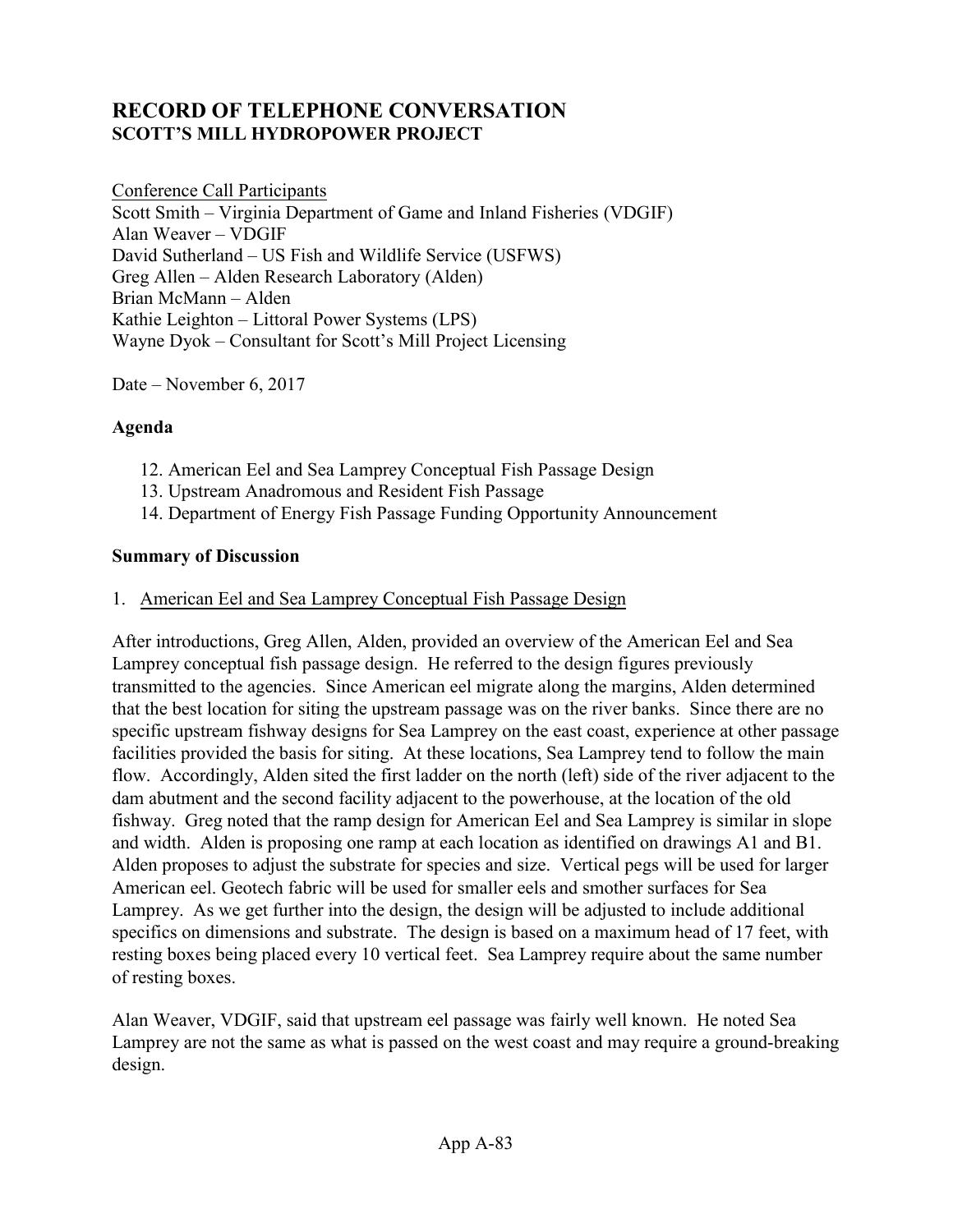# RECORD OF TELEPHONE CONVERSATION
## SCOTT'S MILL HYDROPOWER PROJECT

Conference Call Participants
Scott Smith – Virginia Department of Game and Inland Fisheries (VDGIF)
Alan Weaver – VDGIF
David Sutherland – US Fish and Wildlife Service (USFWS)
Greg Allen – Alden Research Laboratory (Alden)
Brian McMann – Alden
Kathie Leighton – Littoral Power Systems (LPS)
Wayne Dyok – Consultant for Scott's Mill Project Licensing

Date – November 6, 2017

### Agenda

12. American Eel and Sea Lamprey Conceptual Fish Passage Design
13. Upstream Anadromous and Resident Fish Passage
14. Department of Energy Fish Passage Funding Opportunity Announcement

### Summary of Discussion

1. American Eel and Sea Lamprey Conceptual Fish Passage Design

After introductions, Greg Allen, Alden, provided an overview of the American Eel and Sea Lamprey conceptual fish passage design. He referred to the design figures previously transmitted to the agencies. Since American eel migrate along the margins, Alden determined that the best location for siting the upstream passage was on the river banks. Since there are no specific upstream fishway designs for Sea Lamprey on the east coast, experience at other passage facilities provided the basis for siting. At these locations, Sea Lamprey tend to follow the main flow. Accordingly, Alden sited the first ladder on the north (left) side of the river adjacent to the dam abutment and the second facility adjacent to the powerhouse, at the location of the old fishway. Greg noted that the ramp design for American Eel and Sea Lamprey is similar in slope and width. Alden is proposing one ramp at each location as identified on drawings A1 and B1. Alden proposes to adjust the substrate for species and size. Vertical pegs will be used for larger American eel. Geotech fabric will be used for smaller eels and smother surfaces for Sea Lamprey. As we get further into the design, the design will be adjusted to include additional specifics on dimensions and substrate. The design is based on a maximum head of 17 feet, with resting boxes being placed every 10 vertical feet. Sea Lamprey require about the same number of resting boxes.

Alan Weaver, VDGIF, said that upstream eel passage was fairly well known. He noted Sea Lamprey are not the same as what is passed on the west coast and may require a ground-breaking design.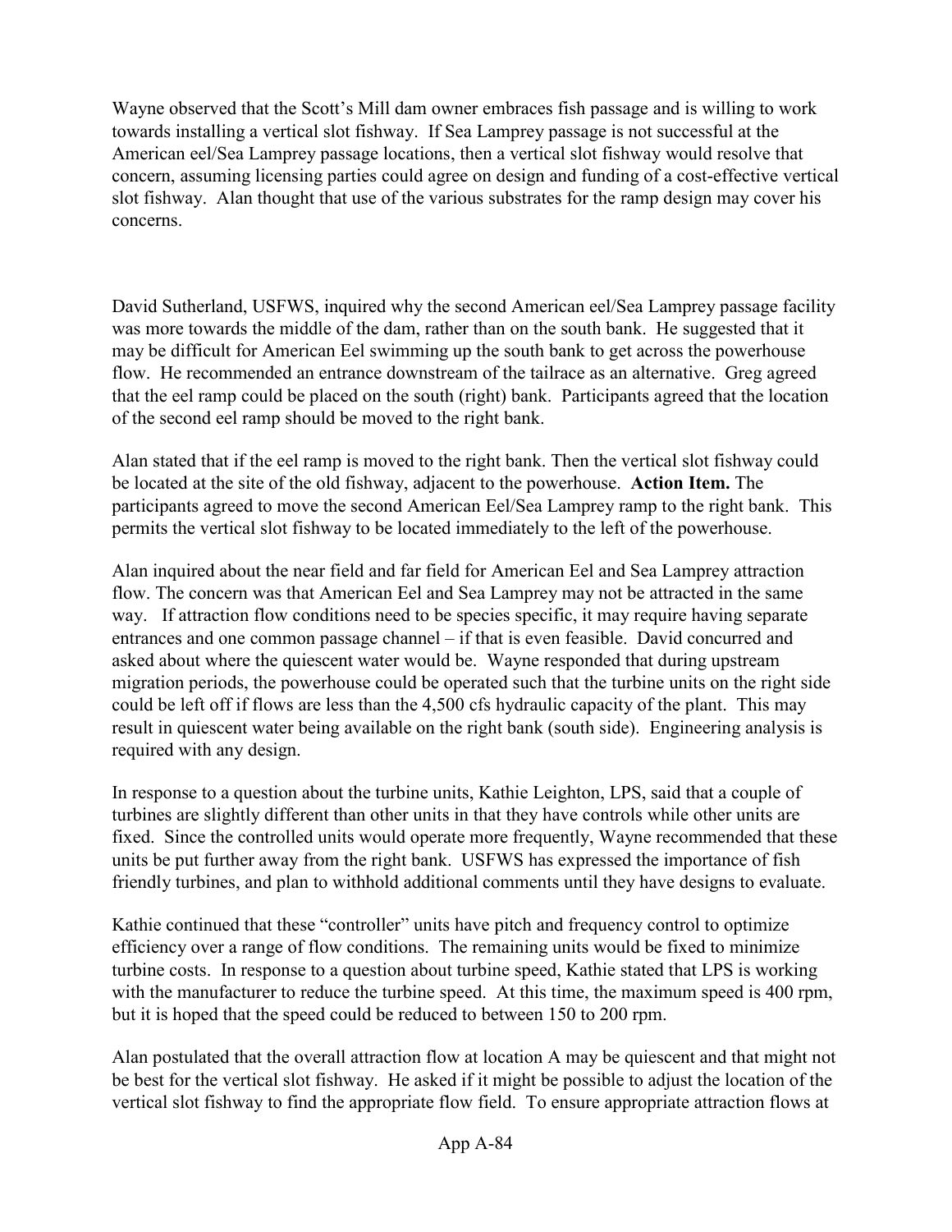Wayne observed that the Scott's Mill dam owner embraces fish passage and is willing to work towards installing a vertical slot fishway. If Sea Lamprey passage is not successful at the American eel/Sea Lamprey passage locations, then a vertical slot fishway would resolve that concern, assuming licensing parties could agree on design and funding of a cost-effective vertical slot fishway. Alan thought that use of the various substrates for the ramp design may cover his concerns.

David Sutherland, USFWS, inquired why the second American eel/Sea Lamprey passage facility was more towards the middle of the dam, rather than on the south bank. He suggested that it may be difficult for American Eel swimming up the south bank to get across the powerhouse flow. He recommended an entrance downstream of the tailrace as an alternative. Greg agreed that the eel ramp could be placed on the south (right) bank. Participants agreed that the location of the second eel ramp should be moved to the right bank.

Alan stated that if the eel ramp is moved to the right bank. Then the vertical slot fishway could be located at the site of the old fishway, adjacent to the powerhouse. **Action Item.** The participants agreed to move the second American Eel/Sea Lamprey ramp to the right bank. This permits the vertical slot fishway to be located immediately to the left of the powerhouse.

Alan inquired about the near field and far field for American Eel and Sea Lamprey attraction flow. The concern was that American Eel and Sea Lamprey may not be attracted in the same way. If attraction flow conditions need to be species specific, it may require having separate entrances and one common passage channel – if that is even feasible. David concurred and asked about where the quiescent water would be. Wayne responded that during upstream migration periods, the powerhouse could be operated such that the turbine units on the right side could be left off if flows are less than the 4,500 cfs hydraulic capacity of the plant. This may result in quiescent water being available on the right bank (south side). Engineering analysis is required with any design.

In response to a question about the turbine units, Kathie Leighton, LPS, said that a couple of turbines are slightly different than other units in that they have controls while other units are fixed. Since the controlled units would operate more frequently, Wayne recommended that these units be put further away from the right bank. USFWS has expressed the importance of fish friendly turbines, and plan to withhold additional comments until they have designs to evaluate.

Kathie continued that these "controller" units have pitch and frequency control to optimize efficiency over a range of flow conditions. The remaining units would be fixed to minimize turbine costs. In response to a question about turbine speed, Kathie stated that LPS is working with the manufacturer to reduce the turbine speed. At this time, the maximum speed is 400 rpm, but it is hoped that the speed could be reduced to between 150 to 200 rpm.

Alan postulated that the overall attraction flow at location A may be quiescent and that might not be best for the vertical slot fishway. He asked if it might be possible to adjust the location of the vertical slot fishway to find the appropriate flow field. To ensure appropriate attraction flows at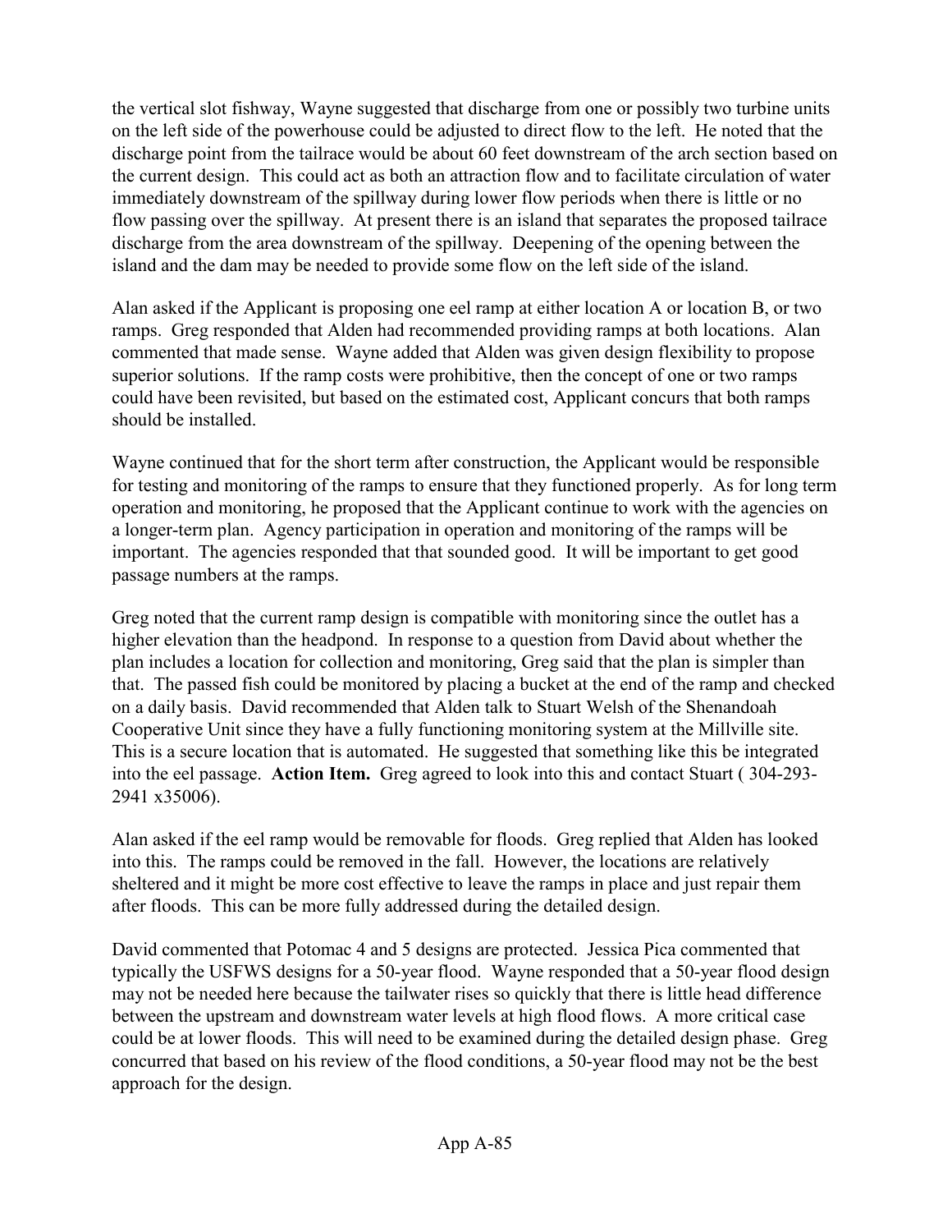the vertical slot fishway, Wayne suggested that discharge from one or possibly two turbine units on the left side of the powerhouse could be adjusted to direct flow to the left. He noted that the discharge point from the tailrace would be about 60 feet downstream of the arch section based on the current design. This could act as both an attraction flow and to facilitate circulation of water immediately downstream of the spillway during lower flow periods when there is little or no flow passing over the spillway. At present there is an island that separates the proposed tailrace discharge from the area downstream of the spillway. Deepening of the opening between the island and the dam may be needed to provide some flow on the left side of the island.

Alan asked if the Applicant is proposing one eel ramp at either location A or location B, or two ramps. Greg responded that Alden had recommended providing ramps at both locations. Alan commented that made sense. Wayne added that Alden was given design flexibility to propose superior solutions. If the ramp costs were prohibitive, then the concept of one or two ramps could have been revisited, but based on the estimated cost, Applicant concurs that both ramps should be installed.

Wayne continued that for the short term after construction, the Applicant would be responsible for testing and monitoring of the ramps to ensure that they functioned properly. As for long term operation and monitoring, he proposed that the Applicant continue to work with the agencies on a longer-term plan. Agency participation in operation and monitoring of the ramps will be important. The agencies responded that that sounded good. It will be important to get good passage numbers at the ramps.

Greg noted that the current ramp design is compatible with monitoring since the outlet has a higher elevation than the headpond. In response to a question from David about whether the plan includes a location for collection and monitoring, Greg said that the plan is simpler than that. The passed fish could be monitored by placing a bucket at the end of the ramp and checked on a daily basis. David recommended that Alden talk to Stuart Welsh of the Shenandoah Cooperative Unit since they have a fully functioning monitoring system at the Millville site. This is a secure location that is automated. He suggested that something like this be integrated into the eel passage. **Action Item.** Greg agreed to look into this and contact Stuart ( 304-293-2941 x35006).

Alan asked if the eel ramp would be removable for floods. Greg replied that Alden has looked into this. The ramps could be removed in the fall. However, the locations are relatively sheltered and it might be more cost effective to leave the ramps in place and just repair them after floods. This can be more fully addressed during the detailed design.

David commented that Potomac 4 and 5 designs are protected. Jessica Pica commented that typically the USFWS designs for a 50-year flood. Wayne responded that a 50-year flood design may not be needed here because the tailwater rises so quickly that there is little head difference between the upstream and downstream water levels at high flood flows. A more critical case could be at lower floods. This will need to be examined during the detailed design phase. Greg concurred that based on his review of the flood conditions, a 50-year flood may not be the best approach for the design.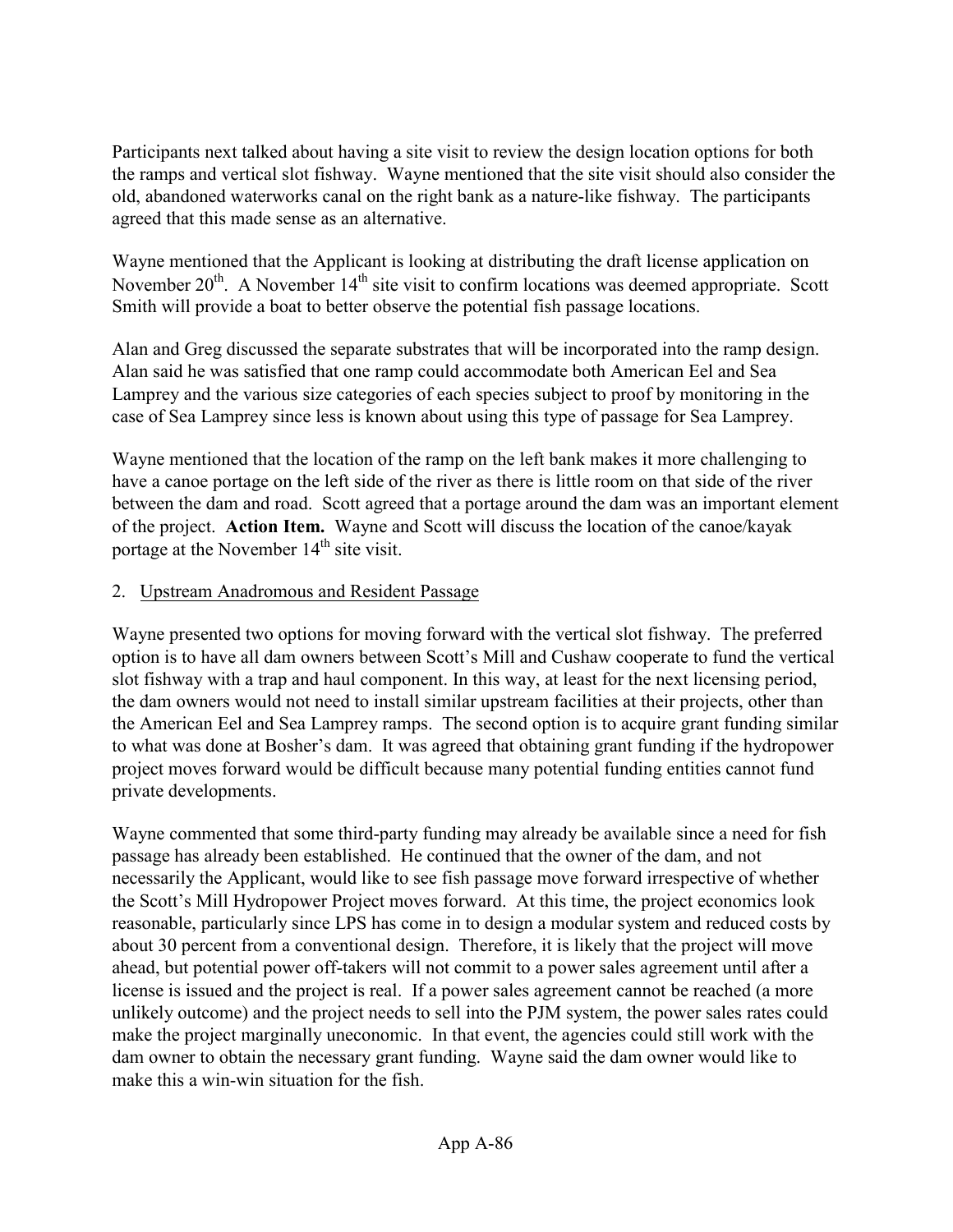Participants next talked about having a site visit to review the design location options for both the ramps and vertical slot fishway. Wayne mentioned that the site visit should also consider the old, abandoned waterworks canal on the right bank as a nature-like fishway. The participants agreed that this made sense as an alternative.

Wayne mentioned that the Applicant is looking at distributing the draft license application on November 20th. A November 14th site visit to confirm locations was deemed appropriate. Scott Smith will provide a boat to better observe the potential fish passage locations.

Alan and Greg discussed the separate substrates that will be incorporated into the ramp design. Alan said he was satisfied that one ramp could accommodate both American Eel and Sea Lamprey and the various size categories of each species subject to proof by monitoring in the case of Sea Lamprey since less is known about using this type of passage for Sea Lamprey.

Wayne mentioned that the location of the ramp on the left bank makes it more challenging to have a canoe portage on the left side of the river as there is little room on that side of the river between the dam and road. Scott agreed that a portage around the dam was an important element of the project. **Action Item.** Wayne and Scott will discuss the location of the canoe/kayak portage at the November 14th site visit.

2. Upstream Anadromous and Resident Passage

Wayne presented two options for moving forward with the vertical slot fishway. The preferred option is to have all dam owners between Scott's Mill and Cushaw cooperate to fund the vertical slot fishway with a trap and haul component. In this way, at least for the next licensing period, the dam owners would not need to install similar upstream facilities at their projects, other than the American Eel and Sea Lamprey ramps. The second option is to acquire grant funding similar to what was done at Bosher's dam. It was agreed that obtaining grant funding if the hydropower project moves forward would be difficult because many potential funding entities cannot fund private developments.

Wayne commented that some third-party funding may already be available since a need for fish passage has already been established. He continued that the owner of the dam, and not necessarily the Applicant, would like to see fish passage move forward irrespective of whether the Scott's Mill Hydropower Project moves forward. At this time, the project economics look reasonable, particularly since LPS has come in to design a modular system and reduced costs by about 30 percent from a conventional design. Therefore, it is likely that the project will move ahead, but potential power off-takers will not commit to a power sales agreement until after a license is issued and the project is real. If a power sales agreement cannot be reached (a more unlikely outcome) and the project needs to sell into the PJM system, the power sales rates could make the project marginally uneconomic. In that event, the agencies could still work with the dam owner to obtain the necessary grant funding. Wayne said the dam owner would like to make this a win-win situation for the fish.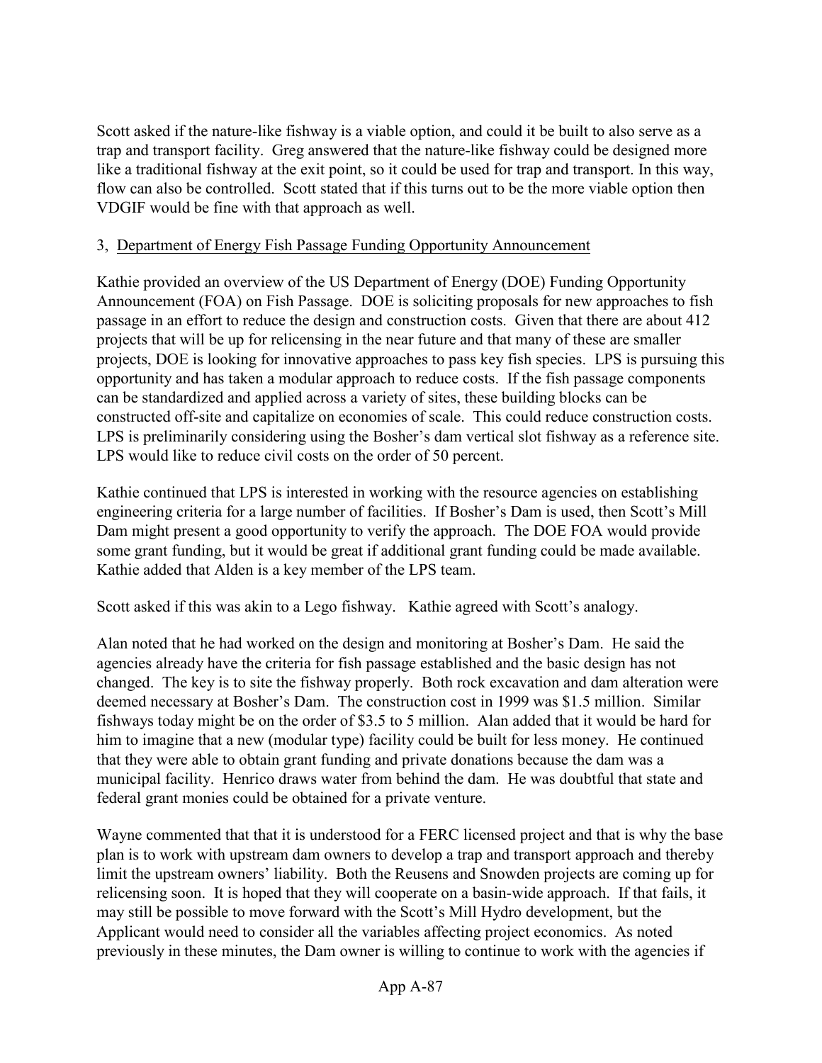Scott asked if the nature-like fishway is a viable option, and could it be built to also serve as a trap and transport facility. Greg answered that the nature-like fishway could be designed more like a traditional fishway at the exit point, so it could be used for trap and transport. In this way, flow can also be controlled. Scott stated that if this turns out to be the more viable option then VDGIF would be fine with that approach as well.

3, Department of Energy Fish Passage Funding Opportunity Announcement

Kathie provided an overview of the US Department of Energy (DOE) Funding Opportunity Announcement (FOA) on Fish Passage. DOE is soliciting proposals for new approaches to fish passage in an effort to reduce the design and construction costs. Given that there are about 412 projects that will be up for relicensing in the near future and that many of these are smaller projects, DOE is looking for innovative approaches to pass key fish species. LPS is pursuing this opportunity and has taken a modular approach to reduce costs. If the fish passage components can be standardized and applied across a variety of sites, these building blocks can be constructed off-site and capitalize on economies of scale. This could reduce construction costs. LPS is preliminarily considering using the Bosher's dam vertical slot fishway as a reference site. LPS would like to reduce civil costs on the order of 50 percent.

Kathie continued that LPS is interested in working with the resource agencies on establishing engineering criteria for a large number of facilities. If Bosher's Dam is used, then Scott's Mill Dam might present a good opportunity to verify the approach. The DOE FOA would provide some grant funding, but it would be great if additional grant funding could be made available. Kathie added that Alden is a key member of the LPS team.

Scott asked if this was akin to a Lego fishway. Kathie agreed with Scott's analogy.

Alan noted that he had worked on the design and monitoring at Bosher's Dam. He said the agencies already have the criteria for fish passage established and the basic design has not changed. The key is to site the fishway properly. Both rock excavation and dam alteration were deemed necessary at Bosher's Dam. The construction cost in 1999 was $1.5 million. Similar fishways today might be on the order of $3.5 to 5 million. Alan added that it would be hard for him to imagine that a new (modular type) facility could be built for less money. He continued that they were able to obtain grant funding and private donations because the dam was a municipal facility. Henrico draws water from behind the dam. He was doubtful that state and federal grant monies could be obtained for a private venture.

Wayne commented that that it is understood for a FERC licensed project and that is why the base plan is to work with upstream dam owners to develop a trap and transport approach and thereby limit the upstream owners' liability. Both the Reusens and Snowden projects are coming up for relicensing soon. It is hoped that they will cooperate on a basin-wide approach. If that fails, it may still be possible to move forward with the Scott's Mill Hydro development, but the Applicant would need to consider all the variables affecting project economics. As noted previously in these minutes, the Dam owner is willing to continue to work with the agencies if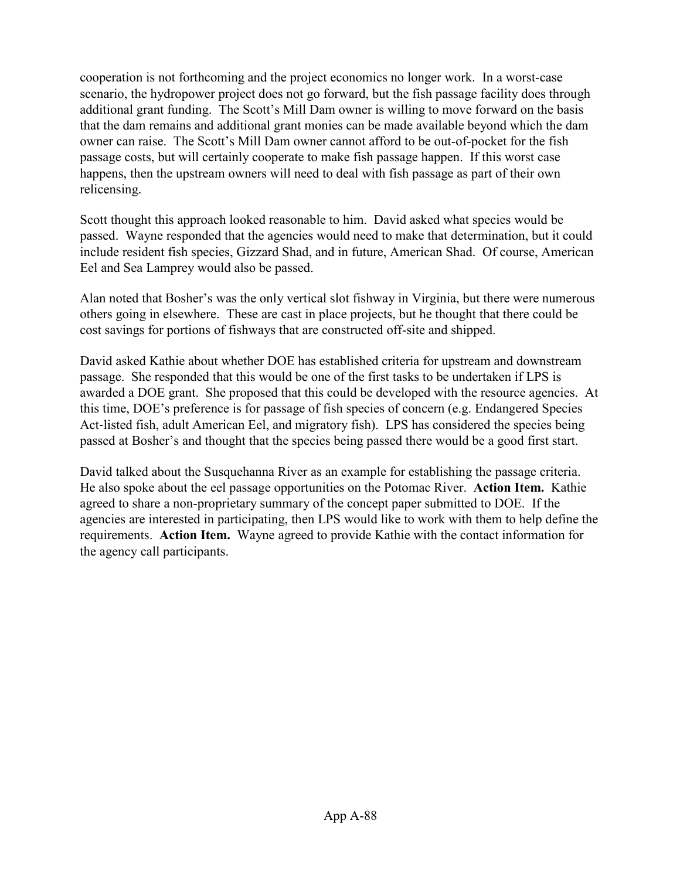cooperation is not forthcoming and the project economics no longer work. In a worst-case scenario, the hydropower project does not go forward, but the fish passage facility does through additional grant funding. The Scott's Mill Dam owner is willing to move forward on the basis that the dam remains and additional grant monies can be made available beyond which the dam owner can raise. The Scott's Mill Dam owner cannot afford to be out-of-pocket for the fish passage costs, but will certainly cooperate to make fish passage happen. If this worst case happens, then the upstream owners will need to deal with fish passage as part of their own relicensing.

Scott thought this approach looked reasonable to him. David asked what species would be passed. Wayne responded that the agencies would need to make that determination, but it could include resident fish species, Gizzard Shad, and in future, American Shad. Of course, American Eel and Sea Lamprey would also be passed.

Alan noted that Bosher's was the only vertical slot fishway in Virginia, but there were numerous others going in elsewhere. These are cast in place projects, but he thought that there could be cost savings for portions of fishways that are constructed off-site and shipped.

David asked Kathie about whether DOE has established criteria for upstream and downstream passage. She responded that this would be one of the first tasks to be undertaken if LPS is awarded a DOE grant. She proposed that this could be developed with the resource agencies. At this time, DOE's preference is for passage of fish species of concern (e.g. Endangered Species Act-listed fish, adult American Eel, and migratory fish). LPS has considered the species being passed at Bosher's and thought that the species being passed there would be a good first start.

David talked about the Susquehanna River as an example for establishing the passage criteria. He also spoke about the eel passage opportunities on the Potomac River. **Action Item.** Kathie agreed to share a non-proprietary summary of the concept paper submitted to DOE. If the agencies are interested in participating, then LPS would like to work with them to help define the requirements. **Action Item.** Wayne agreed to provide Kathie with the contact information for the agency call participants.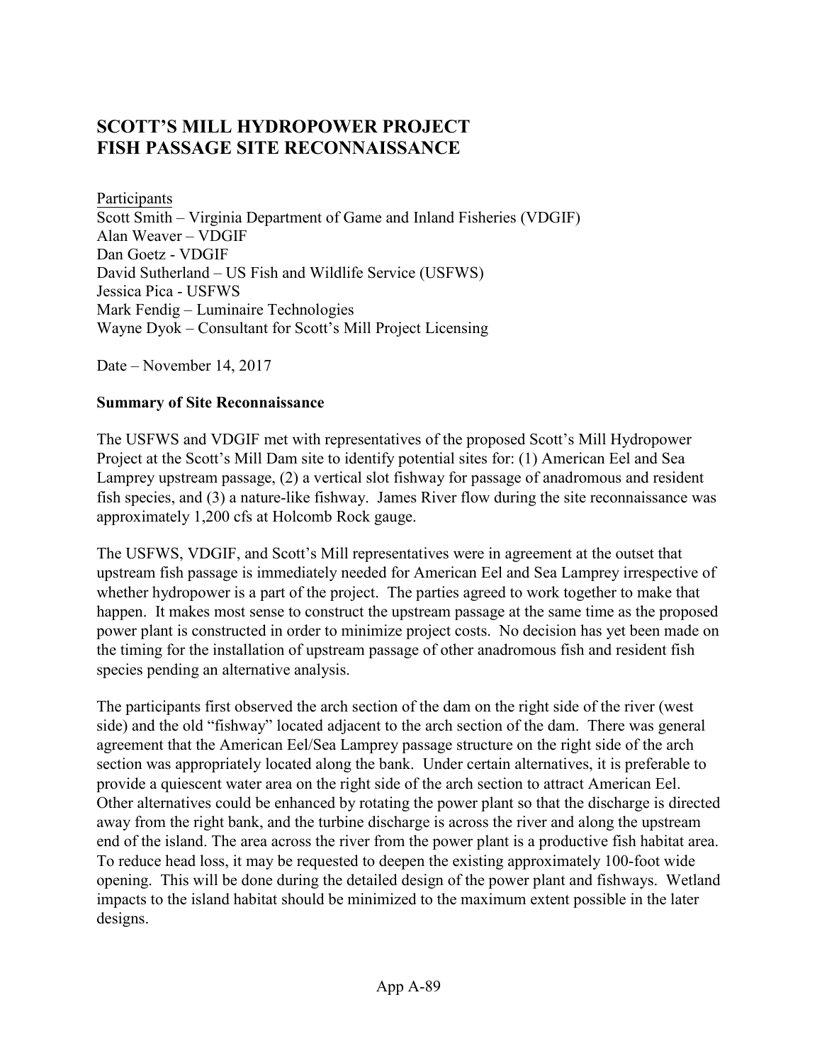# SCOTT'S MILL HYDROPOWER PROJECT
# FISH PASSAGE SITE RECONNAISSANCE

<u>Participants</u>
Scott Smith – Virginia Department of Game and Inland Fisheries (VDGIF)
Alan Weaver – VDGIF
Dan Goetz - VDGIF
David Sutherland – US Fish and Wildlife Service (USFWS)
Jessica Pica - USFWS
Mark Fendig – Luminaire Technologies
Wayne Dyok – Consultant for Scott's Mill Project Licensing

Date – November 14, 2017

**Summary of Site Reconnaissance**

The USFWS and VDGIF met with representatives of the proposed Scott's Mill Hydropower Project at the Scott's Mill Dam site to identify potential sites for: (1) American Eel and Sea Lamprey upstream passage, (2) a vertical slot fishway for passage of anadromous and resident fish species, and (3) a nature-like fishway. James River flow during the site reconnaissance was approximately 1,200 cfs at Holcomb Rock gauge.

The USFWS, VDGIF, and Scott's Mill representatives were in agreement at the outset that upstream fish passage is immediately needed for American Eel and Sea Lamprey irrespective of whether hydropower is a part of the project. The parties agreed to work together to make that happen. It makes most sense to construct the upstream passage at the same time as the proposed power plant is constructed in order to minimize project costs. No decision has yet been made on the timing for the installation of upstream passage of other anadromous fish and resident fish species pending an alternative analysis.

The participants first observed the arch section of the dam on the right side of the river (west side) and the old "fishway" located adjacent to the arch section of the dam. There was general agreement that the American Eel/Sea Lamprey passage structure on the right side of the arch section was appropriately located along the bank. Under certain alternatives, it is preferable to provide a quiescent water area on the right side of the arch section to attract American Eel. Other alternatives could be enhanced by rotating the power plant so that the discharge is directed away from the right bank, and the turbine discharge is across the river and along the upstream end of the island. The area across the river from the power plant is a productive fish habitat area. To reduce head loss, it may be requested to deepen the existing approximately 100-foot wide opening. This will be done during the detailed design of the power plant and fishways. Wetland impacts to the island habitat should be minimized to the maximum extent possible in the later designs.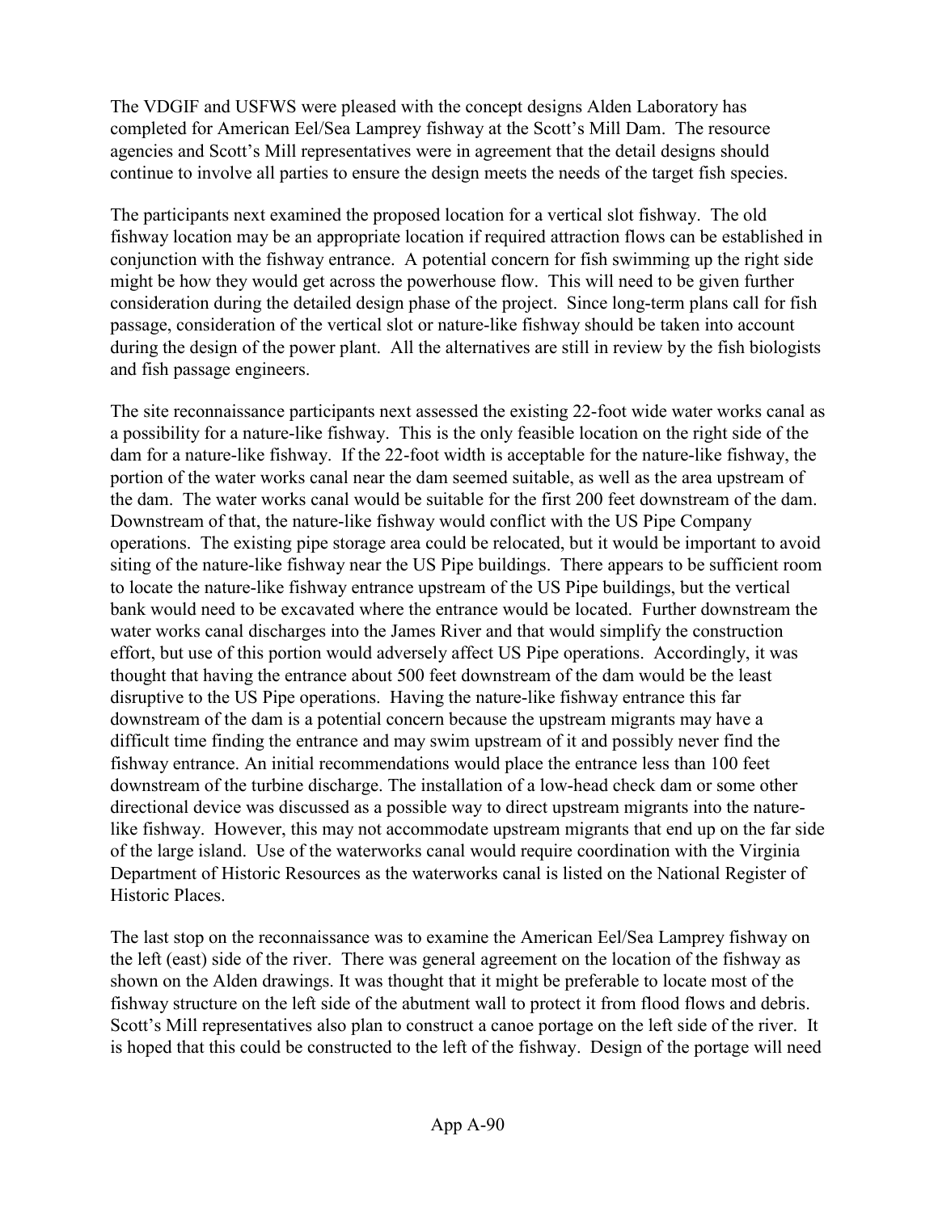The VDGIF and USFWS were pleased with the concept designs Alden Laboratory has completed for American Eel/Sea Lamprey fishway at the Scott's Mill Dam. The resource agencies and Scott's Mill representatives were in agreement that the detail designs should continue to involve all parties to ensure the design meets the needs of the target fish species.

The participants next examined the proposed location for a vertical slot fishway. The old fishway location may be an appropriate location if required attraction flows can be established in conjunction with the fishway entrance. A potential concern for fish swimming up the right side might be how they would get across the powerhouse flow. This will need to be given further consideration during the detailed design phase of the project. Since long-term plans call for fish passage, consideration of the vertical slot or nature-like fishway should be taken into account during the design of the power plant. All the alternatives are still in review by the fish biologists and fish passage engineers.

The site reconnaissance participants next assessed the existing 22-foot wide water works canal as a possibility for a nature-like fishway. This is the only feasible location on the right side of the dam for a nature-like fishway. If the 22-foot width is acceptable for the nature-like fishway, the portion of the water works canal near the dam seemed suitable, as well as the area upstream of the dam. The water works canal would be suitable for the first 200 feet downstream of the dam. Downstream of that, the nature-like fishway would conflict with the US Pipe Company operations. The existing pipe storage area could be relocated, but it would be important to avoid siting of the nature-like fishway near the US Pipe buildings. There appears to be sufficient room to locate the nature-like fishway entrance upstream of the US Pipe buildings, but the vertical bank would need to be excavated where the entrance would be located. Further downstream the water works canal discharges into the James River and that would simplify the construction effort, but use of this portion would adversely affect US Pipe operations. Accordingly, it was thought that having the entrance about 500 feet downstream of the dam would be the least disruptive to the US Pipe operations. Having the nature-like fishway entrance this far downstream of the dam is a potential concern because the upstream migrants may have a difficult time finding the entrance and may swim upstream of it and possibly never find the fishway entrance. An initial recommendations would place the entrance less than 100 feet downstream of the turbine discharge. The installation of a low-head check dam or some other directional device was discussed as a possible way to direct upstream migrants into the nature-like fishway. However, this may not accommodate upstream migrants that end up on the far side of the large island. Use of the waterworks canal would require coordination with the Virginia Department of Historic Resources as the waterworks canal is listed on the National Register of Historic Places.

The last stop on the reconnaissance was to examine the American Eel/Sea Lamprey fishway on the left (east) side of the river. There was general agreement on the location of the fishway as shown on the Alden drawings. It was thought that it might be preferable to locate most of the fishway structure on the left side of the abutment wall to protect it from flood flows and debris. Scott's Mill representatives also plan to construct a canoe portage on the left side of the river. It is hoped that this could be constructed to the left of the fishway. Design of the portage will need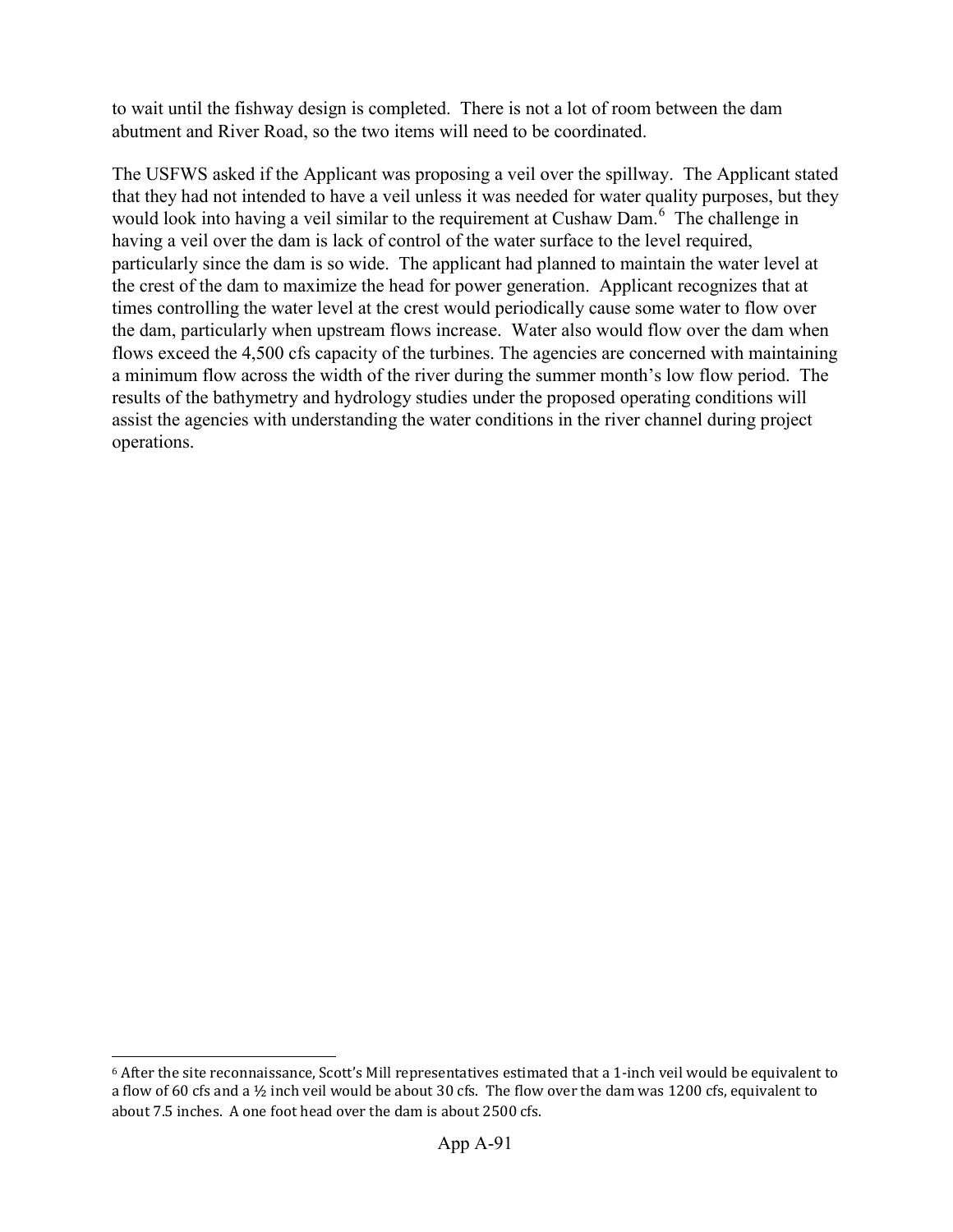to wait until the fishway design is completed. There is not a lot of room between the dam abutment and River Road, so the two items will need to be coordinated.

The USFWS asked if the Applicant was proposing a veil over the spillway. The Applicant stated that they had not intended to have a veil unless it was needed for water quality purposes, but they would look into having a veil similar to the requirement at Cushaw Dam.[6] The challenge in having a veil over the dam is lack of control of the water surface to the level required, particularly since the dam is so wide. The applicant had planned to maintain the water level at the crest of the dam to maximize the head for power generation. Applicant recognizes that at times controlling the water level at the crest would periodically cause some water to flow over the dam, particularly when upstream flows increase. Water also would flow over the dam when flows exceed the 4,500 cfs capacity of the turbines. The agencies are concerned with maintaining a minimum flow across the width of the river during the summer month's low flow period. The results of the bathymetry and hydrology studies under the proposed operating conditions will assist the agencies with understanding the water conditions in the river channel during project operations.

---

[6] After the site reconnaissance, Scott's Mill representatives estimated that a 1-inch veil would be equivalent to a flow of 60 cfs and a ½ inch veil would be about 30 cfs. The flow over the dam was 1200 cfs, equivalent to about 7.5 inches. A one foot head over the dam is about 2500 cfs.